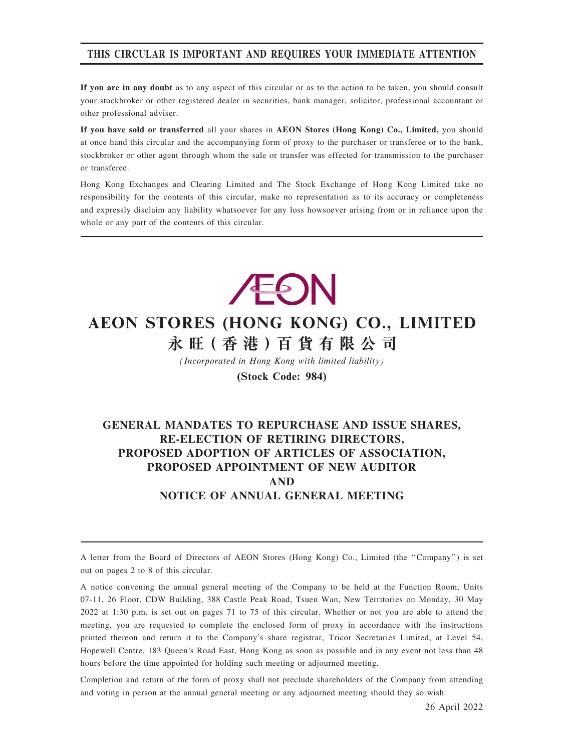**THIS CIRCULAR IS IMPORTANT AND REQUIRES YOUR IMMEDIATE ATTENTION**

**If you are in any doubt** as to any aspect of this circular or as to the action to be taken, you should consult your stockbroker or other registered dealer in securities, bank manager, solicitor, professional accountant or other professional adviser.

**If you have sold or transferred** all your shares in **AEON Stores (Hong Kong) Co., Limited,** you should at once hand this circular and the accompanying form of proxy to the purchaser or transferee or to the bank, stockbroker or other agent through whom the sale or transfer was effected for transmission to the purchaser or transferee.

Hong Kong Exchanges and Clearing Limited and The Stock Exchange of Hong Kong Limited take no responsibility for the contents of this circular, make no representation as to its accuracy or completeness and expressly disclaim any liability whatsoever for any loss howsoever arising from or in reliance upon the whole or any part of the contents of this circular.

# AEON STORES (HONG KONG) CO., LIMITED

# 永旺(香港)百貨有限公司

*(Incorporated in Hong Kong with limited liability)*

**(Stock Code: 984)**

## GENERAL MANDATES TO REPURCHASE AND ISSUE SHARES, RE-ELECTION OF RETIRING DIRECTORS, PROPOSED ADOPTION OF ARTICLES OF ASSOCIATION, PROPOSED APPOINTMENT OF NEW AUDITOR AND NOTICE OF ANNUAL GENERAL MEETING

A letter from the Board of Directors of AEON Stores (Hong Kong) Co., Limited (the "Company") is set out on pages 2 to 8 of this circular.

A notice convening the annual general meeting of the Company to be held at the Function Room, Units 07-11, 26 Floor, CDW Building, 388 Castle Peak Road, Tsuen Wan, New Territories on Monday, 30 May 2022 at 1:30 p.m. is set out on pages 71 to 75 of this circular. Whether or not you are able to attend the meeting, you are requested to complete the enclosed form of proxy in accordance with the instructions printed thereon and return it to the Company's share registrar, Tricor Secretaries Limited, at Level 54, Hopewell Centre, 183 Queen's Road East, Hong Kong as soon as possible and in any event not less than 48 hours before the time appointed for holding such meeting or adjourned meeting.

Completion and return of the form of proxy shall not preclude shareholders of the Company from attending and voting in person at the annual general meeting or any adjourned meeting should they so wish.

26 April 2022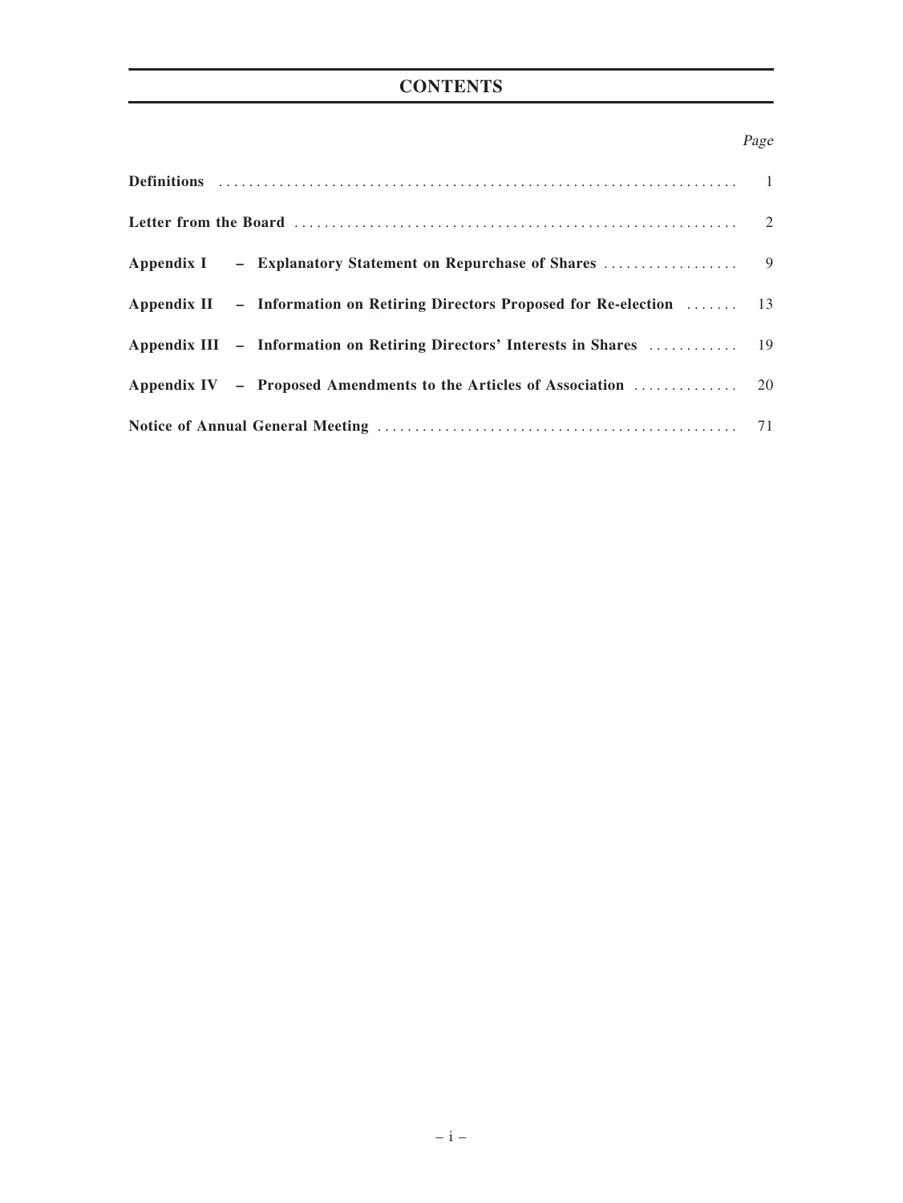# CONTENTS

| | Page |
|---|---|
| **Definitions** | 1 |
| **Letter from the Board** | 2 |
| **Appendix I – Explanatory Statement on Repurchase of Shares** | 9 |
| **Appendix II – Information on Retiring Directors Proposed for Re-election** | 13 |
| **Appendix III – Information on Retiring Directors' Interests in Shares** | 19 |
| **Appendix IV – Proposed Amendments to the Articles of Association** | 20 |
| **Notice of Annual General Meeting** | 71 |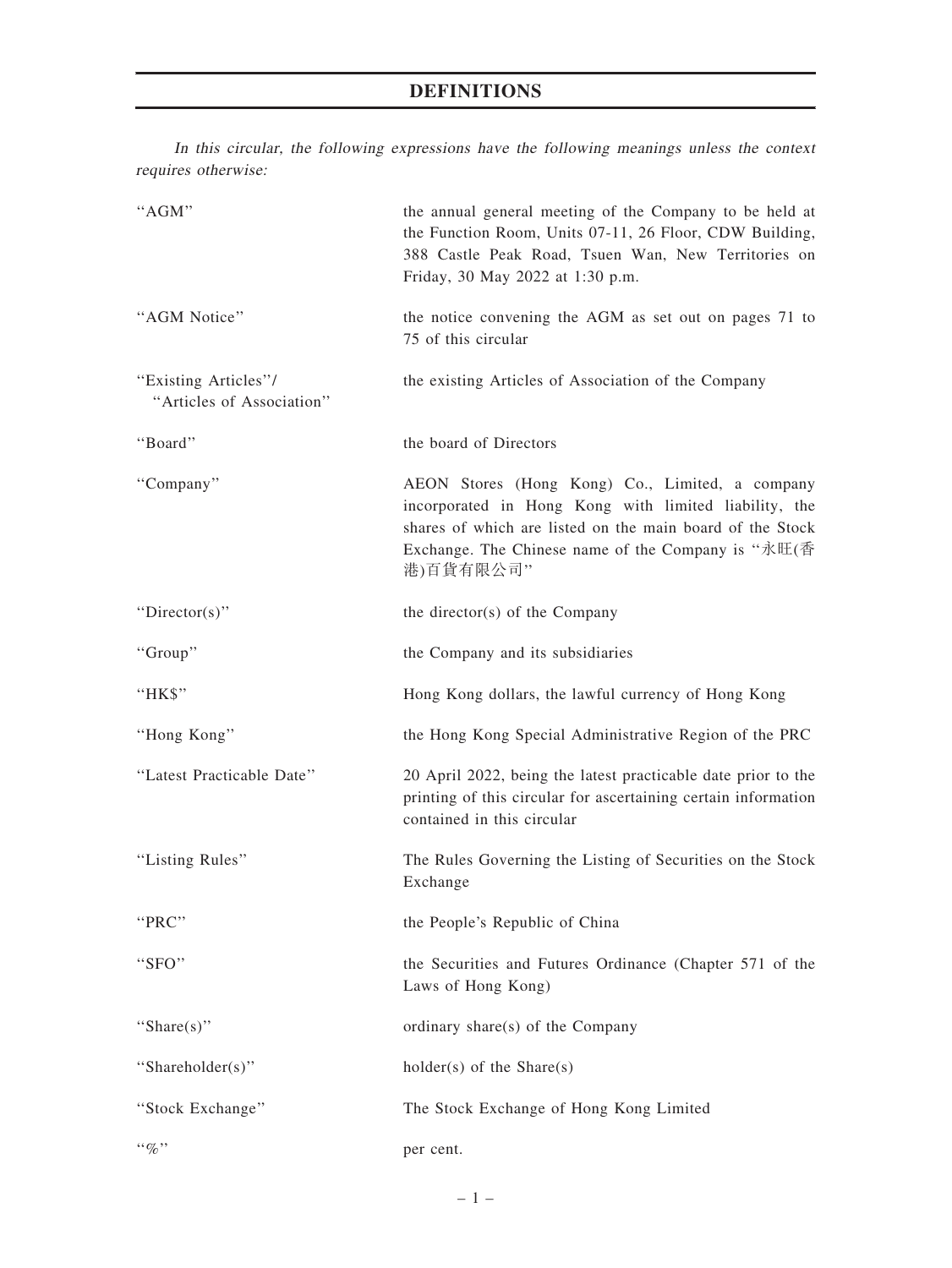# DEFINITIONS

*In this circular, the following expressions have the following meanings unless the context requires otherwise:*

| | |
|---|---|
| "AGM" | the annual general meeting of the Company to be held at the Function Room, Units 07-11, 26 Floor, CDW Building, 388 Castle Peak Road, Tsuen Wan, New Territories on Friday, 30 May 2022 at 1:30 p.m. |
| "AGM Notice" | the notice convening the AGM as set out on pages 71 to 75 of this circular |
| "Existing Articles"/ "Articles of Association" | the existing Articles of Association of the Company |
| "Board" | the board of Directors |
| "Company" | AEON Stores (Hong Kong) Co., Limited, a company incorporated in Hong Kong with limited liability, the shares of which are listed on the main board of the Stock Exchange. The Chinese name of the Company is "永旺(香港)百貨有限公司" |
| "Director(s)" | the director(s) of the Company |
| "Group" | the Company and its subsidiaries |
| "HK$" | Hong Kong dollars, the lawful currency of Hong Kong |
| "Hong Kong" | the Hong Kong Special Administrative Region of the PRC |
| "Latest Practicable Date" | 20 April 2022, being the latest practicable date prior to the printing of this circular for ascertaining certain information contained in this circular |
| "Listing Rules" | The Rules Governing the Listing of Securities on the Stock Exchange |
| "PRC" | the People's Republic of China |
| "SFO" | the Securities and Futures Ordinance (Chapter 571 of the Laws of Hong Kong) |
| "Share(s)" | ordinary share(s) of the Company |
| "Shareholder(s)" | holder(s) of the Share(s) |
| "Stock Exchange" | The Stock Exchange of Hong Kong Limited |
| "%" | per cent. |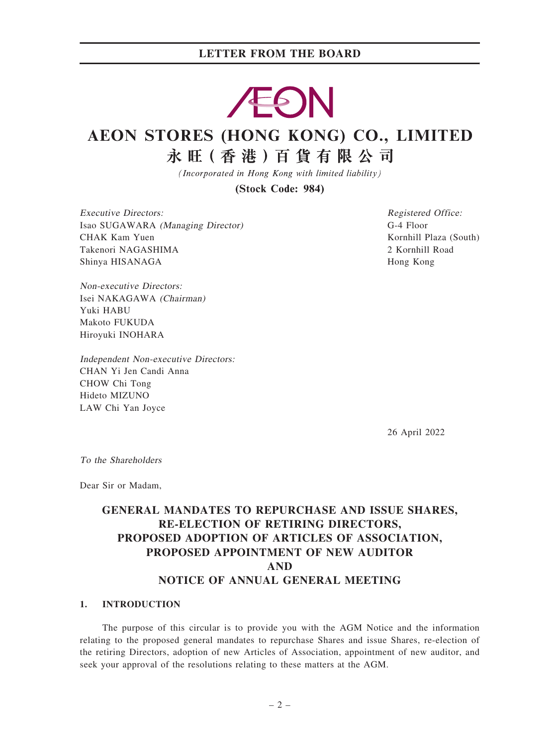# LETTER FROM THE BOARD

# AEON STORES (HONG KONG) CO., LIMITED
# 永旺（香港）百貨有限公司

*(Incorporated in Hong Kong with limited liability)*

**(Stock Code: 984)**

*Executive Directors:*
Isao SUGAWARA *(Managing Director)*
CHAK Kam Yuen
Takenori NAGASHIMA
Shinya HISANAGA

*Non-executive Directors:*
Isei NAKAGAWA *(Chairman)*
Yuki HABU
Makoto FUKUDA
Hiroyuki INOHARA

*Independent Non-executive Directors:*
CHAN Yi Jen Candi Anna
CHOW Chi Tong
Hideto MIZUNO
LAW Chi Yan Joyce

*Registered Office:*
G-4 Floor
Kornhill Plaza (South)
2 Kornhill Road
Hong Kong

26 April 2022

*To the Shareholders*

Dear Sir or Madam,

## GENERAL MANDATES TO REPURCHASE AND ISSUE SHARES, RE-ELECTION OF RETIRING DIRECTORS, PROPOSED ADOPTION OF ARTICLES OF ASSOCIATION, PROPOSED APPOINTMENT OF NEW AUDITOR AND NOTICE OF ANNUAL GENERAL MEETING

### 1. INTRODUCTION

The purpose of this circular is to provide you with the AGM Notice and the information relating to the proposed general mandates to repurchase Shares and issue Shares, re-election of the retiring Directors, adoption of new Articles of Association, appointment of new auditor, and seek your approval of the resolutions relating to these matters at the AGM.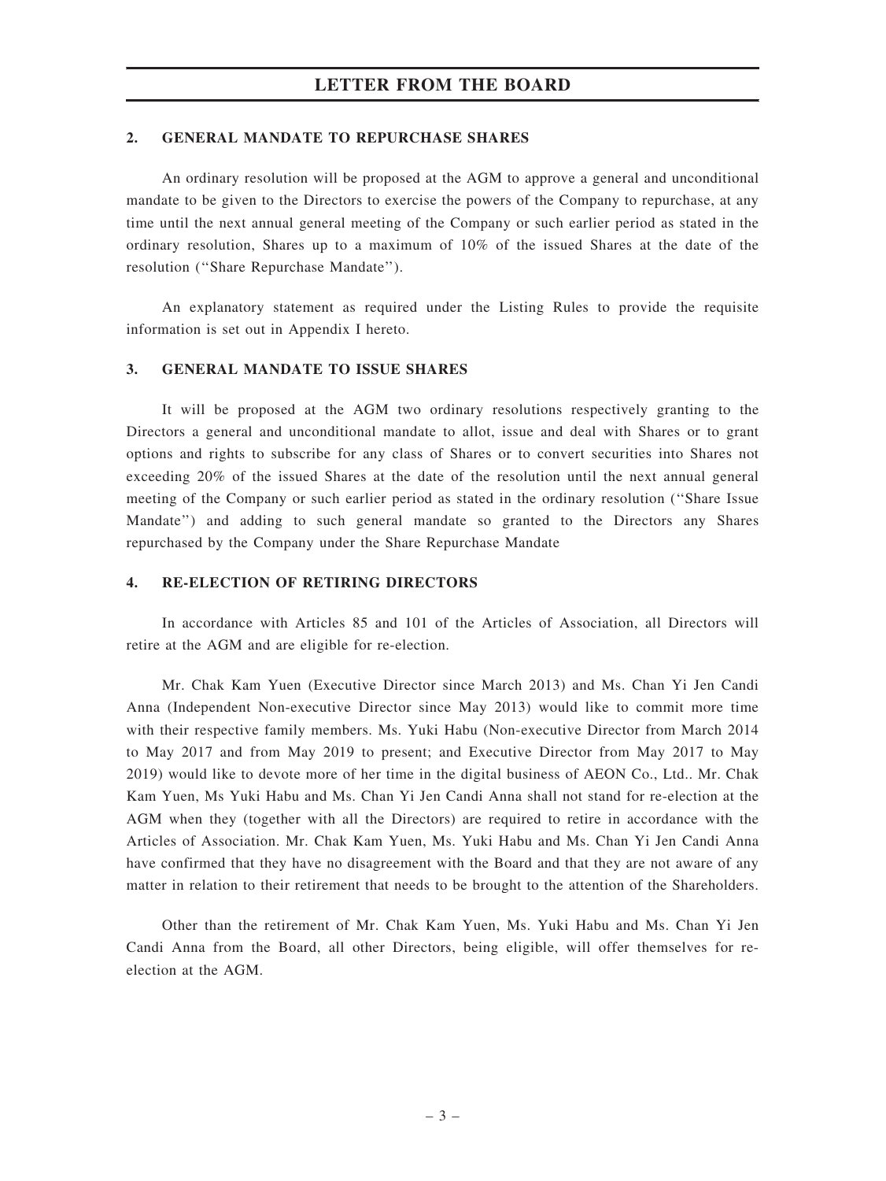## 2. GENERAL MANDATE TO REPURCHASE SHARES

An ordinary resolution will be proposed at the AGM to approve a general and unconditional mandate to be given to the Directors to exercise the powers of the Company to repurchase, at any time until the next annual general meeting of the Company or such earlier period as stated in the ordinary resolution, Shares up to a maximum of 10% of the issued Shares at the date of the resolution (''Share Repurchase Mandate'').

An explanatory statement as required under the Listing Rules to provide the requisite information is set out in Appendix I hereto.

## 3. GENERAL MANDATE TO ISSUE SHARES

It will be proposed at the AGM two ordinary resolutions respectively granting to the Directors a general and unconditional mandate to allot, issue and deal with Shares or to grant options and rights to subscribe for any class of Shares or to convert securities into Shares not exceeding 20% of the issued Shares at the date of the resolution until the next annual general meeting of the Company or such earlier period as stated in the ordinary resolution (''Share Issue Mandate'') and adding to such general mandate so granted to the Directors any Shares repurchased by the Company under the Share Repurchase Mandate

## 4. RE-ELECTION OF RETIRING DIRECTORS

In accordance with Articles 85 and 101 of the Articles of Association, all Directors will retire at the AGM and are eligible for re-election.

Mr. Chak Kam Yuen (Executive Director since March 2013) and Ms. Chan Yi Jen Candi Anna (Independent Non-executive Director since May 2013) would like to commit more time with their respective family members. Ms. Yuki Habu (Non-executive Director from March 2014 to May 2017 and from May 2019 to present; and Executive Director from May 2017 to May 2019) would like to devote more of her time in the digital business of AEON Co., Ltd.. Mr. Chak Kam Yuen, Ms Yuki Habu and Ms. Chan Yi Jen Candi Anna shall not stand for re-election at the AGM when they (together with all the Directors) are required to retire in accordance with the Articles of Association. Mr. Chak Kam Yuen, Ms. Yuki Habu and Ms. Chan Yi Jen Candi Anna have confirmed that they have no disagreement with the Board and that they are not aware of any matter in relation to their retirement that needs to be brought to the attention of the Shareholders.

Other than the retirement of Mr. Chak Kam Yuen, Ms. Yuki Habu and Ms. Chan Yi Jen Candi Anna from the Board, all other Directors, being eligible, will offer themselves for re-election at the AGM.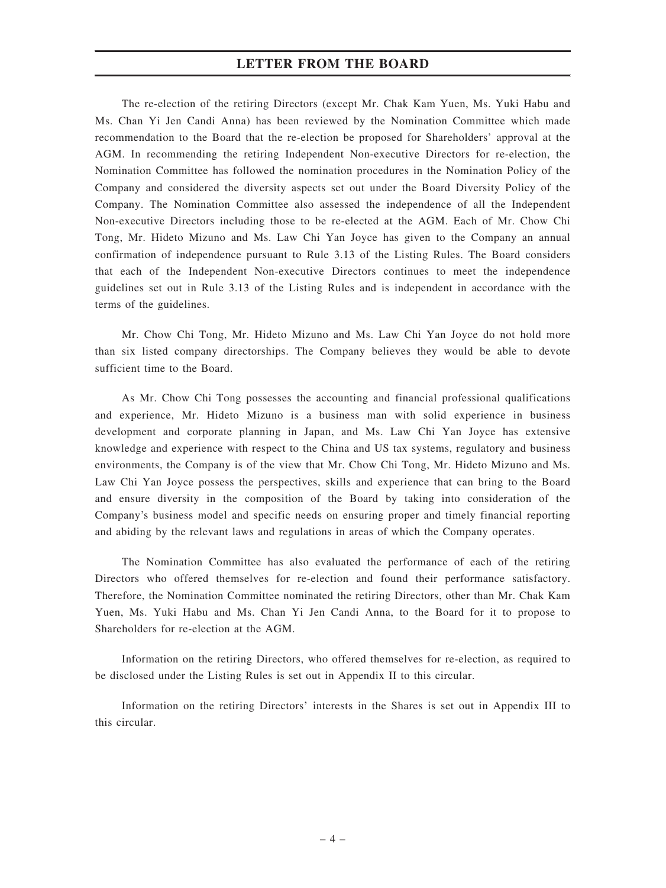The re-election of the retiring Directors (except Mr. Chak Kam Yuen, Ms. Yuki Habu and Ms. Chan Yi Jen Candi Anna) has been reviewed by the Nomination Committee which made recommendation to the Board that the re-election be proposed for Shareholders' approval at the AGM. In recommending the retiring Independent Non-executive Directors for re-election, the Nomination Committee has followed the nomination procedures in the Nomination Policy of the Company and considered the diversity aspects set out under the Board Diversity Policy of the Company. The Nomination Committee also assessed the independence of all the Independent Non-executive Directors including those to be re-elected at the AGM. Each of Mr. Chow Chi Tong, Mr. Hideto Mizuno and Ms. Law Chi Yan Joyce has given to the Company an annual confirmation of independence pursuant to Rule 3.13 of the Listing Rules. The Board considers that each of the Independent Non-executive Directors continues to meet the independence guidelines set out in Rule 3.13 of the Listing Rules and is independent in accordance with the terms of the guidelines.

Mr. Chow Chi Tong, Mr. Hideto Mizuno and Ms. Law Chi Yan Joyce do not hold more than six listed company directorships. The Company believes they would be able to devote sufficient time to the Board.

As Mr. Chow Chi Tong possesses the accounting and financial professional qualifications and experience, Mr. Hideto Mizuno is a business man with solid experience in business development and corporate planning in Japan, and Ms. Law Chi Yan Joyce has extensive knowledge and experience with respect to the China and US tax systems, regulatory and business environments, the Company is of the view that Mr. Chow Chi Tong, Mr. Hideto Mizuno and Ms. Law Chi Yan Joyce possess the perspectives, skills and experience that can bring to the Board and ensure diversity in the composition of the Board by taking into consideration of the Company's business model and specific needs on ensuring proper and timely financial reporting and abiding by the relevant laws and regulations in areas of which the Company operates.

The Nomination Committee has also evaluated the performance of each of the retiring Directors who offered themselves for re-election and found their performance satisfactory. Therefore, the Nomination Committee nominated the retiring Directors, other than Mr. Chak Kam Yuen, Ms. Yuki Habu and Ms. Chan Yi Jen Candi Anna, to the Board for it to propose to Shareholders for re-election at the AGM.

Information on the retiring Directors, who offered themselves for re-election, as required to be disclosed under the Listing Rules is set out in Appendix II to this circular.

Information on the retiring Directors' interests in the Shares is set out in Appendix III to this circular.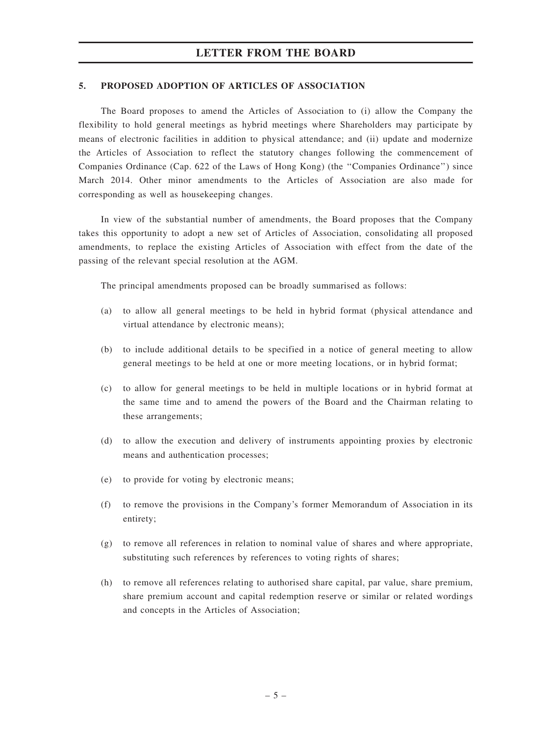## 5. PROPOSED ADOPTION OF ARTICLES OF ASSOCIATION

The Board proposes to amend the Articles of Association to (i) allow the Company the flexibility to hold general meetings as hybrid meetings where Shareholders may participate by means of electronic facilities in addition to physical attendance; and (ii) update and modernize the Articles of Association to reflect the statutory changes following the commencement of Companies Ordinance (Cap. 622 of the Laws of Hong Kong) (the "Companies Ordinance") since March 2014. Other minor amendments to the Articles of Association are also made for corresponding as well as housekeeping changes.

In view of the substantial number of amendments, the Board proposes that the Company takes this opportunity to adopt a new set of Articles of Association, consolidating all proposed amendments, to replace the existing Articles of Association with effect from the date of the passing of the relevant special resolution at the AGM.

The principal amendments proposed can be broadly summarised as follows:

(a) to allow all general meetings to be held in hybrid format (physical attendance and virtual attendance by electronic means);

(b) to include additional details to be specified in a notice of general meeting to allow general meetings to be held at one or more meeting locations, or in hybrid format;

(c) to allow for general meetings to be held in multiple locations or in hybrid format at the same time and to amend the powers of the Board and the Chairman relating to these arrangements;

(d) to allow the execution and delivery of instruments appointing proxies by electronic means and authentication processes;

(e) to provide for voting by electronic means;

(f) to remove the provisions in the Company's former Memorandum of Association in its entirety;

(g) to remove all references in relation to nominal value of shares and where appropriate, substituting such references by references to voting rights of shares;

(h) to remove all references relating to authorised share capital, par value, share premium, share premium account and capital redemption reserve or similar or related wordings and concepts in the Articles of Association;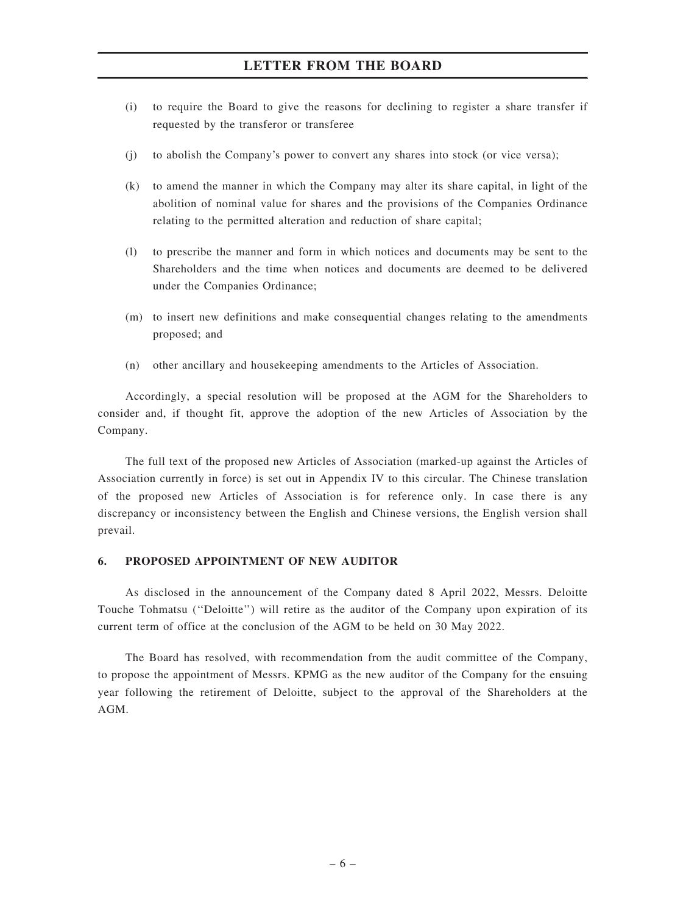(i) to require the Board to give the reasons for declining to register a share transfer if requested by the transferor or transferee

(j) to abolish the Company's power to convert any shares into stock (or vice versa);

(k) to amend the manner in which the Company may alter its share capital, in light of the abolition of nominal value for shares and the provisions of the Companies Ordinance relating to the permitted alteration and reduction of share capital;

(l) to prescribe the manner and form in which notices and documents may be sent to the Shareholders and the time when notices and documents are deemed to be delivered under the Companies Ordinance;

(m) to insert new definitions and make consequential changes relating to the amendments proposed; and

(n) other ancillary and housekeeping amendments to the Articles of Association.

Accordingly, a special resolution will be proposed at the AGM for the Shareholders to consider and, if thought fit, approve the adoption of the new Articles of Association by the Company.

The full text of the proposed new Articles of Association (marked-up against the Articles of Association currently in force) is set out in Appendix IV to this circular. The Chinese translation of the proposed new Articles of Association is for reference only. In case there is any discrepancy or inconsistency between the English and Chinese versions, the English version shall prevail.

## 6. PROPOSED APPOINTMENT OF NEW AUDITOR

As disclosed in the announcement of the Company dated 8 April 2022, Messrs. Deloitte Touche Tohmatsu (''Deloitte'') will retire as the auditor of the Company upon expiration of its current term of office at the conclusion of the AGM to be held on 30 May 2022.

The Board has resolved, with recommendation from the audit committee of the Company, to propose the appointment of Messrs. KPMG as the new auditor of the Company for the ensuing year following the retirement of Deloitte, subject to the approval of the Shareholders at the AGM.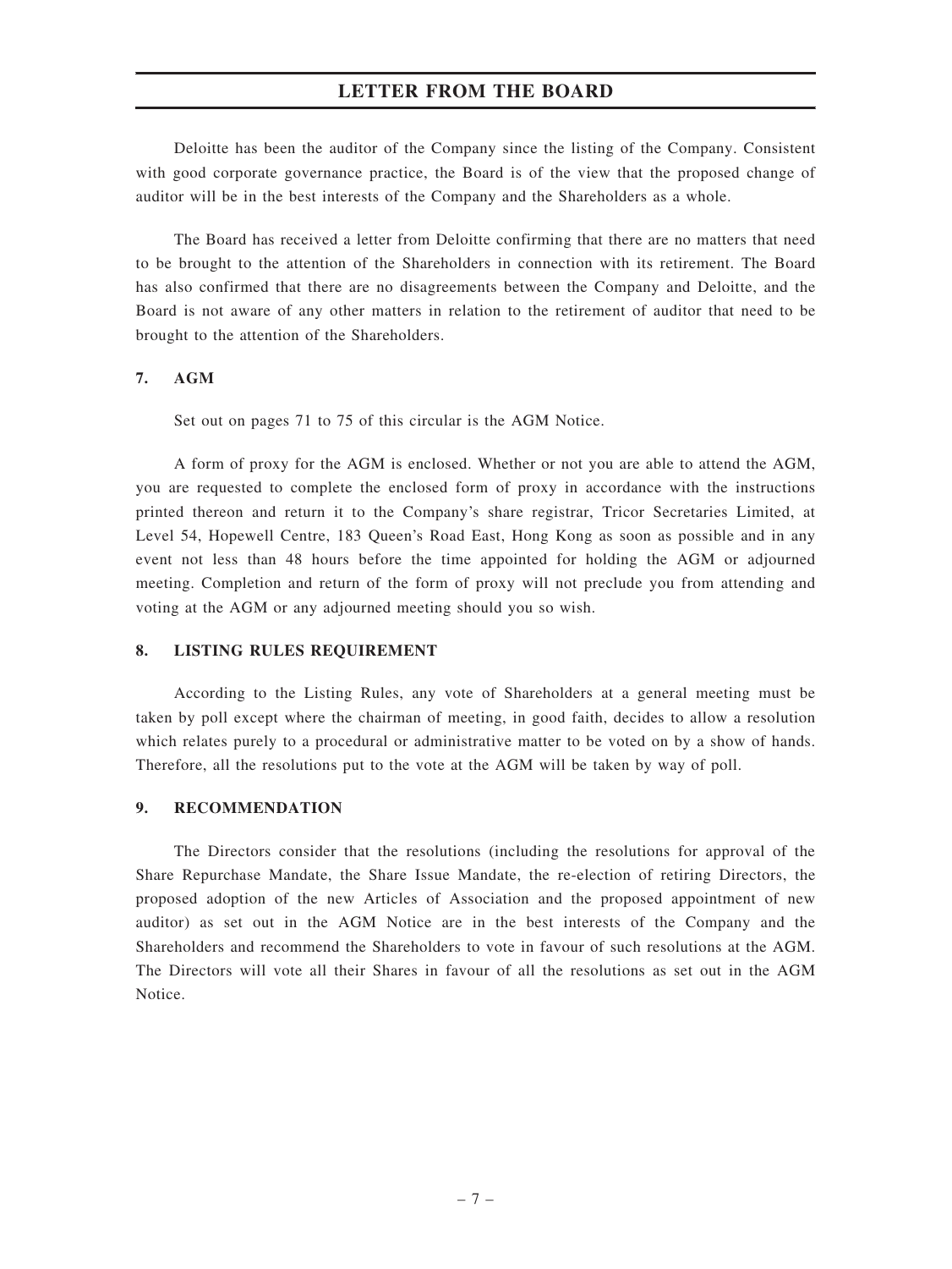Deloitte has been the auditor of the Company since the listing of the Company. Consistent with good corporate governance practice, the Board is of the view that the proposed change of auditor will be in the best interests of the Company and the Shareholders as a whole.

The Board has received a letter from Deloitte confirming that there are no matters that need to be brought to the attention of the Shareholders in connection with its retirement. The Board has also confirmed that there are no disagreements between the Company and Deloitte, and the Board is not aware of any other matters in relation to the retirement of auditor that need to be brought to the attention of the Shareholders.

## 7. AGM

Set out on pages 71 to 75 of this circular is the AGM Notice.

A form of proxy for the AGM is enclosed. Whether or not you are able to attend the AGM, you are requested to complete the enclosed form of proxy in accordance with the instructions printed thereon and return it to the Company's share registrar, Tricor Secretaries Limited, at Level 54, Hopewell Centre, 183 Queen's Road East, Hong Kong as soon as possible and in any event not less than 48 hours before the time appointed for holding the AGM or adjourned meeting. Completion and return of the form of proxy will not preclude you from attending and voting at the AGM or any adjourned meeting should you so wish.

## 8. LISTING RULES REQUIREMENT

According to the Listing Rules, any vote of Shareholders at a general meeting must be taken by poll except where the chairman of meeting, in good faith, decides to allow a resolution which relates purely to a procedural or administrative matter to be voted on by a show of hands. Therefore, all the resolutions put to the vote at the AGM will be taken by way of poll.

## 9. RECOMMENDATION

The Directors consider that the resolutions (including the resolutions for approval of the Share Repurchase Mandate, the Share Issue Mandate, the re-election of retiring Directors, the proposed adoption of the new Articles of Association and the proposed appointment of new auditor) as set out in the AGM Notice are in the best interests of the Company and the Shareholders and recommend the Shareholders to vote in favour of such resolutions at the AGM. The Directors will vote all their Shares in favour of all the resolutions as set out in the AGM Notice.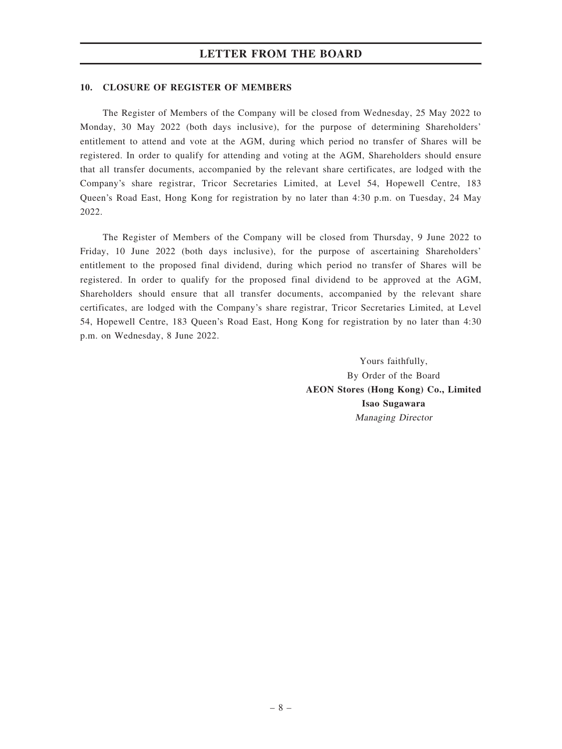## 10. CLOSURE OF REGISTER OF MEMBERS

The Register of Members of the Company will be closed from Wednesday, 25 May 2022 to Monday, 30 May 2022 (both days inclusive), for the purpose of determining Shareholders' entitlement to attend and vote at the AGM, during which period no transfer of Shares will be registered. In order to qualify for attending and voting at the AGM, Shareholders should ensure that all transfer documents, accompanied by the relevant share certificates, are lodged with the Company's share registrar, Tricor Secretaries Limited, at Level 54, Hopewell Centre, 183 Queen's Road East, Hong Kong for registration by no later than 4:30 p.m. on Tuesday, 24 May 2022.

The Register of Members of the Company will be closed from Thursday, 9 June 2022 to Friday, 10 June 2022 (both days inclusive), for the purpose of ascertaining Shareholders' entitlement to the proposed final dividend, during which period no transfer of Shares will be registered. In order to qualify for the proposed final dividend to be approved at the AGM, Shareholders should ensure that all transfer documents, accompanied by the relevant share certificates, are lodged with the Company's share registrar, Tricor Secretaries Limited, at Level 54, Hopewell Centre, 183 Queen's Road East, Hong Kong for registration by no later than 4:30 p.m. on Wednesday, 8 June 2022.

Yours faithfully,
By Order of the Board
**AEON Stores (Hong Kong) Co., Limited**
**Isao Sugawara**
*Managing Director*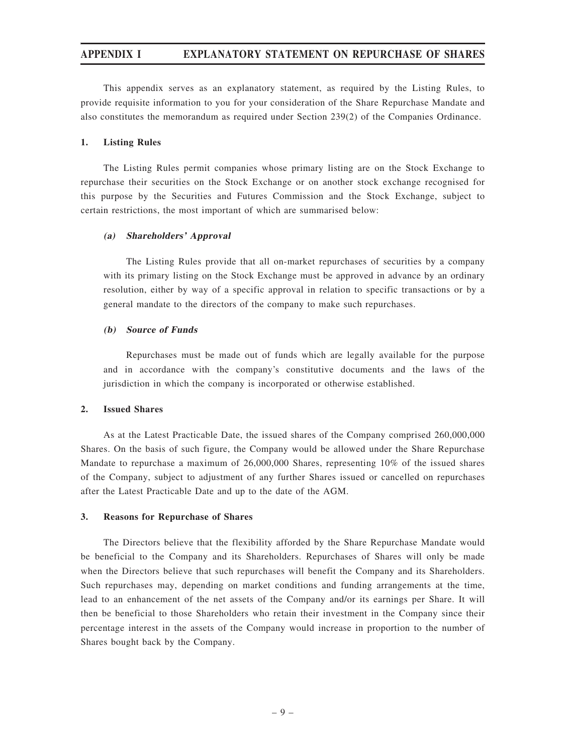## APPENDIX I EXPLANATORY STATEMENT ON REPURCHASE OF SHARES

This appendix serves as an explanatory statement, as required by the Listing Rules, to provide requisite information to you for your consideration of the Share Repurchase Mandate and also constitutes the memorandum as required under Section 239(2) of the Companies Ordinance.

### 1. Listing Rules

The Listing Rules permit companies whose primary listing are on the Stock Exchange to repurchase their securities on the Stock Exchange or on another stock exchange recognised for this purpose by the Securities and Futures Commission and the Stock Exchange, subject to certain restrictions, the most important of which are summarised below:

#### *(a) Shareholders' Approval*

The Listing Rules provide that all on-market repurchases of securities by a company with its primary listing on the Stock Exchange must be approved in advance by an ordinary resolution, either by way of a specific approval in relation to specific transactions or by a general mandate to the directors of the company to make such repurchases.

#### *(b) Source of Funds*

Repurchases must be made out of funds which are legally available for the purpose and in accordance with the company's constitutive documents and the laws of the jurisdiction in which the company is incorporated or otherwise established.

### 2. Issued Shares

As at the Latest Practicable Date, the issued shares of the Company comprised 260,000,000 Shares. On the basis of such figure, the Company would be allowed under the Share Repurchase Mandate to repurchase a maximum of 26,000,000 Shares, representing 10% of the issued shares of the Company, subject to adjustment of any further Shares issued or cancelled on repurchases after the Latest Practicable Date and up to the date of the AGM.

### 3. Reasons for Repurchase of Shares

The Directors believe that the flexibility afforded by the Share Repurchase Mandate would be beneficial to the Company and its Shareholders. Repurchases of Shares will only be made when the Directors believe that such repurchases will benefit the Company and its Shareholders. Such repurchases may, depending on market conditions and funding arrangements at the time, lead to an enhancement of the net assets of the Company and/or its earnings per Share. It will then be beneficial to those Shareholders who retain their investment in the Company since their percentage interest in the assets of the Company would increase in proportion to the number of Shares bought back by the Company.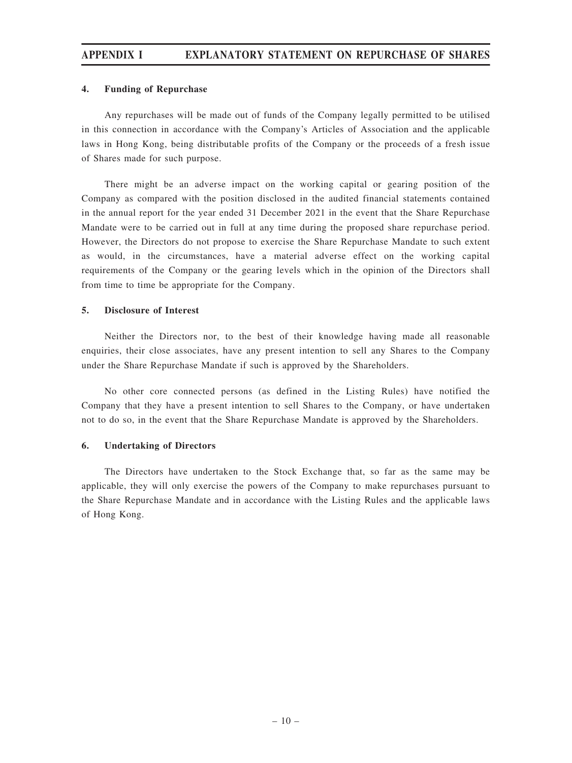#### 4. Funding of Repurchase

Any repurchases will be made out of funds of the Company legally permitted to be utilised in this connection in accordance with the Company's Articles of Association and the applicable laws in Hong Kong, being distributable profits of the Company or the proceeds of a fresh issue of Shares made for such purpose.

There might be an adverse impact on the working capital or gearing position of the Company as compared with the position disclosed in the audited financial statements contained in the annual report for the year ended 31 December 2021 in the event that the Share Repurchase Mandate were to be carried out in full at any time during the proposed share repurchase period. However, the Directors do not propose to exercise the Share Repurchase Mandate to such extent as would, in the circumstances, have a material adverse effect on the working capital requirements of the Company or the gearing levels which in the opinion of the Directors shall from time to time be appropriate for the Company.

#### 5. Disclosure of Interest

Neither the Directors nor, to the best of their knowledge having made all reasonable enquiries, their close associates, have any present intention to sell any Shares to the Company under the Share Repurchase Mandate if such is approved by the Shareholders.

No other core connected persons (as defined in the Listing Rules) have notified the Company that they have a present intention to sell Shares to the Company, or have undertaken not to do so, in the event that the Share Repurchase Mandate is approved by the Shareholders.

#### 6. Undertaking of Directors

The Directors have undertaken to the Stock Exchange that, so far as the same may be applicable, they will only exercise the powers of the Company to make repurchases pursuant to the Share Repurchase Mandate and in accordance with the Listing Rules and the applicable laws of Hong Kong.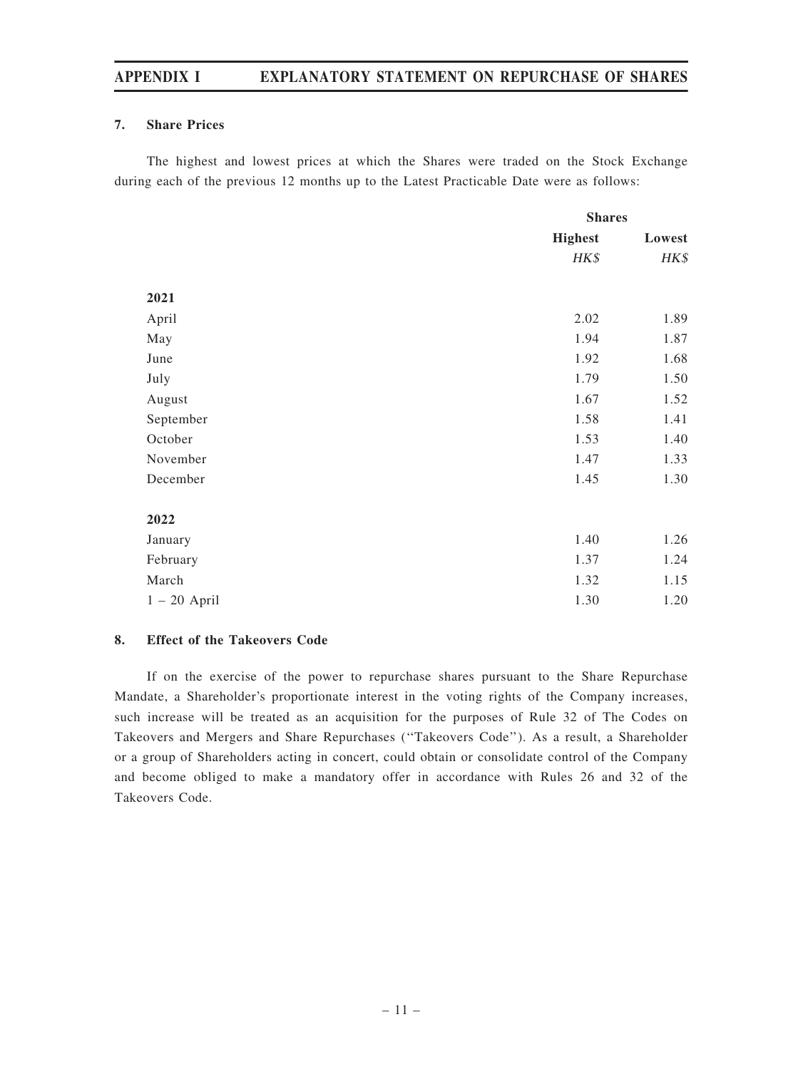### 7. Share Prices

The highest and lowest prices at which the Shares were traded on the Stock Exchange during each of the previous 12 months up to the Latest Practicable Date were as follows:

| | Shares | |
|---|---|---|
| | **Highest** | **Lowest** |
| | *HK$* | *HK$* |
| **2021** | | |
| April | 2.02 | 1.89 |
| May | 1.94 | 1.87 |
| June | 1.92 | 1.68 |
| July | 1.79 | 1.50 |
| August | 1.67 | 1.52 |
| September | 1.58 | 1.41 |
| October | 1.53 | 1.40 |
| November | 1.47 | 1.33 |
| December | 1.45 | 1.30 |
| **2022** | | |
| January | 1.40 | 1.26 |
| February | 1.37 | 1.24 |
| March | 1.32 | 1.15 |
| 1 – 20 April | 1.30 | 1.20 |

### 8. Effect of the Takeovers Code

If on the exercise of the power to repurchase shares pursuant to the Share Repurchase Mandate, a Shareholder's proportionate interest in the voting rights of the Company increases, such increase will be treated as an acquisition for the purposes of Rule 32 of The Codes on Takeovers and Mergers and Share Repurchases ("Takeovers Code"). As a result, a Shareholder or a group of Shareholders acting in concert, could obtain or consolidate control of the Company and become obliged to make a mandatory offer in accordance with Rules 26 and 32 of the Takeovers Code.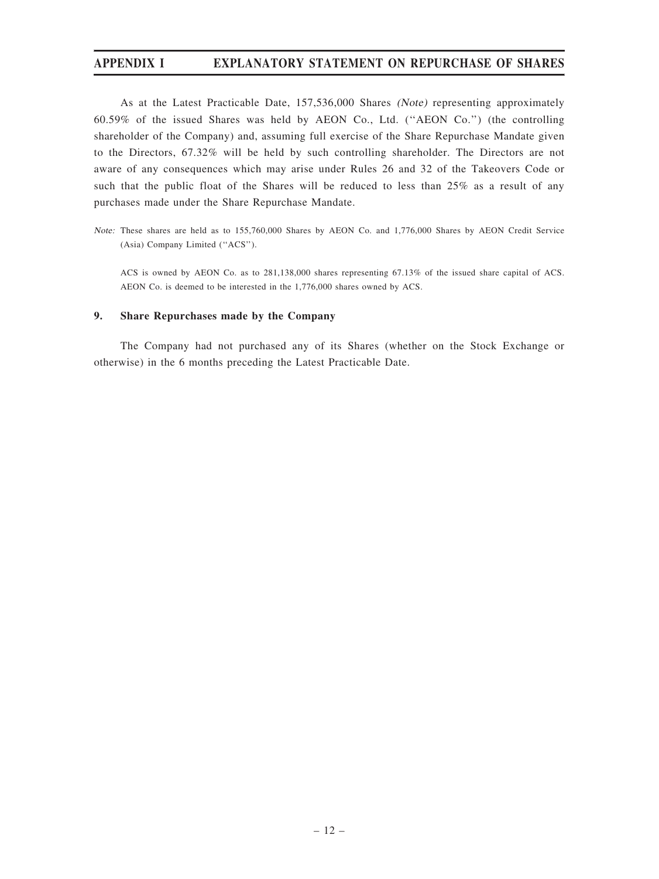As at the Latest Practicable Date, 157,536,000 Shares *(Note)* representing approximately 60.59% of the issued Shares was held by AEON Co., Ltd. (''AEON Co.'') (the controlling shareholder of the Company) and, assuming full exercise of the Share Repurchase Mandate given to the Directors, 67.32% will be held by such controlling shareholder. The Directors are not aware of any consequences which may arise under Rules 26 and 32 of the Takeovers Code or such that the public float of the Shares will be reduced to less than 25% as a result of any purchases made under the Share Repurchase Mandate.

*Note:* These shares are held as to 155,760,000 Shares by AEON Co. and 1,776,000 Shares by AEON Credit Service (Asia) Company Limited (''ACS'').

ACS is owned by AEON Co. as to 281,138,000 shares representing 67.13% of the issued share capital of ACS. AEON Co. is deemed to be interested in the 1,776,000 shares owned by ACS.

## 9. Share Repurchases made by the Company

The Company had not purchased any of its Shares (whether on the Stock Exchange or otherwise) in the 6 months preceding the Latest Practicable Date.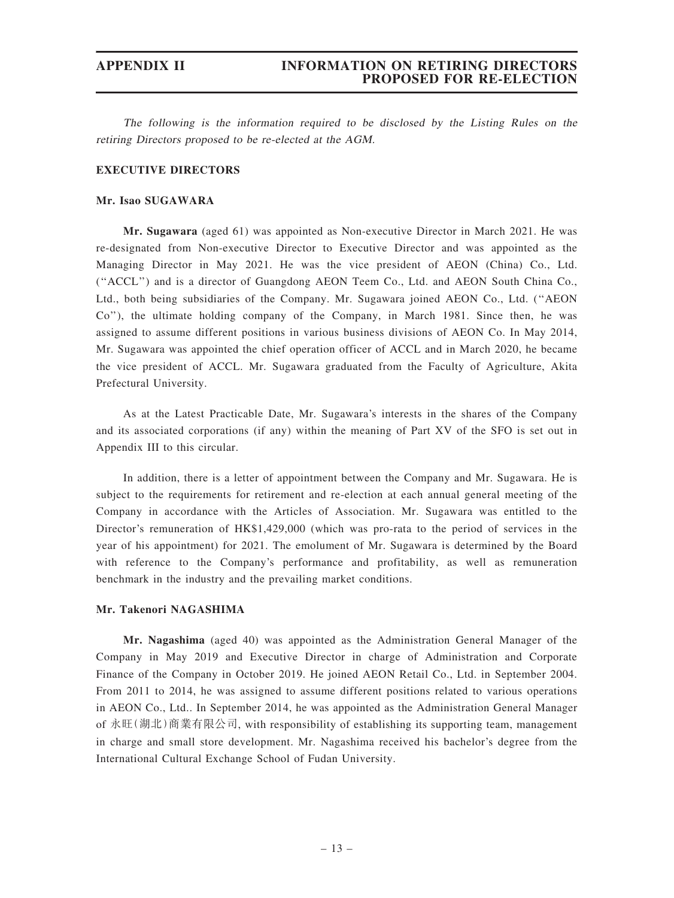The following is the information required to be disclosed by the Listing Rules on the retiring Directors proposed to be re-elected at the AGM.

## EXECUTIVE DIRECTORS

### Mr. Isao SUGAWARA

**Mr. Sugawara** (aged 61) was appointed as Non-executive Director in March 2021. He was re-designated from Non-executive Director to Executive Director and was appointed as the Managing Director in May 2021. He was the vice president of AEON (China) Co., Ltd. (''ACCL'') and is a director of Guangdong AEON Teem Co., Ltd. and AEON South China Co., Ltd., both being subsidiaries of the Company. Mr. Sugawara joined AEON Co., Ltd. (''AEON Co''), the ultimate holding company of the Company, in March 1981. Since then, he was assigned to assume different positions in various business divisions of AEON Co. In May 2014, Mr. Sugawara was appointed the chief operation officer of ACCL and in March 2020, he became the vice president of ACCL. Mr. Sugawara graduated from the Faculty of Agriculture, Akita Prefectural University.

As at the Latest Practicable Date, Mr. Sugawara's interests in the shares of the Company and its associated corporations (if any) within the meaning of Part XV of the SFO is set out in Appendix III to this circular.

In addition, there is a letter of appointment between the Company and Mr. Sugawara. He is subject to the requirements for retirement and re-election at each annual general meeting of the Company in accordance with the Articles of Association. Mr. Sugawara was entitled to the Director's remuneration of HK$1,429,000 (which was pro-rata to the period of services in the year of his appointment) for 2021. The emolument of Mr. Sugawara is determined by the Board with reference to the Company's performance and profitability, as well as remuneration benchmark in the industry and the prevailing market conditions.

### Mr. Takenori NAGASHIMA

**Mr. Nagashima** (aged 40) was appointed as the Administration General Manager of the Company in May 2019 and Executive Director in charge of Administration and Corporate Finance of the Company in October 2019. He joined AEON Retail Co., Ltd. in September 2004. From 2011 to 2014, he was assigned to assume different positions related to various operations in AEON Co., Ltd.. In September 2014, he was appointed as the Administration General Manager of 永旺(湖北)商業有限公司, with responsibility of establishing its supporting team, management in charge and small store development. Mr. Nagashima received his bachelor's degree from the International Cultural Exchange School of Fudan University.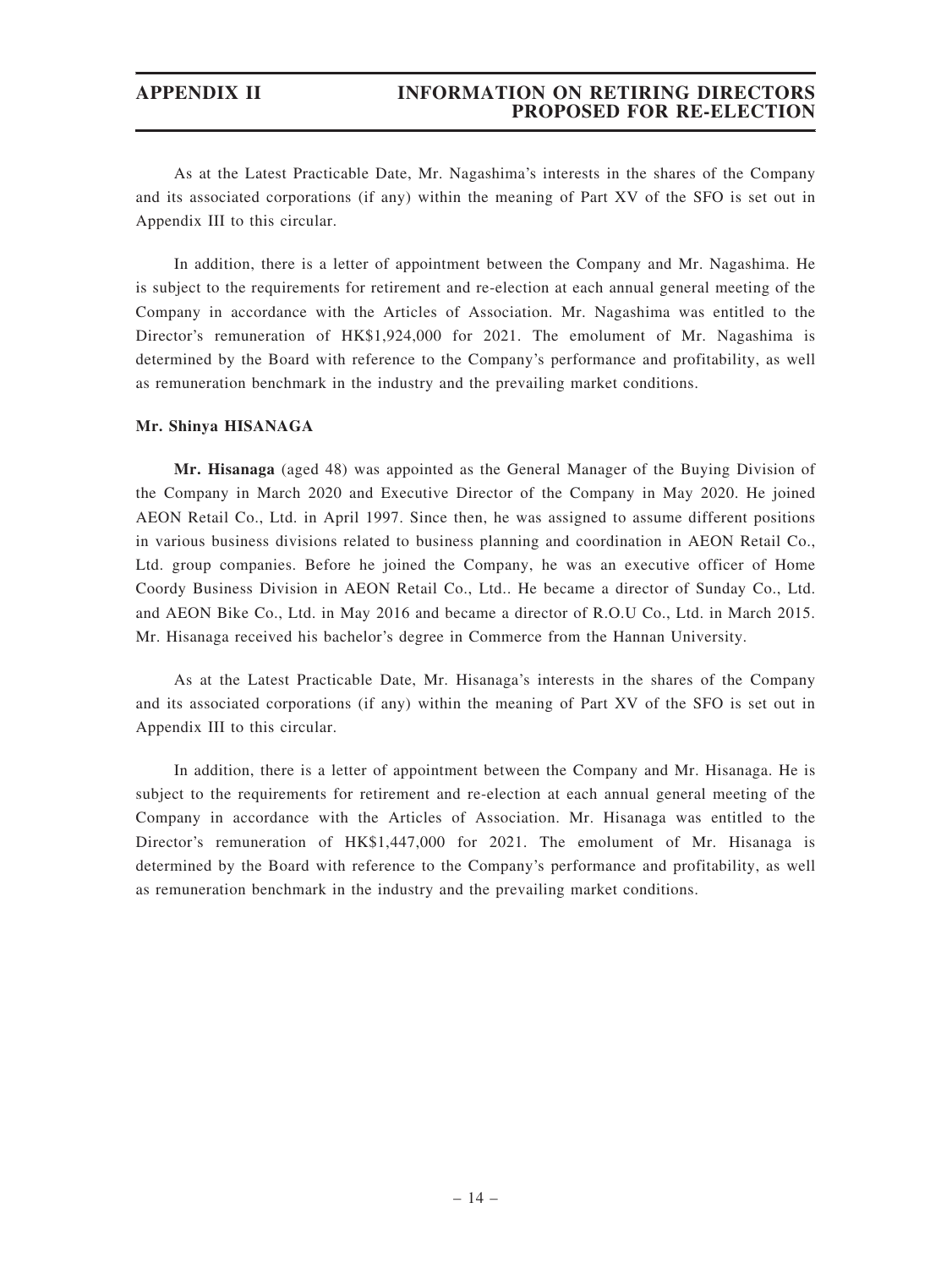As at the Latest Practicable Date, Mr. Nagashima's interests in the shares of the Company and its associated corporations (if any) within the meaning of Part XV of the SFO is set out in Appendix III to this circular.

In addition, there is a letter of appointment between the Company and Mr. Nagashima. He is subject to the requirements for retirement and re-election at each annual general meeting of the Company in accordance with the Articles of Association. Mr. Nagashima was entitled to the Director's remuneration of HK$1,924,000 for 2021. The emolument of Mr. Nagashima is determined by the Board with reference to the Company's performance and profitability, as well as remuneration benchmark in the industry and the prevailing market conditions.

**Mr. Shinya HISANAGA**

**Mr. Hisanaga** (aged 48) was appointed as the General Manager of the Buying Division of the Company in March 2020 and Executive Director of the Company in May 2020. He joined AEON Retail Co., Ltd. in April 1997. Since then, he was assigned to assume different positions in various business divisions related to business planning and coordination in AEON Retail Co., Ltd. group companies. Before he joined the Company, he was an executive officer of Home Coordy Business Division in AEON Retail Co., Ltd.. He became a director of Sunday Co., Ltd. and AEON Bike Co., Ltd. in May 2016 and became a director of R.O.U Co., Ltd. in March 2015. Mr. Hisanaga received his bachelor's degree in Commerce from the Hannan University.

As at the Latest Practicable Date, Mr. Hisanaga's interests in the shares of the Company and its associated corporations (if any) within the meaning of Part XV of the SFO is set out in Appendix III to this circular.

In addition, there is a letter of appointment between the Company and Mr. Hisanaga. He is subject to the requirements for retirement and re-election at each annual general meeting of the Company in accordance with the Articles of Association. Mr. Hisanaga was entitled to the Director's remuneration of HK$1,447,000 for 2021. The emolument of Mr. Hisanaga is determined by the Board with reference to the Company's performance and profitability, as well as remuneration benchmark in the industry and the prevailing market conditions.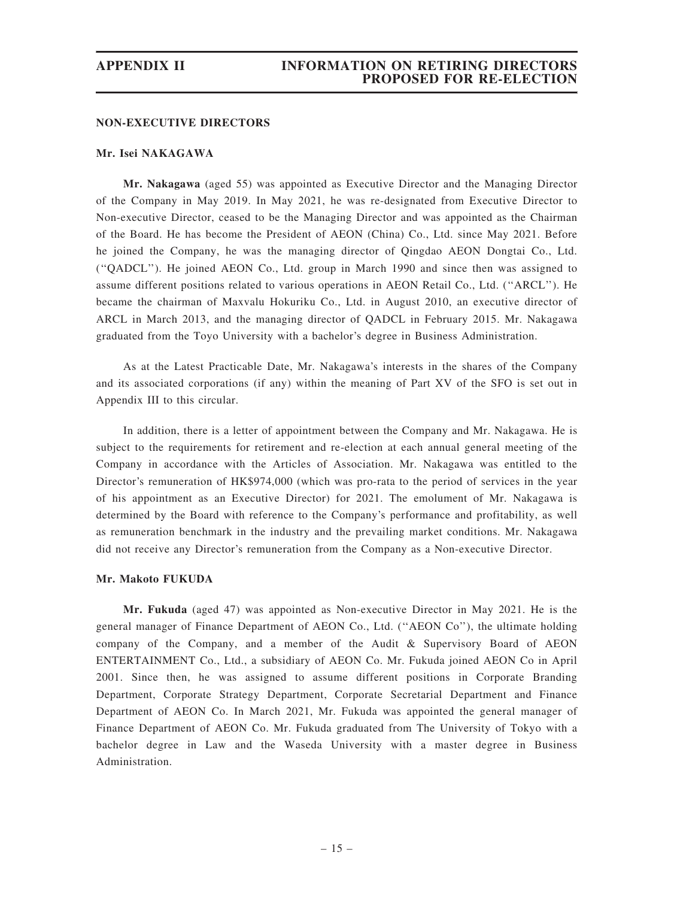## NON-EXECUTIVE DIRECTORS

### Mr. Isei NAKAGAWA

**Mr. Nakagawa** (aged 55) was appointed as Executive Director and the Managing Director of the Company in May 2019. In May 2021, he was re-designated from Executive Director to Non-executive Director, ceased to be the Managing Director and was appointed as the Chairman of the Board. He has become the President of AEON (China) Co., Ltd. since May 2021. Before he joined the Company, he was the managing director of Qingdao AEON Dongtai Co., Ltd. (''QADCL''). He joined AEON Co., Ltd. group in March 1990 and since then was assigned to assume different positions related to various operations in AEON Retail Co., Ltd. (''ARCL''). He became the chairman of Maxvalu Hokuriku Co., Ltd. in August 2010, an executive director of ARCL in March 2013, and the managing director of QADCL in February 2015. Mr. Nakagawa graduated from the Toyo University with a bachelor's degree in Business Administration.

As at the Latest Practicable Date, Mr. Nakagawa's interests in the shares of the Company and its associated corporations (if any) within the meaning of Part XV of the SFO is set out in Appendix III to this circular.

In addition, there is a letter of appointment between the Company and Mr. Nakagawa. He is subject to the requirements for retirement and re-election at each annual general meeting of the Company in accordance with the Articles of Association. Mr. Nakagawa was entitled to the Director's remuneration of HK$974,000 (which was pro-rata to the period of services in the year of his appointment as an Executive Director) for 2021. The emolument of Mr. Nakagawa is determined by the Board with reference to the Company's performance and profitability, as well as remuneration benchmark in the industry and the prevailing market conditions. Mr. Nakagawa did not receive any Director's remuneration from the Company as a Non-executive Director.

### Mr. Makoto FUKUDA

**Mr. Fukuda** (aged 47) was appointed as Non-executive Director in May 2021. He is the general manager of Finance Department of AEON Co., Ltd. (''AEON Co''), the ultimate holding company of the Company, and a member of the Audit & Supervisory Board of AEON ENTERTAINMENT Co., Ltd., a subsidiary of AEON Co. Mr. Fukuda joined AEON Co in April 2001. Since then, he was assigned to assume different positions in Corporate Branding Department, Corporate Strategy Department, Corporate Secretarial Department and Finance Department of AEON Co. In March 2021, Mr. Fukuda was appointed the general manager of Finance Department of AEON Co. Mr. Fukuda graduated from The University of Tokyo with a bachelor degree in Law and the Waseda University with a master degree in Business Administration.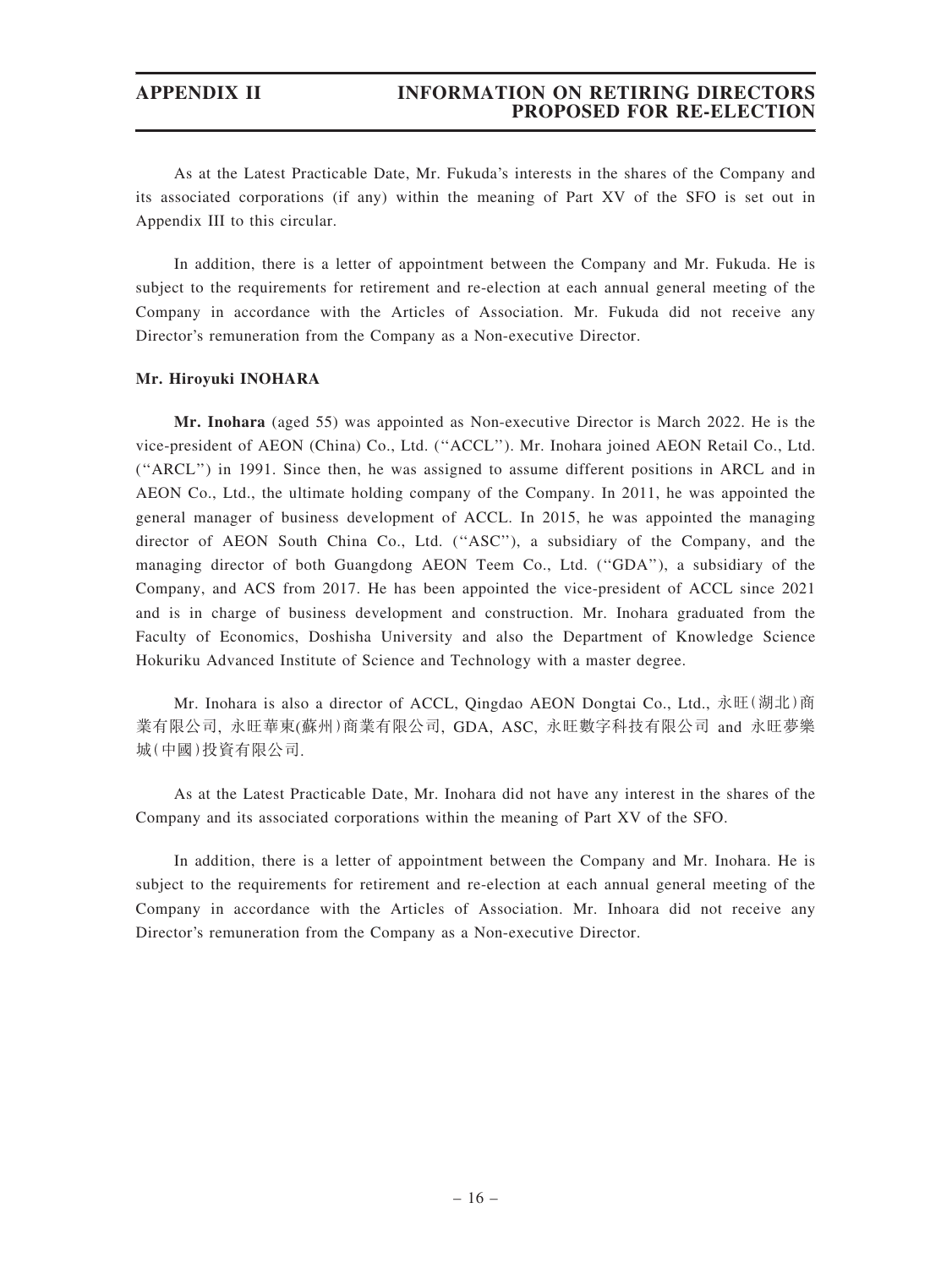As at the Latest Practicable Date, Mr. Fukuda's interests in the shares of the Company and its associated corporations (if any) within the meaning of Part XV of the SFO is set out in Appendix III to this circular.

In addition, there is a letter of appointment between the Company and Mr. Fukuda. He is subject to the requirements for retirement and re-election at each annual general meeting of the Company in accordance with the Articles of Association. Mr. Fukuda did not receive any Director's remuneration from the Company as a Non-executive Director.

**Mr. Hiroyuki INOHARA**

**Mr. Inohara** (aged 55) was appointed as Non-executive Director is March 2022. He is the vice-president of AEON (China) Co., Ltd. (''ACCL''). Mr. Inohara joined AEON Retail Co., Ltd. (''ARCL'') in 1991. Since then, he was assigned to assume different positions in ARCL and in AEON Co., Ltd., the ultimate holding company of the Company. In 2011, he was appointed the general manager of business development of ACCL. In 2015, he was appointed the managing director of AEON South China Co., Ltd. (''ASC''), a subsidiary of the Company, and the managing director of both Guangdong AEON Teem Co., Ltd. (''GDA''), a subsidiary of the Company, and ACS from 2017. He has been appointed the vice-president of ACCL since 2021 and is in charge of business development and construction. Mr. Inohara graduated from the Faculty of Economics, Doshisha University and also the Department of Knowledge Science Hokuriku Advanced Institute of Science and Technology with a master degree.

Mr. Inohara is also a director of ACCL, Qingdao AEON Dongtai Co., Ltd., 永旺(湖北)商業有限公司, 永旺華東(蘇州)商業有限公司, GDA, ASC, 永旺數字科技有限公司 and 永旺夢樂城(中國)投資有限公司.

As at the Latest Practicable Date, Mr. Inohara did not have any interest in the shares of the Company and its associated corporations within the meaning of Part XV of the SFO.

In addition, there is a letter of appointment between the Company and Mr. Inohara. He is subject to the requirements for retirement and re-election at each annual general meeting of the Company in accordance with the Articles of Association. Mr. Inhoara did not receive any Director's remuneration from the Company as a Non-executive Director.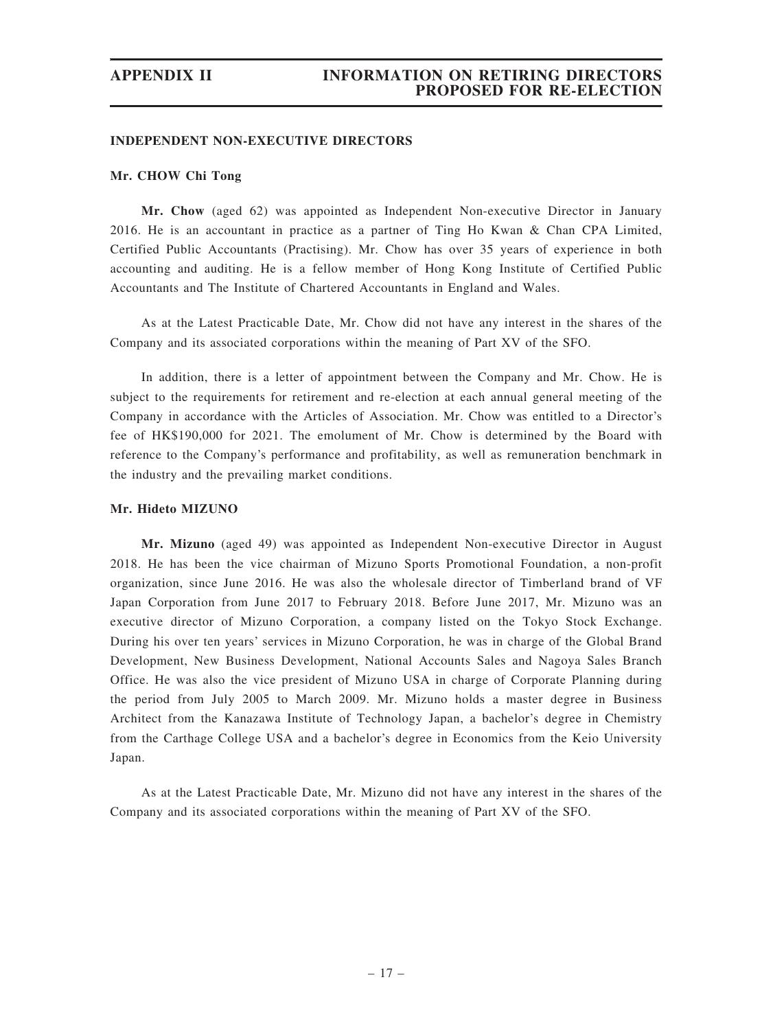## INDEPENDENT NON-EXECUTIVE DIRECTORS

### Mr. CHOW Chi Tong

**Mr. Chow** (aged 62) was appointed as Independent Non-executive Director in January 2016. He is an accountant in practice as a partner of Ting Ho Kwan & Chan CPA Limited, Certified Public Accountants (Practising). Mr. Chow has over 35 years of experience in both accounting and auditing. He is a fellow member of Hong Kong Institute of Certified Public Accountants and The Institute of Chartered Accountants in England and Wales.

As at the Latest Practicable Date, Mr. Chow did not have any interest in the shares of the Company and its associated corporations within the meaning of Part XV of the SFO.

In addition, there is a letter of appointment between the Company and Mr. Chow. He is subject to the requirements for retirement and re-election at each annual general meeting of the Company in accordance with the Articles of Association. Mr. Chow was entitled to a Director's fee of HK$190,000 for 2021. The emolument of Mr. Chow is determined by the Board with reference to the Company's performance and profitability, as well as remuneration benchmark in the industry and the prevailing market conditions.

### Mr. Hideto MIZUNO

**Mr. Mizuno** (aged 49) was appointed as Independent Non-executive Director in August 2018. He has been the vice chairman of Mizuno Sports Promotional Foundation, a non-profit organization, since June 2016. He was also the wholesale director of Timberland brand of VF Japan Corporation from June 2017 to February 2018. Before June 2017, Mr. Mizuno was an executive director of Mizuno Corporation, a company listed on the Tokyo Stock Exchange. During his over ten years' services in Mizuno Corporation, he was in charge of the Global Brand Development, New Business Development, National Accounts Sales and Nagoya Sales Branch Office. He was also the vice president of Mizuno USA in charge of Corporate Planning during the period from July 2005 to March 2009. Mr. Mizuno holds a master degree in Business Architect from the Kanazawa Institute of Technology Japan, a bachelor's degree in Chemistry from the Carthage College USA and a bachelor's degree in Economics from the Keio University Japan.

As at the Latest Practicable Date, Mr. Mizuno did not have any interest in the shares of the Company and its associated corporations within the meaning of Part XV of the SFO.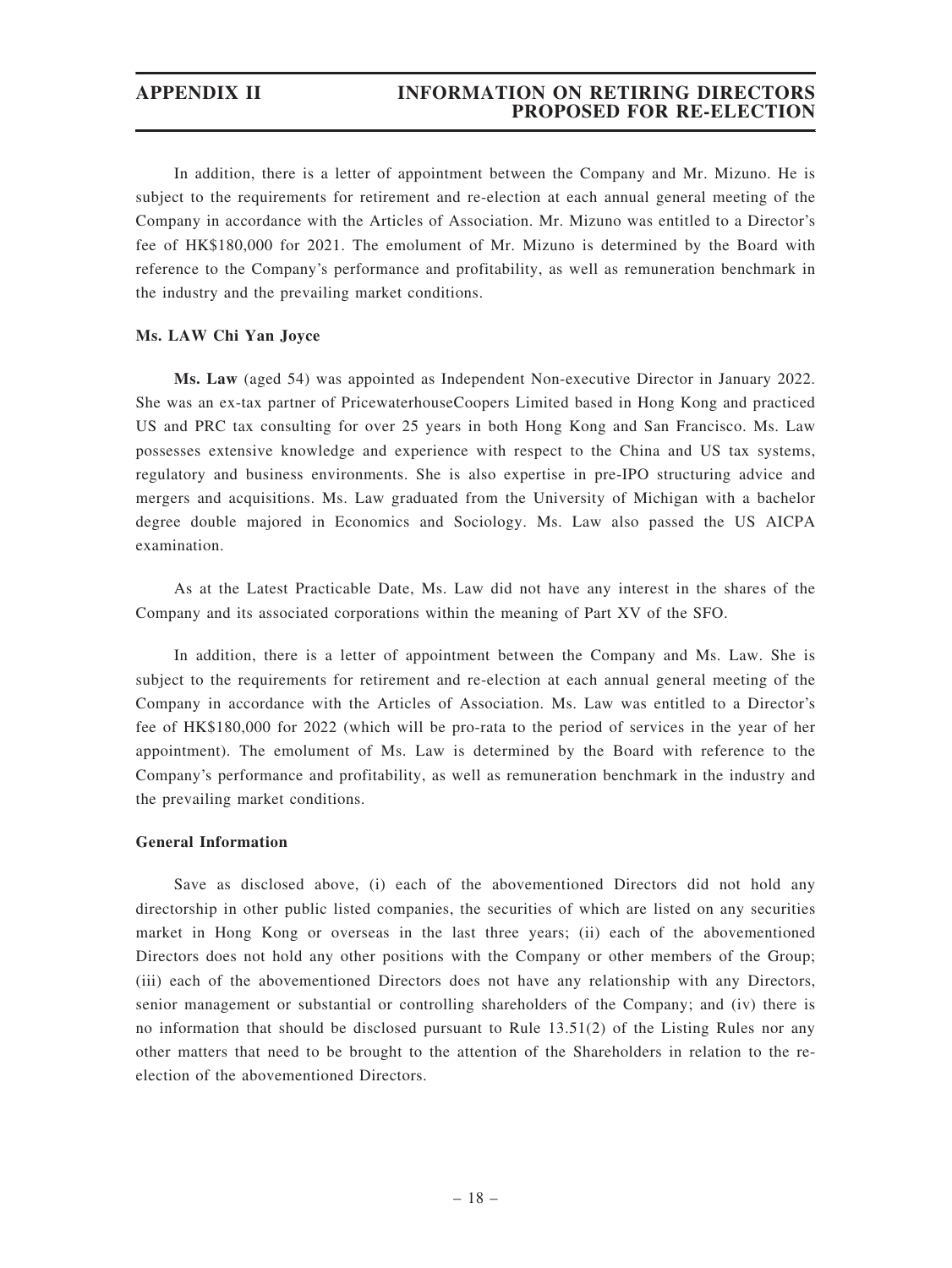In addition, there is a letter of appointment between the Company and Mr. Mizuno. He is subject to the requirements for retirement and re-election at each annual general meeting of the Company in accordance with the Articles of Association. Mr. Mizuno was entitled to a Director's fee of HK$180,000 for 2021. The emolument of Mr. Mizuno is determined by the Board with reference to the Company's performance and profitability, as well as remuneration benchmark in the industry and the prevailing market conditions.

**Ms. LAW Chi Yan Joyce**

**Ms. Law** (aged 54) was appointed as Independent Non-executive Director in January 2022. She was an ex-tax partner of PricewaterhouseCoopers Limited based in Hong Kong and practiced US and PRC tax consulting for over 25 years in both Hong Kong and San Francisco. Ms. Law possesses extensive knowledge and experience with respect to the China and US tax systems, regulatory and business environments. She is also expertise in pre-IPO structuring advice and mergers and acquisitions. Ms. Law graduated from the University of Michigan with a bachelor degree double majored in Economics and Sociology. Ms. Law also passed the US AICPA examination.

As at the Latest Practicable Date, Ms. Law did not have any interest in the shares of the Company and its associated corporations within the meaning of Part XV of the SFO.

In addition, there is a letter of appointment between the Company and Ms. Law. She is subject to the requirements for retirement and re-election at each annual general meeting of the Company in accordance with the Articles of Association. Ms. Law was entitled to a Director's fee of HK$180,000 for 2022 (which will be pro-rata to the period of services in the year of her appointment). The emolument of Ms. Law is determined by the Board with reference to the Company's performance and profitability, as well as remuneration benchmark in the industry and the prevailing market conditions.

**General Information**

Save as disclosed above, (i) each of the abovementioned Directors did not hold any directorship in other public listed companies, the securities of which are listed on any securities market in Hong Kong or overseas in the last three years; (ii) each of the abovementioned Directors does not hold any other positions with the Company or other members of the Group; (iii) each of the abovementioned Directors does not have any relationship with any Directors, senior management or substantial or controlling shareholders of the Company; and (iv) there is no information that should be disclosed pursuant to Rule 13.51(2) of the Listing Rules nor any other matters that need to be brought to the attention of the Shareholders in relation to the re-election of the abovementioned Directors.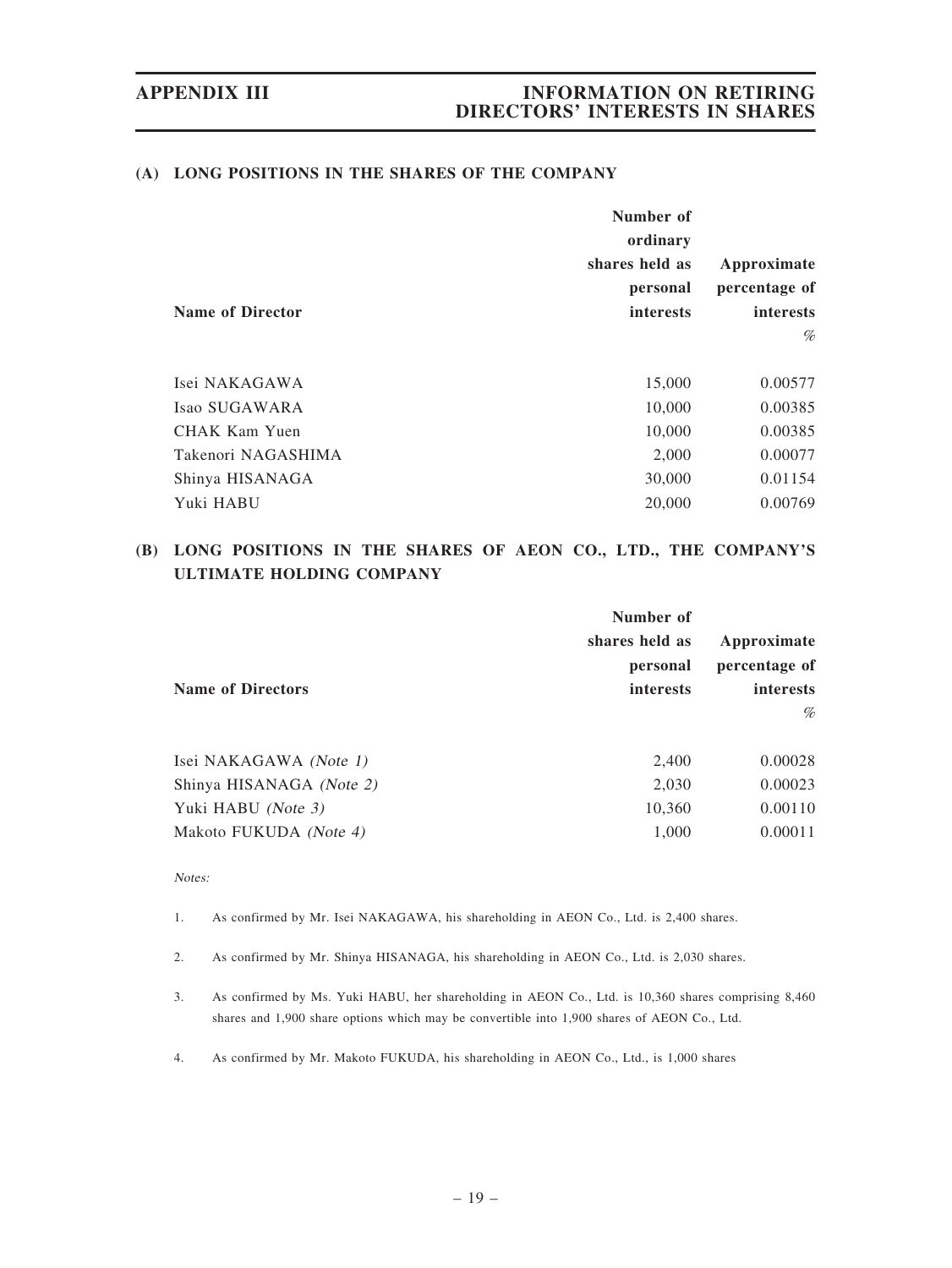### (A) LONG POSITIONS IN THE SHARES OF THE COMPANY

| Name of Director | Number of ordinary shares held as personal interests | Approximate percentage of interests % |
|---|---|---|
| Isei NAKAGAWA | 15,000 | 0.00577 |
| Isao SUGAWARA | 10,000 | 0.00385 |
| CHAK Kam Yuen | 10,000 | 0.00385 |
| Takenori NAGASHIMA | 2,000 | 0.00077 |
| Shinya HISANAGA | 30,000 | 0.01154 |
| Yuki HABU | 20,000 | 0.00769 |

### (B) LONG POSITIONS IN THE SHARES OF AEON CO., LTD., THE COMPANY'S ULTIMATE HOLDING COMPANY

| Name of Directors | Number of shares held as personal interests | Approximate percentage of interests % |
|---|---|---|
| Isei NAKAGAWA *(Note 1)* | 2,400 | 0.00028 |
| Shinya HISANAGA *(Note 2)* | 2,030 | 0.00023 |
| Yuki HABU *(Note 3)* | 10,360 | 0.00110 |
| Makoto FUKUDA *(Note 4)* | 1,000 | 0.00011 |

*Notes:*

1. As confirmed by Mr. Isei NAKAGAWA, his shareholding in AEON Co., Ltd. is 2,400 shares.

2. As confirmed by Mr. Shinya HISANAGA, his shareholding in AEON Co., Ltd. is 2,030 shares.

3. As confirmed by Ms. Yuki HABU, her shareholding in AEON Co., Ltd. is 10,360 shares comprising 8,460 shares and 1,900 share options which may be convertible into 1,900 shares of AEON Co., Ltd.

4. As confirmed by Mr. Makoto FUKUDA, his shareholding in AEON Co., Ltd., is 1,000 shares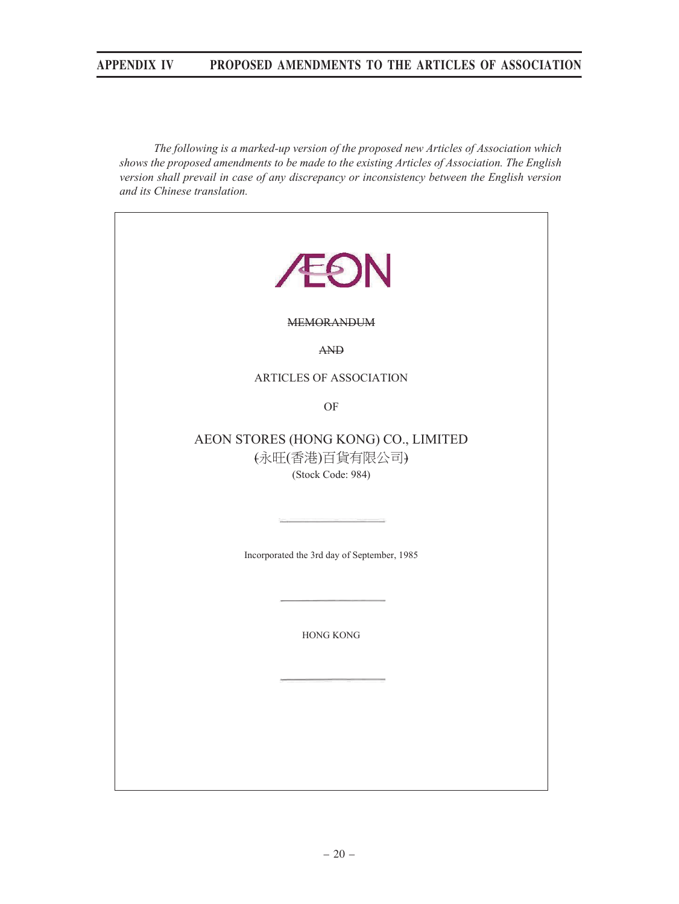*The following is a marked-up version of the proposed new Articles of Association which shows the proposed amendments to be made to the existing Articles of Association. The English version shall prevail in case of any discrepancy or inconsistency between the English version and its Chinese translation.*

~~MEMORANDUM~~

~~AND~~

ARTICLES OF ASSOCIATION

OF

AEON STORES (HONG KONG) CO., LIMITED

~~(~~永旺(香港)百貨有限公司~~)~~

(Stock Code: 984)

Incorporated the 3rd day of September, 1985

HONG KONG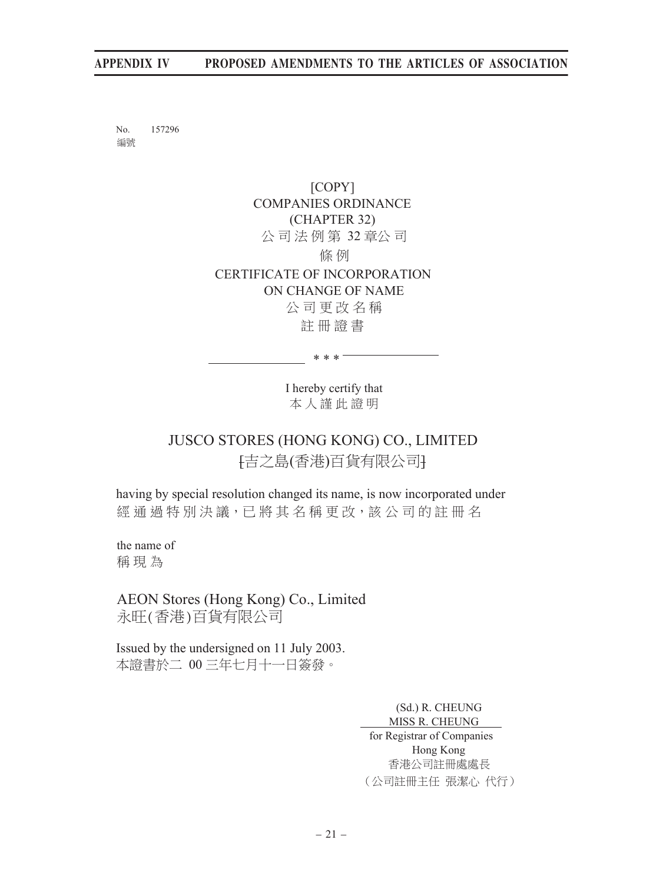No. 157296
編號

[COPY]
COMPANIES ORDINANCE
(CHAPTER 32)
公司法例第 32 章公司
條例
CERTIFICATE OF INCORPORATION
ON CHANGE OF NAME
公司更改名稱
註冊證書

\* \* \*

I hereby certify that
本人謹此證明

JUSCO STORES (HONG KONG) CO., LIMITED
[吉之島(香港)百貨有限公司]

having by special resolution changed its name, is now incorporated under
經通過特別決議，已將其名稱更改，該公司的註冊名

the name of
稱現為

AEON Stores (Hong Kong) Co., Limited
永旺(香港)百貨有限公司

Issued by the undersigned on 11 July 2003.
本證書於二 00 三年七月十一日簽發。

(Sd.) R. CHEUNG
MISS R. CHEUNG
for Registrar of Companies
Hong Kong
香港公司註冊處處長
（公司註冊主任 張潔心 代行）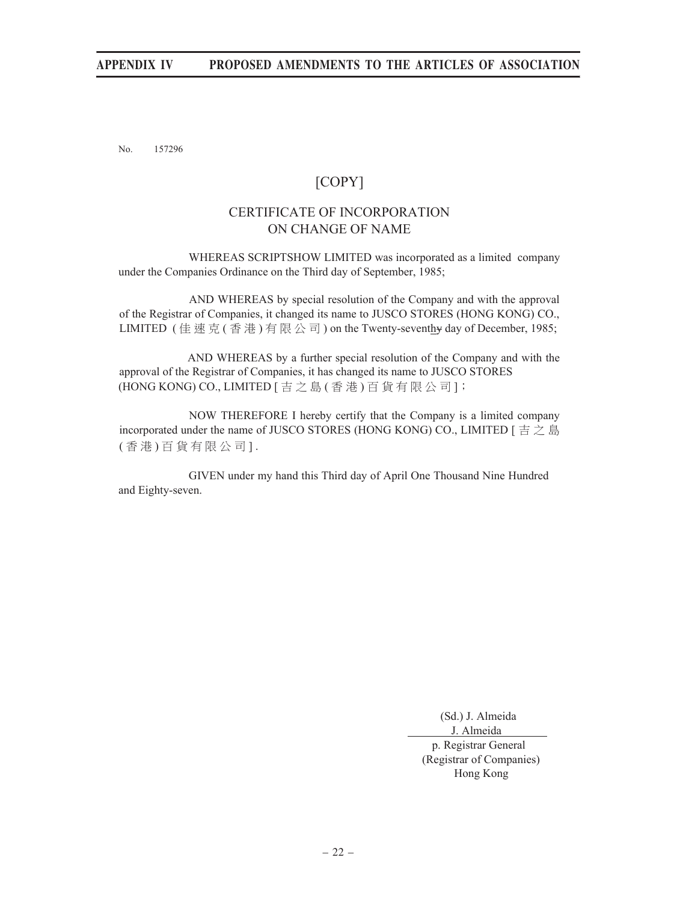No. 157296

[COPY]

CERTIFICATE OF INCORPORATION
ON CHANGE OF NAME

WHEREAS SCRIPTSHOW LIMITED was incorporated as a limited company under the Companies Ordinance on the Third day of September, 1985;

AND WHEREAS by special resolution of the Company and with the approval of the Registrar of Companies, it changed its name to JUSCO STORES (HONG KONG) CO., LIMITED (佳速克(香港)有限公司) on the Twenty-seventhy day of December, 1985;

AND WHEREAS by a further special resolution of the Company and with the approval of the Registrar of Companies, it has changed its name to JUSCO STORES (HONG KONG) CO., LIMITED [吉之島(香港)百貨有限公司];

NOW THEREFORE I hereby certify that the Company is a limited company incorporated under the name of JUSCO STORES (HONG KONG) CO., LIMITED [吉之島(香港)百貨有限公司].

GIVEN under my hand this Third day of April One Thousand Nine Hundred and Eighty-seven.

(Sd.) J. Almeida
J. Almeida
p. Registrar General
(Registrar of Companies)
Hong Kong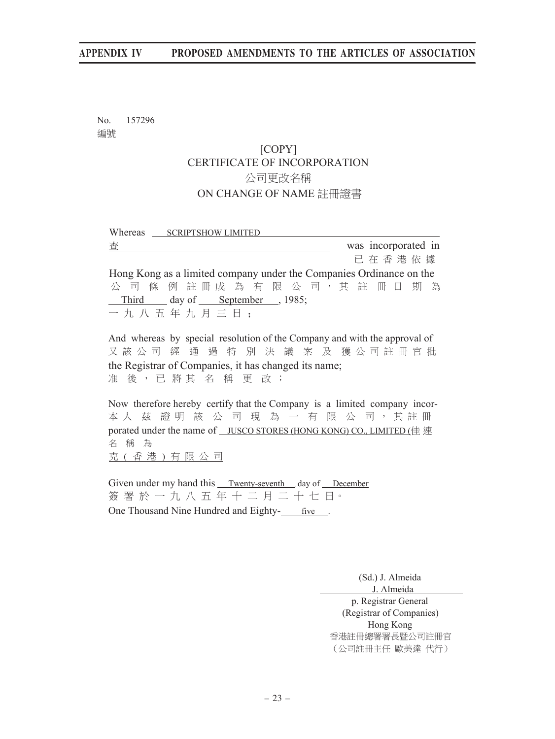No. 157296
編號

[COPY]
CERTIFICATE OF INCORPORATION
公司更改名稱
ON CHANGE OF NAME 註冊證書

Whereas SCRIPTSHOW LIMITED
查 was incorporated in
已在香港依據
Hong Kong as a limited company under the Companies Ordinance on the
公司條例註冊成為有限公司，其註冊日期為
Third day of September, 1985;
一九八五年九月三日；

And whereas by special resolution of the Company and with the approval of
又該公司經通過特別決議案及獲公司註冊官批
the Registrar of Companies, it has changed its name;
准後，已將其名稱更改；

Now therefore hereby certify that the Company is a limited company incorporated under the name of JUSCO STORES (HONG KONG) CO., LIMITED (佳速克(香港)有限公司
本人茲證明該公司現為一有限公司，其註冊名稱為

Given under my hand this Twenty-seventh day of December
簽署於一九八五年十二月二十七日。
One Thousand Nine Hundred and Eighty-five.

(Sd.) J. Almeida
J. Almeida
p. Registrar General
(Registrar of Companies)
Hong Kong
香港註冊總署署長暨公司註冊官
（公司註冊主任 歐美達 代行）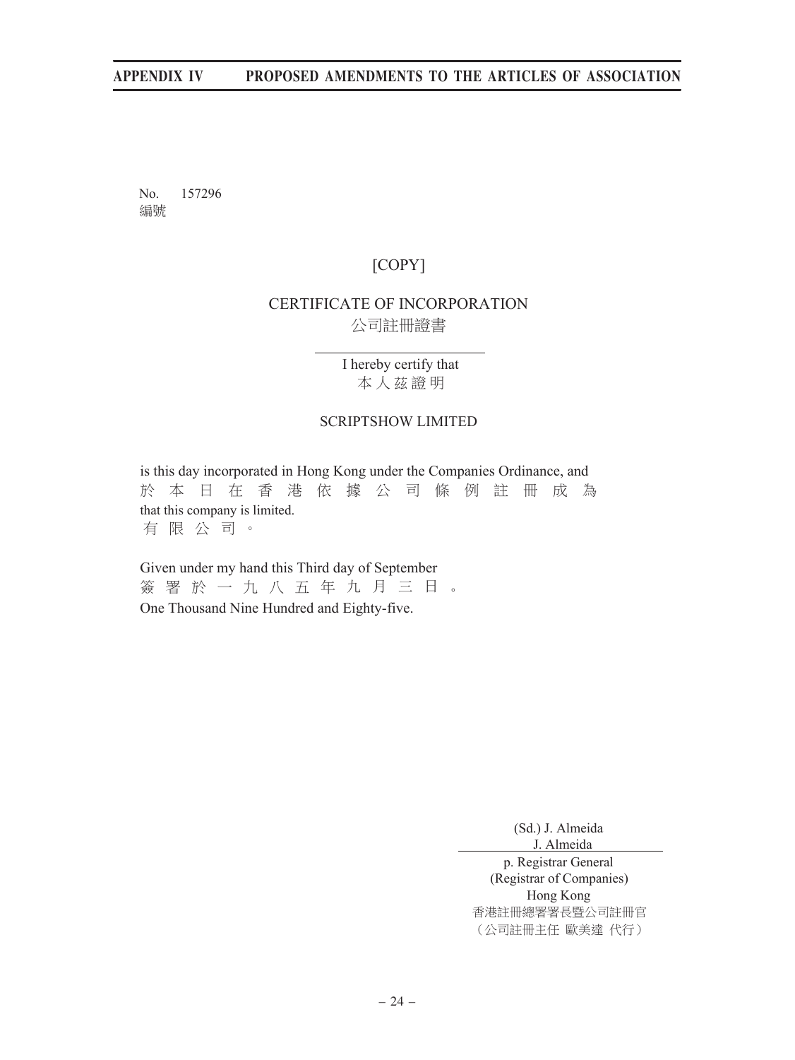No. 157296
編號

[COPY]

CERTIFICATE OF INCORPORATION
公司註冊證書

I hereby certify that
本 人 茲 證 明

SCRIPTSHOW LIMITED

is this day incorporated in Hong Kong under the Companies Ordinance, and
於 本 日 在 香 港 依 據 公 司 條 例 註 冊 成 為
that this company is limited.
有 限 公 司 。

Given under my hand this Third day of September
簽 署 於 一 九 八 五 年 九 月 三 日 。
One Thousand Nine Hundred and Eighty-five.

(Sd.) J. Almeida
J. Almeida
p. Registrar General
(Registrar of Companies)
Hong Kong
香港註冊總署署長暨公司註冊官
（公司註冊主任 歐美達 代行）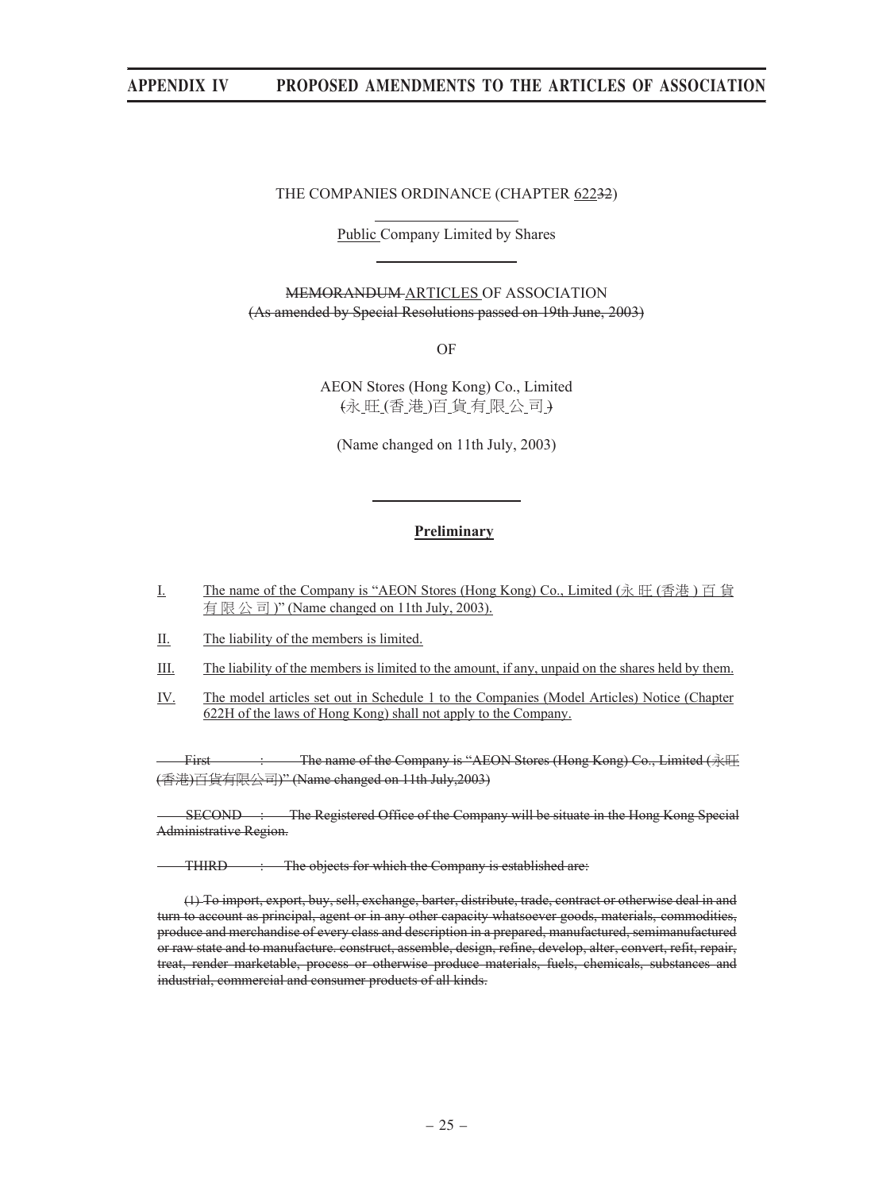THE COMPANIES ORDINANCE (CHAPTER <u>622</u>~~32~~)

<u>Public</u> Company Limited by Shares

~~MEMORANDUM~~ <u>ARTICLES</u> OF ASSOCIATION
~~(As amended by Special Resolutions passed on 19th June, 2003)~~

OF

AEON Stores (Hong Kong) Co., Limited
~~(~~<u>永旺(香港)百貨有限公司</u>~~)~~

(Name changed on 11th July, 2003)

## <u>Preliminary</u>

<u>I.</u> <u>The name of the Company is "AEON Stores (Hong Kong) Co., Limited (永旺(香港)百貨有限公司)" (Name changed on 11th July, 2003).</u>

<u>II.</u> <u>The liability of the members is limited.</u>

<u>III.</u> <u>The liability of the members is limited to the amount, if any, unpaid on the shares held by them.</u>

<u>IV.</u> <u>The model articles set out in Schedule 1 to the Companies (Model Articles) Notice (Chapter 622H of the laws of Hong Kong) shall not apply to the Company.</u>

~~First : The name of the Company is "AEON Stores (Hong Kong) Co., Limited (永旺(香港)百貨有限公司)" (Name changed on 11th July,2003)~~

~~SECOND : The Registered Office of the Company will be situate in the Hong Kong Special Administrative Region.~~

~~THIRD : The objects for which the Company is established are:~~

~~(1) To import, export, buy, sell, exchange, barter, distribute, trade, contract or otherwise deal in and turn to account as principal, agent or in any other capacity whatsoever goods, materials, commodities, produce and merchandise of every class and description in a prepared, manufactured, semimanufactured or raw state and to manufacture. construct, assemble, design, refine, develop, alter, convert, refit, repair, treat, render marketable, process or otherwise produce materials, fuels, chemicals, substances and industrial, commercial and consumer products of all kinds.~~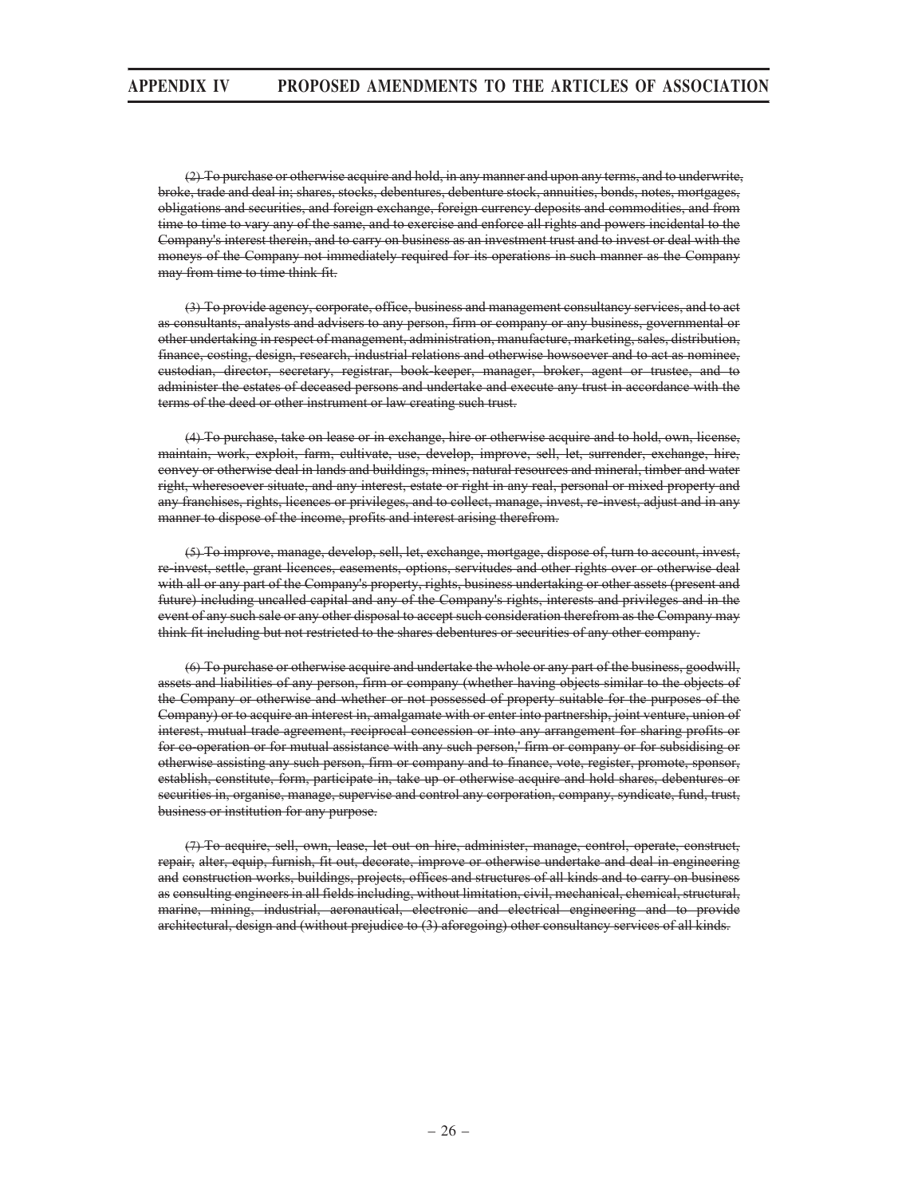~~(2) To purchase or otherwise acquire and hold, in any manner and upon any terms, and to underwrite, broke, trade and deal in; shares, stocks, debentures, debenture stock, annuities, bonds, notes, mortgages, obligations and securities, and foreign exchange, foreign currency deposits and commodities, and from time to time to vary any of the same, and to exercise and enforce all rights and powers incidental to the Company's interest therein, and to carry on business as an investment trust and to invest or deal with the moneys of the Company not immediately required for its operations in such manner as the Company may from time to time think fit.~~

~~(3) To provide agency, corporate, office, business and management consultancy services, and to act as consultants, analysts and advisers to any person, firm or company or any business, governmental or other undertaking in respect of management, administration, manufacture, marketing, sales, distribution, finance, costing, design, research, industrial relations and otherwise howsoever and to act as nominee, custodian, director, secretary, registrar, book-keeper, manager, broker, agent or trustee, and to administer the estates of deceased persons and undertake and execute any trust in accordance with the terms of the deed or other instrument or law creating such trust.~~

~~(4) To purchase, take on lease or in exchange, hire or otherwise acquire and to hold, own, license, maintain, work, exploit, farm, cultivate, use, develop, improve, sell, let, surrender, exchange, hire, convey or otherwise deal in lands and buildings, mines, natural resources and mineral, timber and water right, wheresoever situate, and any interest, estate or right in any real, personal or mixed property and any franchises, rights, licences or privileges, and to collect, manage, invest, re-invest, adjust and in any manner to dispose of the income, profits and interest arising therefrom.~~

~~(5) To improve, manage, develop, sell, let, exchange, mortgage, dispose of, turn to account, invest, re-invest, settle, grant licences, easements, options, servitudes and other rights over or otherwise deal with all or any part of the Company's property, rights, business undertaking or other assets (present and future) including uncalled capital and any of the Company's rights, interests and privileges and in the event of any such sale or any other disposal to accept such consideration therefrom as the Company may think fit including but not restricted to the shares debentures or securities of any other company.~~

~~(6) To purchase or otherwise acquire and undertake the whole or any part of the business, goodwill, assets and liabilities of any person, firm or company (whether having objects similar to the objects of the Company or otherwise and whether or not possessed of property suitable for the purposes of the Company) or to acquire an interest in, amalgamate with or enter into partnership, joint venture, union of interest, mutual trade agreement, reciprocal concession or into any arrangement for sharing profits or for co-operation or for mutual assistance with any such person,' firm or company or for subsidising or otherwise assisting any such person, firm or company and to finance, vote, register, promote, sponsor, establish, constitute, form, participate in, take up or otherwise acquire and hold shares, debentures or securities in, organise, manage, supervise and control any corporation, company, syndicate, fund, trust, business or institution for any purpose.~~

~~(7) To acquire, sell, own, lease, let out on hire, administer, manage, control, operate, construct, repair, alter, equip, furnish, fit out, decorate, improve or otherwise undertake and deal in engineering and construction works, buildings, projects, offices and structures of all kinds and to carry on business as consulting engineers in all fields including, without limitation, civil, mechanical, chemical, structural, marine, mining, industrial, aeronautical, electronic and electrical engineering and to provide architectural, design and (without prejudice to (3) aforegoing) other consultancy services of all kinds.~~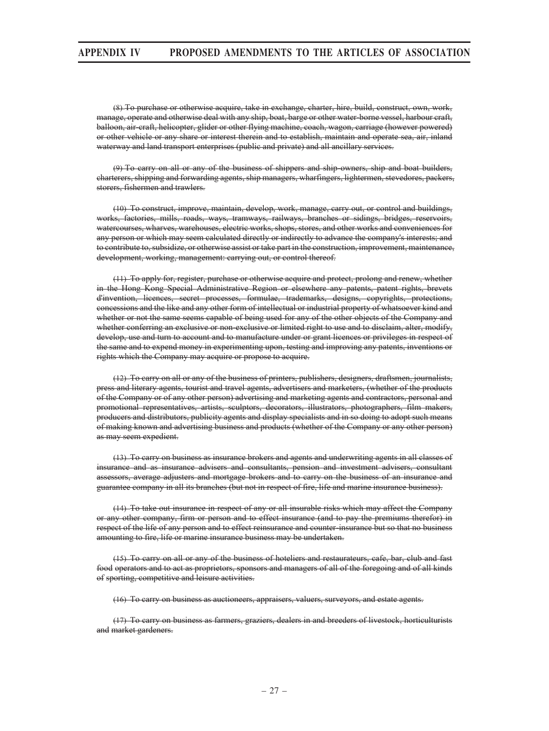~~(8) To purchase or otherwise acquire, take in exchange, charter, hire, build, construct, own, work, manage, operate and otherwise deal with any ship, boat, barge or other water-borne vessel, harbour craft, balloon, air-craft, helicopter, glider or other flying machine, coach, wagon, carriage (however powered) or other vehicle or any share or interest therein and to establish, maintain and operate sea, air, inland waterway and land transport enterprises (public and private) and all ancillary services.~~

~~(9) To carry on all or any of the business of shippers and ship-owners, ship and boat builders, charterers, shipping and forwarding agents, ship managers, wharfingers, lightermen, stevedores, packers, storers, fishermen and trawlers.~~

~~(10) To construct, improve, maintain, develop, work, manage, carry out, or control and buildings, works, factories, mills, roads, ways, tramways, railways, branches or sidings, bridges, reservoirs, watercourses, wharves, warehouses, electric works, shops, stores, and other works and conveniences for any person or which may seem calculated directly or indirectly to advance the company's interests; and to contribute to, subsidize, or otherwise assist or take part in the construction, improvement, maintenance, development, working, management: carrying out, or control thereof.~~

~~(11) To apply for, register, purchase or otherwise acquire and protect, prolong and renew, whether in the Hong Kong Special Administrative Region or elsewhere any patents, patent rights, brevets d'invention, licences, secret processes, formulae, trademarks, designs, copyrights, protections, concessions and the like and any other form of intellectual or industrial property of whatsoever kind and whether or not the same seems capable of being used for any of the other objects of the Company and whether conferring an exclusive or non-exclusive or limited right to use and to disclaim, alter, modify, develop, use and turn to account and to manufacture under or grant licences or privileges in respect of the same and to expend money in experimenting upon, testing and improving any patents, inventions or rights which the Company may acquire or propose to acquire.~~

~~(12) To carry on all or any of the business of printers, publishers, designers, draftsmen, journalists, press and literary agents, tourist and travel agents, advertisers and marketers, (whether of the products of the Company or of any other person) advertising and marketing agents and contractors, personal and promotional representatives, artists, sculptors, decorators, illustrators, photographers, film makers, producers and distributors, publicity agents and display specialists and in so doing to adopt such means of making known and advertising business and products (whether of the Company or any other person) as may seem expedient.~~

~~(13) To carry on business as insurance brokers and agents and underwriting agents in all classes of insurance and as insurance advisers and consultants, pension and investment advisers, consultant assessors, average adjusters and mortgage brokers and to carry on the business of an insurance and guarantee company in all its branches (but not in respect of fire, life and marine insurance business).~~

~~(14) To take out insurance in respect of any or all insurable risks which may affect the Company or any other company, firm or person and to effect insurance (and to pay the premiums therefor) in respect of the life of any person and to effect reinsurance and counter-insurance but so that no business amounting to fire, life or marine insurance business may be undertaken.~~

~~(15) To carry on all or any of the business of hoteliers and restaurateurs, cafe, bar, club and fast food operators and to act as proprietors, sponsors and managers of all of the foregoing and of all kinds of sporting, competitive and leisure activities.~~

~~(16) To carry on business as auctioneers, appraisers, valuers, surveyors, and estate agents.~~

~~(17) To carry on business as farmers, graziers, dealers in and breeders of livestock, horticulturists and market gardeners.~~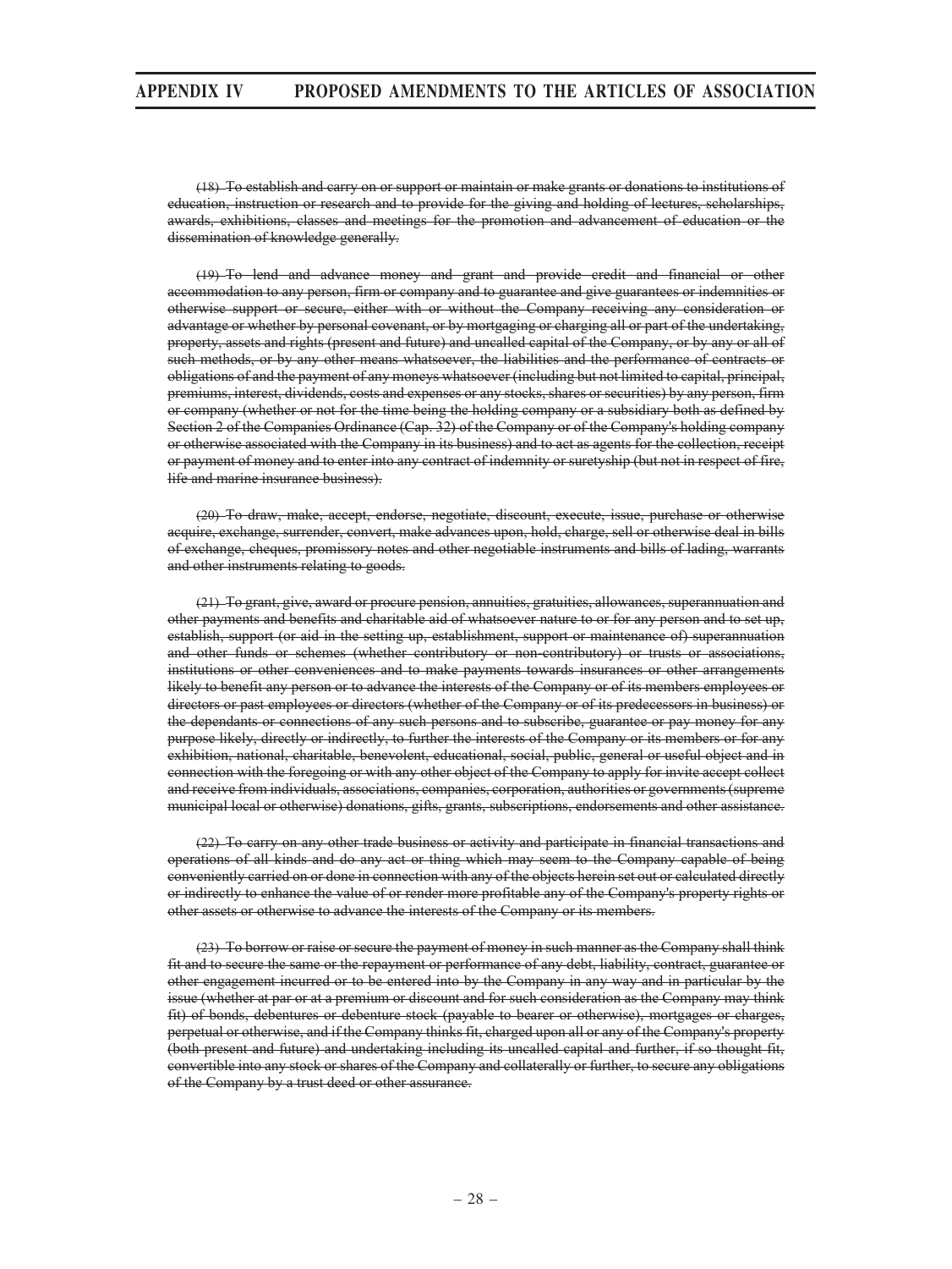~~(18) To establish and carry on or support or maintain or make grants or donations to institutions of education, instruction or research and to provide for the giving and holding of lectures, scholarships, awards, exhibitions, classes and meetings for the promotion and advancement of education or the dissemination of knowledge generally.~~

~~(19) To lend and advance money and grant and provide credit and financial or other accommodation to any person, firm or company and to guarantee and give guarantees or indemnities or otherwise support or secure, either with or without the Company receiving any consideration or advantage or whether by personal covenant, or by mortgaging or charging all or part of the undertaking, property, assets and rights (present and future) and uncalled capital of the Company, or by any or all of such methods, or by any other means whatsoever, the liabilities and the performance of contracts or obligations of and the payment of any moneys whatsoever (including but not limited to capital, principal, premiums, interest, dividends, costs and expenses or any stocks, shares or securities) by any person, firm or company (whether or not for the time being the holding company or a subsidiary both as defined by Section 2 of the Companies Ordinance (Cap. 32) of the Company or of the Company's holding company or otherwise associated with the Company in its business) and to act as agents for the collection, receipt or payment of money and to enter into any contract of indemnity or suretyship (but not in respect of fire, life and marine insurance business).~~

~~(20) To draw, make, accept, endorse, negotiate, discount, execute, issue, purchase or otherwise acquire, exchange, surrender, convert, make advances upon, hold, charge, sell or otherwise deal in bills of exchange, cheques, promissory notes and other negotiable instruments and bills of lading, warrants and other instruments relating to goods.~~

~~(21) To grant, give, award or procure pension, annuities, gratuities, allowances, superannuation and other payments and benefits and charitable aid of whatsoever nature to or for any person and to set up, establish, support (or aid in the setting up, establishment, support or maintenance of) superannuation and other funds or schemes (whether contributory or non-contributory) or trusts or associations, institutions or other conveniences and to make payments towards insurances or other arrangements likely to benefit any person or to advance the interests of the Company or of its members employees or directors or past employees or directors (whether of the Company or of its predecessors in business) or the dependants or connections of any such persons and to subscribe, guarantee or pay money for any purpose likely, directly or indirectly, to further the interests of the Company or its members or for any exhibition, national, charitable, benevolent, educational, social, public, general or useful object and in connection with the foregoing or with any other object of the Company to apply for invite accept collect and receive from individuals, associations, companies, corporation, authorities or governments (supreme municipal local or otherwise) donations, gifts, grants, subscriptions, endorsements and other assistance.~~

~~(22) To carry on any other trade business or activity and participate in financial transactions and operations of all kinds and do any act or thing which may seem to the Company capable of being conveniently carried on or done in connection with any of the objects herein set out or calculated directly or indirectly to enhance the value of or render more profitable any of the Company's property rights or other assets or otherwise to advance the interests of the Company or its members.~~

~~(23) To borrow or raise or secure the payment of money in such manner as the Company shall think fit and to secure the same or the repayment or performance of any debt, liability, contract, guarantee or other engagement incurred or to be entered into by the Company in any way and in particular by the issue (whether at par or at a premium or discount and for such consideration as the Company may think fit) of bonds, debentures or debenture stock (payable to bearer or otherwise), mortgages or charges, perpetual or otherwise, and if the Company thinks fit, charged upon all or any of the Company's property (both present and future) and undertaking including its uncalled capital and further, if so thought fit, convertible into any stock or shares of the Company and collaterally or further, to secure any obligations of the Company by a trust deed or other assurance.~~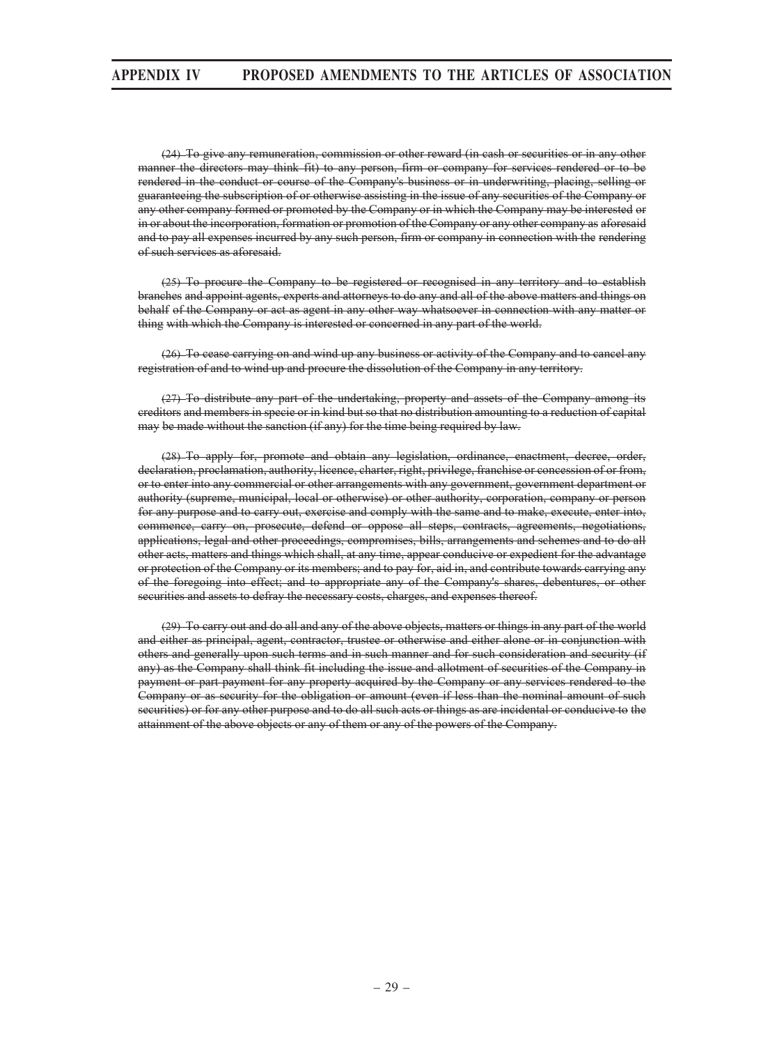~~(24) To give any remuneration, commission or other reward (in cash or securities or in any other manner the directors may think fit) to any person, firm or company for services rendered or to be rendered in the conduct or course of the Company's business or in underwriting, placing, selling or guaranteeing the subscription of or otherwise assisting in the issue of any securities of the Company or any other company formed or promoted by the Company or in which the Company may be interested or in or about the incorporation, formation or promotion of the Company or any other company as aforesaid and to pay all expenses incurred by any such person, firm or company in connection with the rendering of such services as aforesaid.~~

~~(25) To procure the Company to be registered or recognised in any territory and to establish branches and appoint agents, experts and attorneys to do any and all of the above matters and things on behalf of the Company or act as agent in any other way whatsoever in connection with any matter or thing with which the Company is interested or concerned in any part of the world.~~

~~(26) To cease carrying on and wind up any business or activity of the Company and to cancel any registration of and to wind up and procure the dissolution of the Company in any territory.~~

~~(27) To distribute any part of the undertaking, property and assets of the Company among its creditors and members in specie or in kind but so that no distribution amounting to a reduction of capital may be made without the sanction (if any) for the time being required by law.~~

~~(28) To apply for, promote and obtain any legislation, ordinance, enactment, decree, order, declaration, proclamation, authority, licence, charter, right, privilege, franchise or concession of or from, or to enter into any commercial or other arrangements with any government, government department or authority (supreme, municipal, local or otherwise) or other authority, corporation, company or person for any purpose and to carry out, exercise and comply with the same and to make, execute, enter into, commence, carry on, prosecute, defend or oppose all steps, contracts, agreements, negotiations, applications, legal and other proceedings, compromises, bills, arrangements and schemes and to do all other acts, matters and things which shall, at any time, appear conducive or expedient for the advantage or protection of the Company or its members; and to pay for, aid in, and contribute towards carrying any of the foregoing into effect; and to appropriate any of the Company's shares, debentures, or other securities and assets to defray the necessary costs, charges, and expenses thereof.~~

~~(29) To carry out and do all and any of the above objects, matters or things in any part of the world and either as principal, agent, contractor, trustee or otherwise and either alone or in conjunction with others and generally upon such terms and in such manner and for such consideration and security (if any) as the Company shall think fit including the issue and allotment of securities of the Company in payment or part payment for any property acquired by the Company or any services rendered to the Company or as security for the obligation or amount (even if less than the nominal amount of such securities) or for any other purpose and to do all such acts or things as are incidental or conducive to the attainment of the above objects or any of them or any of the powers of the Company.~~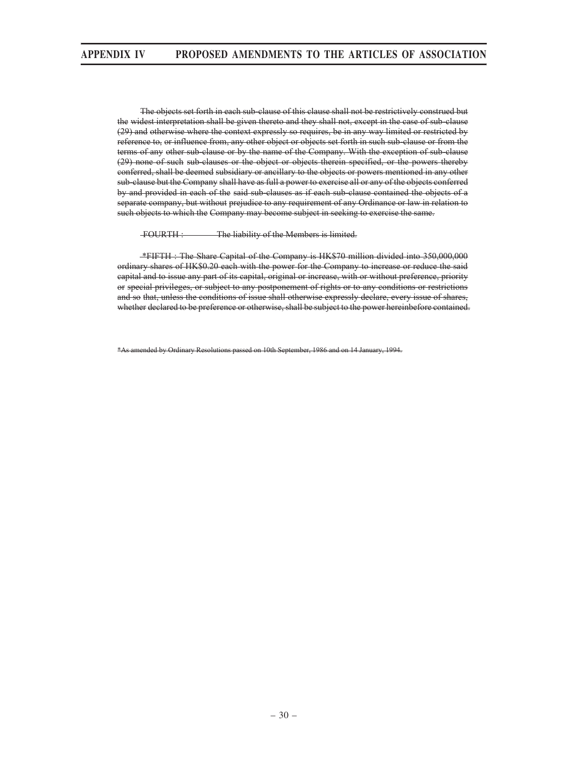~~The objects set forth in each sub-clause of this clause shall not be restrictively construed but the widest interpretation shall be given thereto and they shall not, except in the case of sub-clause (29) and otherwise where the context expressly so requires, be in any way limited or restricted by reference to, or influence from, any other object or objects set forth in such sub-clause or from the terms of any other sub-clause or by the name of the Company. With the exception of sub-clause (29) none of such sub-clauses or the object or objects therein specified, or the powers thereby conferred, shall be deemed subsidiary or ancillary to the objects or powers mentioned in any other sub-clause but the Company shall have as full a power to exercise all or any of the objects conferred by and provided in each of the said sub-clauses as if each sub-clause contained the objects of a separate company, but without prejudice to any requirement of any Ordinance or law in relation to such objects to which the Company may become subject in seeking to exercise the same.~~

~~FOURTH : The liability of the Members is limited.~~

~~*FIFTH : The Share Capital of the Company is HK$70 million divided into 350,000,000 ordinary shares of HK$0.20 each with the power for the Company to increase or reduce the said capital and to issue any part of its capital, original or increase, with or without preference, priority or special privileges, or subject to any postponement of rights or to any conditions or restrictions and so that, unless the conditions of issue shall otherwise expressly declare, every issue of shares, whether declared to be preference or otherwise, shall be subject to the power hereinbefore contained.~~

~~*As amended by Ordinary Resolutions passed on 10th September, 1986 and on 14 January, 1994.~~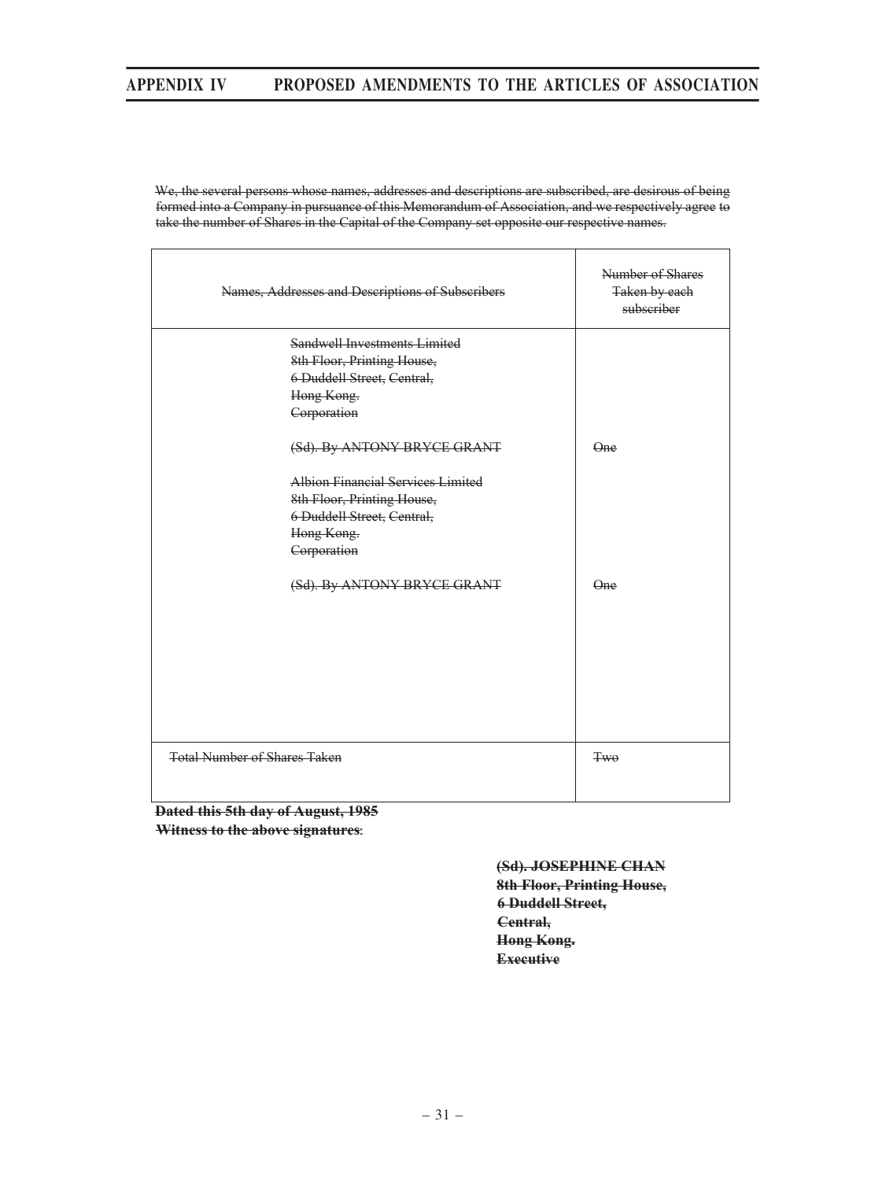~~We, the several persons whose names, addresses and descriptions are subscribed, are desirous of being formed into a Company in pursuance of this Memorandum of Association, and we respectively agree to take the number of Shares in the Capital of the Company set opposite our respective names.~~

| ~~Names, Addresses and Descriptions of Subscribers~~ | ~~Number of Shares Taken by each subscriber~~ |
|---|---|
| ~~Sandwell Investments Limited~~<br>~~8th Floor, Printing House,~~<br>~~6 Duddell Street, Central,~~<br>~~Hong Kong.~~<br>~~Corporation~~<br><br>~~(Sd). By ANTONY BRYCE GRANT~~ | ~~One~~ |
| ~~Albion Financial Services Limited~~<br>~~8th Floor, Printing House,~~<br>~~6 Duddell Street, Central,~~<br>~~Hong Kong.~~<br>~~Corporation~~<br><br>~~(Sd). By ANTONY BRYCE GRANT~~ | ~~One~~ |
| ~~Total Number of Shares Taken~~ | ~~Two~~ |

**~~Dated this 5th day of August, 1985~~**

**~~Witness to the above signatures~~**:

**~~(Sd). JOSEPHINE CHAN~~**
**~~8th Floor, Printing House,~~**
**~~6 Duddell Street,~~**
**~~Central,~~**
**~~Hong Kong.~~**
**~~Executive~~**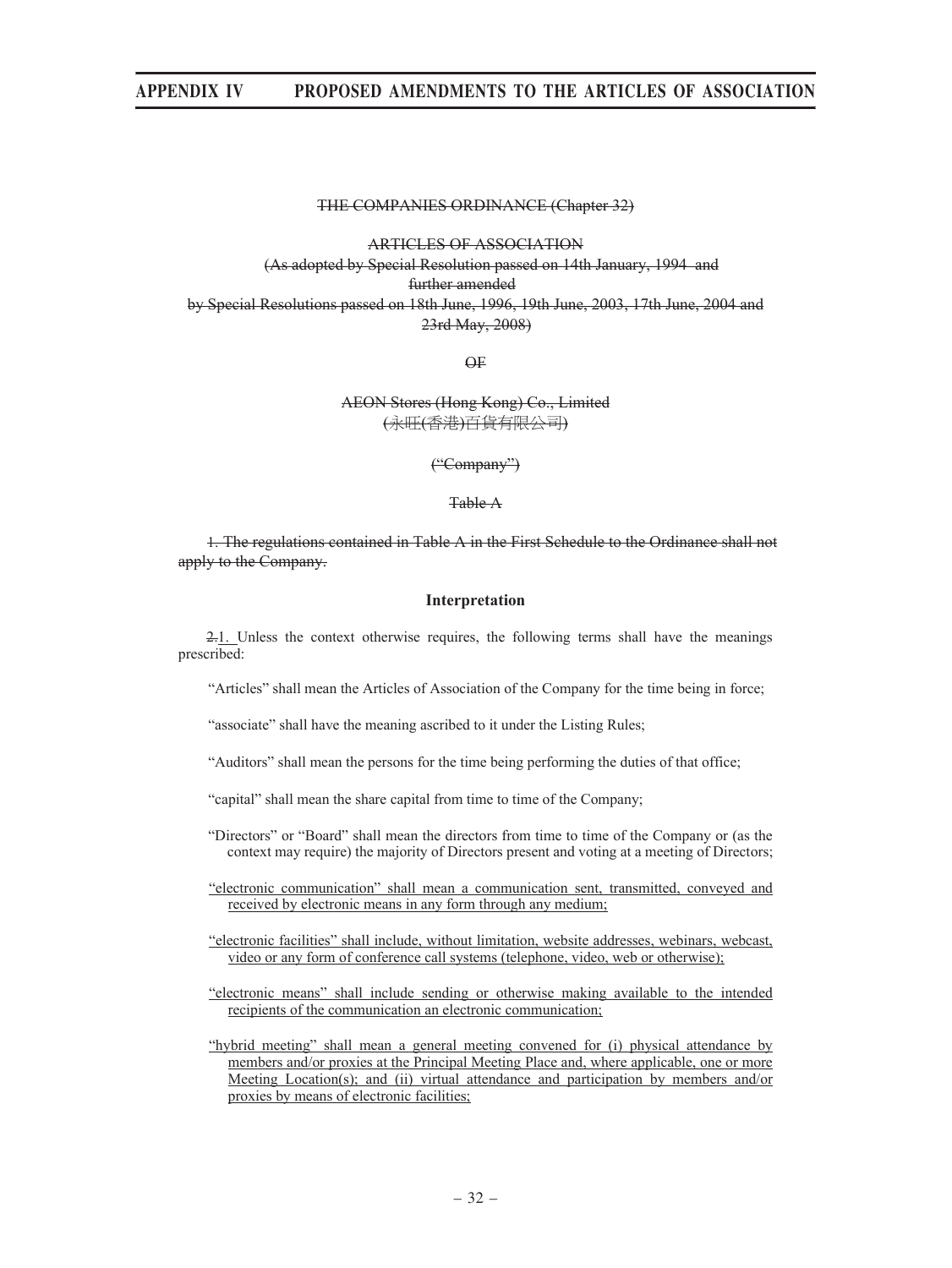~~THE COMPANIES ORDINANCE (Chapter 32)~~

~~ARTICLES OF ASSOCIATION~~
~~(As adopted by Special Resolution passed on 14th January, 1994 and further amended by Special Resolutions passed on 18th June, 1996, 19th June, 2003, 17th June, 2004 and 23rd May, 2008)~~

~~OF~~

~~AEON Stores (Hong Kong) Co., Limited~~
~~(永旺(香港)百貨有限公司)~~

~~("Company")~~

~~Table A~~

~~1. The regulations contained in Table A in the First Schedule to the Ordinance shall not apply to the Company.~~

## Interpretation

~~2.~~1. Unless the context otherwise requires, the following terms shall have the meanings prescribed:

"Articles" shall mean the Articles of Association of the Company for the time being in force;

"associate" shall have the meaning ascribed to it under the Listing Rules;

"Auditors" shall mean the persons for the time being performing the duties of that office;

"capital" shall mean the share capital from time to time of the Company;

"Directors" or "Board" shall mean the directors from time to time of the Company or (as the context may require) the majority of Directors present and voting at a meeting of Directors;

<u>"electronic communication" shall mean a communication sent, transmitted, conveyed and received by electronic means in any form through any medium;</u>

<u>"electronic facilities" shall include, without limitation, website addresses, webinars, webcast, video or any form of conference call systems (telephone, video, web or otherwise);</u>

<u>"electronic means" shall include sending or otherwise making available to the intended recipients of the communication an electronic communication;</u>

<u>"hybrid meeting" shall mean a general meeting convened for (i) physical attendance by members and/or proxies at the Principal Meeting Place and, where applicable, one or more Meeting Location(s); and (ii) virtual attendance and participation by members and/or proxies by means of electronic facilities;</u>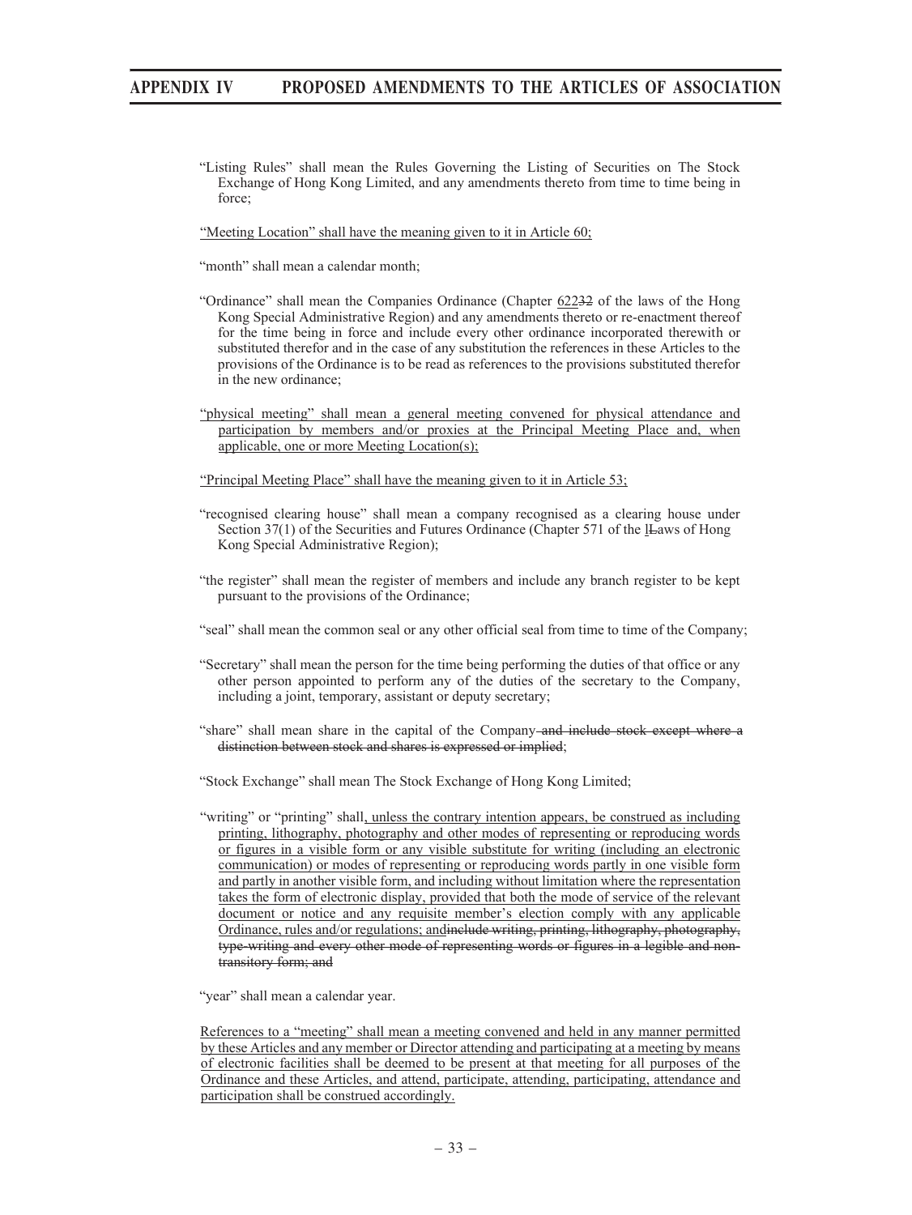"Listing Rules" shall mean the Rules Governing the Listing of Securities on The Stock Exchange of Hong Kong Limited, and any amendments thereto from time to time being in force;

<u>"Meeting Location" shall have the meaning given to it in Article 60;</u>

"month" shall mean a calendar month;

"Ordinance" shall mean the Companies Ordinance (Chapter <u>622</u>~~32~~ of the laws of the Hong Kong Special Administrative Region) and any amendments thereto or re-enactment thereof for the time being in force and include every other ordinance incorporated therewith or substituted therefor and in the case of any substitution the references in these Articles to the provisions of the Ordinance is to be read as references to the provisions substituted therefor in the new ordinance;

<u>"physical meeting" shall mean a general meeting convened for physical attendance and participation by members and/or proxies at the Principal Meeting Place and, when applicable, one or more Meeting Location(s);</u>

<u>"Principal Meeting Place" shall have the meaning given to it in Article 53;</u>

"recognised clearing house" shall mean a company recognised as a clearing house under Section 37(1) of the Securities and Futures Ordinance (Chapter 571 of the <u>l</u>~~L~~aws of Hong Kong Special Administrative Region);

"the register" shall mean the register of members and include any branch register to be kept pursuant to the provisions of the Ordinance;

"seal" shall mean the common seal or any other official seal from time to time of the Company;

"Secretary" shall mean the person for the time being performing the duties of that office or any other person appointed to perform any of the duties of the secretary to the Company, including a joint, temporary, assistant or deputy secretary;

"share" shall mean share in the capital of the Company~~ and include stock except where a distinction between stock and shares is expressed or implied~~;

"Stock Exchange" shall mean The Stock Exchange of Hong Kong Limited;

"writing" or "printing" shall<u>, unless the contrary intention appears, be construed as including printing, lithography, photography and other modes of representing or reproducing words or figures in a visible form or any visible substitute for writing (including an electronic communication) or modes of representing or reproducing words partly in one visible form and partly in another visible form, and including without limitation where the representation takes the form of electronic display, provided that both the mode of service of the relevant document or notice and any requisite member's election comply with any applicable Ordinance, rules and/or regulations; and</u>~~include writing, printing, lithography, photography, type-writing and every other mode of representing words or figures in a legible and non-transitory form; and~~

"year" shall mean a calendar year.

<u>References to a "meeting" shall mean a meeting convened and held in any manner permitted by these Articles and any member or Director attending and participating at a meeting by means of electronic facilities shall be deemed to be present at that meeting for all purposes of the Ordinance and these Articles, and attend, participate, attending, participating, attendance and participation shall be construed accordingly.</u>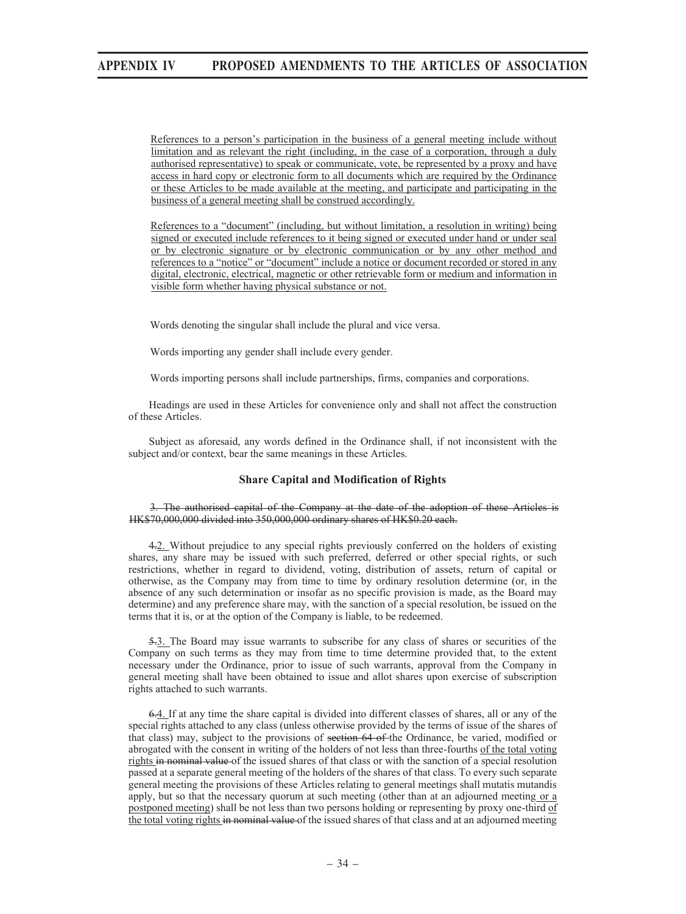References to a person's participation in the business of a general meeting include without limitation and as relevant the right (including, in the case of a corporation, through a duly authorised representative) to speak or communicate, vote, be represented by a proxy and have access in hard copy or electronic form to all documents which are required by the Ordinance or these Articles to be made available at the meeting, and participate and participating in the business of a general meeting shall be construed accordingly.

References to a "document" (including, but without limitation, a resolution in writing) being signed or executed include references to it being signed or executed under hand or under seal or by electronic signature or by electronic communication or by any other method and references to a "notice" or "document" include a notice or document recorded or stored in any digital, electronic, electrical, magnetic or other retrievable form or medium and information in visible form whether having physical substance or not.

Words denoting the singular shall include the plural and vice versa.

Words importing any gender shall include every gender.

Words importing persons shall include partnerships, firms, companies and corporations.

Headings are used in these Articles for convenience only and shall not affect the construction of these Articles.

Subject as aforesaid, any words defined in the Ordinance shall, if not inconsistent with the subject and/or context, bear the same meanings in these Articles.

### Share Capital and Modification of Rights

~~3. The authorised capital of the Company at the date of the adoption of these Articles is HK$70,000,000 divided into 350,000,000 ordinary shares of HK$0.20 each.~~

~~4.~~2. Without prejudice to any special rights previously conferred on the holders of existing shares, any share may be issued with such preferred, deferred or other special rights, or such restrictions, whether in regard to dividend, voting, distribution of assets, return of capital or otherwise, as the Company may from time to time by ordinary resolution determine (or, in the absence of any such determination or insofar as no specific provision is made, as the Board may determine) and any preference share may, with the sanction of a special resolution, be issued on the terms that it is, or at the option of the Company is liable, to be redeemed.

~~5.~~3. The Board may issue warrants to subscribe for any class of shares or securities of the Company on such terms as they may from time to time determine provided that, to the extent necessary under the Ordinance, prior to issue of such warrants, approval from the Company in general meeting shall have been obtained to issue and allot shares upon exercise of subscription rights attached to such warrants.

~~6.~~4. If at any time the share capital is divided into different classes of shares, all or any of the special rights attached to any class (unless otherwise provided by the terms of issue of the shares of that class) may, subject to the provisions of ~~section 64 of~~ the Ordinance, be varied, modified or abrogated with the consent in writing of the holders of not less than three-fourths of the total voting rights ~~in nominal value~~ of the issued shares of that class or with the sanction of a special resolution passed at a separate general meeting of the holders of the shares of that class. To every such separate general meeting the provisions of these Articles relating to general meetings shall mutatis mutandis apply, but so that the necessary quorum at such meeting (other than at an adjourned meeting or a postponed meeting) shall be not less than two persons holding or representing by proxy one-third of the total voting rights ~~in nominal value~~ of the issued shares of that class and at an adjourned meeting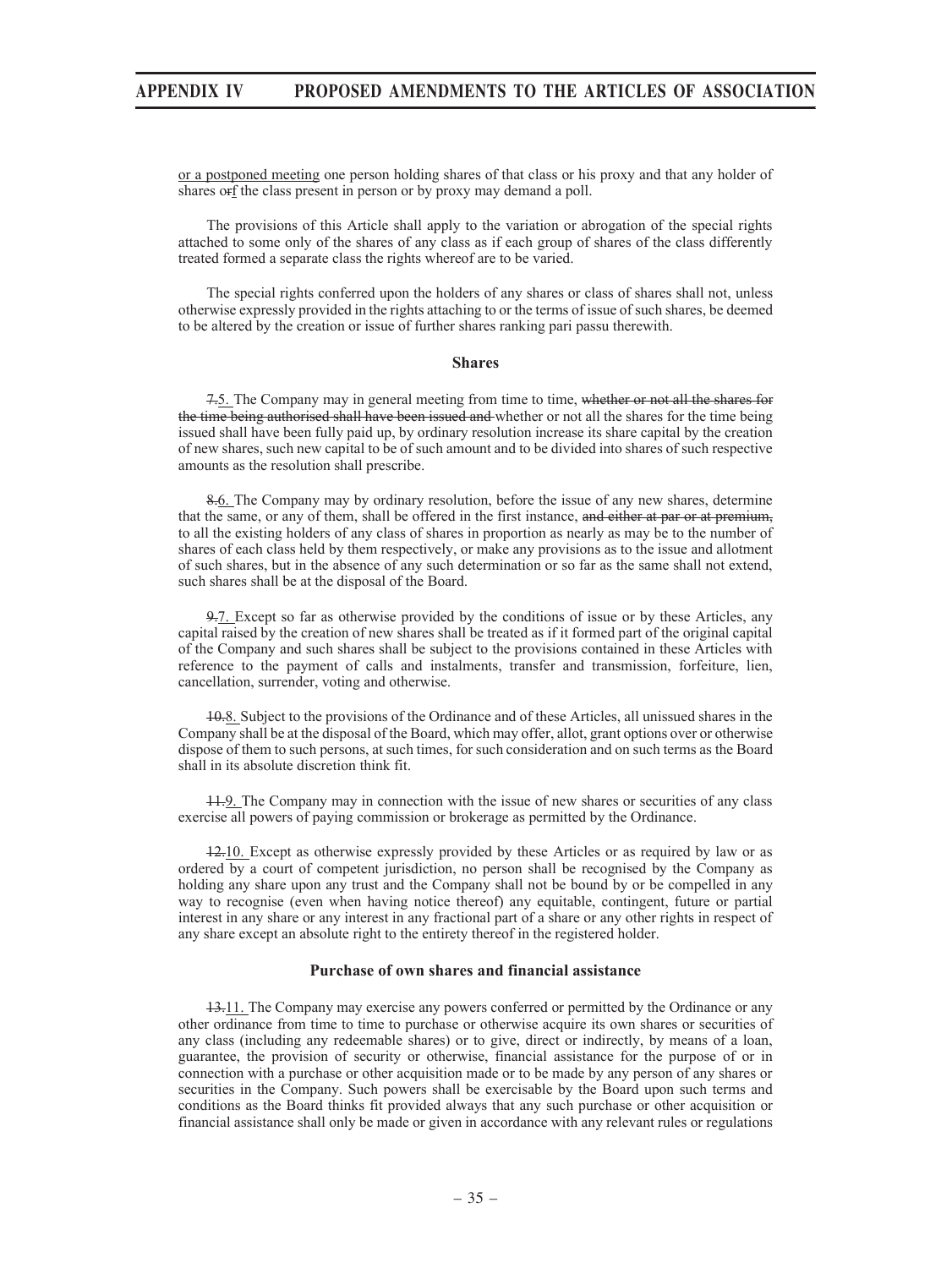or a postponed meeting one person holding shares of that class or his proxy and that any holder of shares orf the class present in person or by proxy may demand a poll.

The provisions of this Article shall apply to the variation or abrogation of the special rights attached to some only of the shares of any class as if each group of shares of the class differently treated formed a separate class the rights whereof are to be varied.

The special rights conferred upon the holders of any shares or class of shares shall not, unless otherwise expressly provided in the rights attaching to or the terms of issue of such shares, be deemed to be altered by the creation or issue of further shares ranking pari passu therewith.

### Shares

~~7.~~5. The Company may in general meeting from time to time, ~~whether or not all the shares for the time being authorised shall have been issued and~~ whether or not all the shares for the time being issued shall have been fully paid up, by ordinary resolution increase its share capital by the creation of new shares, such new capital to be of such amount and to be divided into shares of such respective amounts as the resolution shall prescribe.

~~8.~~6. The Company may by ordinary resolution, before the issue of any new shares, determine that the same, or any of them, shall be offered in the first instance, ~~and either at par or at premium,~~ to all the existing holders of any class of shares in proportion as nearly as may be to the number of shares of each class held by them respectively, or make any provisions as to the issue and allotment of such shares, but in the absence of any such determination or so far as the same shall not extend, such shares shall be at the disposal of the Board.

~~9.~~7. Except so far as otherwise provided by the conditions of issue or by these Articles, any capital raised by the creation of new shares shall be treated as if it formed part of the original capital of the Company and such shares shall be subject to the provisions contained in these Articles with reference to the payment of calls and instalments, transfer and transmission, forfeiture, lien, cancellation, surrender, voting and otherwise.

~~10.~~8. Subject to the provisions of the Ordinance and of these Articles, all unissued shares in the Company shall be at the disposal of the Board, which may offer, allot, grant options over or otherwise dispose of them to such persons, at such times, for such consideration and on such terms as the Board shall in its absolute discretion think fit.

~~11.~~9. The Company may in connection with the issue of new shares or securities of any class exercise all powers of paying commission or brokerage as permitted by the Ordinance.

~~12.~~10. Except as otherwise expressly provided by these Articles or as required by law or as ordered by a court of competent jurisdiction, no person shall be recognised by the Company as holding any share upon any trust and the Company shall not be bound by or be compelled in any way to recognise (even when having notice thereof) any equitable, contingent, future or partial interest in any share or any interest in any fractional part of a share or any other rights in respect of any share except an absolute right to the entirety thereof in the registered holder.

### Purchase of own shares and financial assistance

~~13.~~11. The Company may exercise any powers conferred or permitted by the Ordinance or any other ordinance from time to time to purchase or otherwise acquire its own shares or securities of any class (including any redeemable shares) or to give, direct or indirectly, by means of a loan, guarantee, the provision of security or otherwise, financial assistance for the purpose of or in connection with a purchase or other acquisition made or to be made by any person of any shares or securities in the Company. Such powers shall be exercisable by the Board upon such terms and conditions as the Board thinks fit provided always that any such purchase or other acquisition or financial assistance shall only be made or given in accordance with any relevant rules or regulations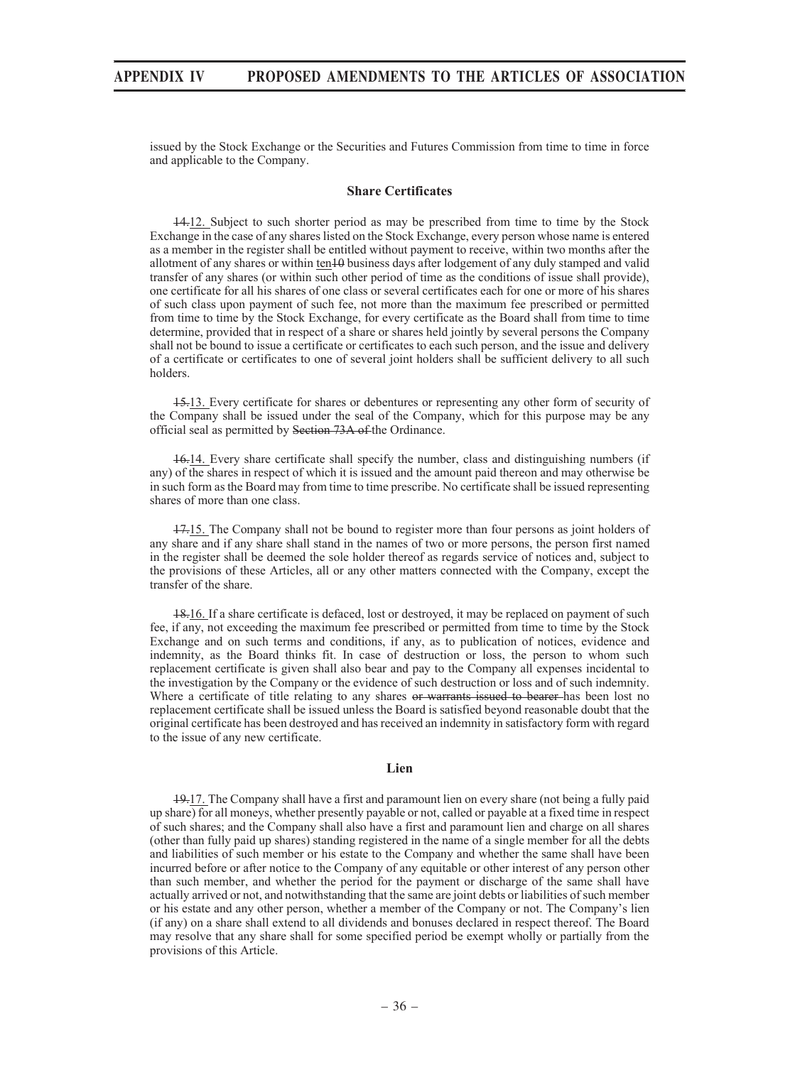issued by the Stock Exchange or the Securities and Futures Commission from time to time in force and applicable to the Company.

### Share Certificates

~~14.~~12. Subject to such shorter period as may be prescribed from time to time by the Stock Exchange in the case of any shares listed on the Stock Exchange, every person whose name is entered as a member in the register shall be entitled without payment to receive, within two months after the allotment of any shares or within ten~~10~~ business days after lodgement of any duly stamped and valid transfer of any shares (or within such other period of time as the conditions of issue shall provide), one certificate for all his shares of one class or several certificates each for one or more of his shares of such class upon payment of such fee, not more than the maximum fee prescribed or permitted from time to time by the Stock Exchange, for every certificate as the Board shall from time to time determine, provided that in respect of a share or shares held jointly by several persons the Company shall not be bound to issue a certificate or certificates to each such person, and the issue and delivery of a certificate or certificates to one of several joint holders shall be sufficient delivery to all such holders.

~~15.~~13. Every certificate for shares or debentures or representing any other form of security of the Company shall be issued under the seal of the Company, which for this purpose may be any official seal as permitted by ~~Section 73A of~~ the Ordinance.

~~16.~~14. Every share certificate shall specify the number, class and distinguishing numbers (if any) of the shares in respect of which it is issued and the amount paid thereon and may otherwise be in such form as the Board may from time to time prescribe. No certificate shall be issued representing shares of more than one class.

~~17.~~15. The Company shall not be bound to register more than four persons as joint holders of any share and if any share shall stand in the names of two or more persons, the person first named in the register shall be deemed the sole holder thereof as regards service of notices and, subject to the provisions of these Articles, all or any other matters connected with the Company, except the transfer of the share.

~~18.~~16. If a share certificate is defaced, lost or destroyed, it may be replaced on payment of such fee, if any, not exceeding the maximum fee prescribed or permitted from time to time by the Stock Exchange and on such terms and conditions, if any, as to publication of notices, evidence and indemnity, as the Board thinks fit. In case of destruction or loss, the person to whom such replacement certificate is given shall also bear and pay to the Company all expenses incidental to the investigation by the Company or the evidence of such destruction or loss and of such indemnity. Where a certificate of title relating to any shares ~~or warrants issued to bearer~~ has been lost no replacement certificate shall be issued unless the Board is satisfied beyond reasonable doubt that the original certificate has been destroyed and has received an indemnity in satisfactory form with regard to the issue of any new certificate.

### Lien

~~19.~~17. The Company shall have a first and paramount lien on every share (not being a fully paid up share) for all moneys, whether presently payable or not, called or payable at a fixed time in respect of such shares; and the Company shall also have a first and paramount lien and charge on all shares (other than fully paid up shares) standing registered in the name of a single member for all the debts and liabilities of such member or his estate to the Company and whether the same shall have been incurred before or after notice to the Company of any equitable or other interest of any person other than such member, and whether the period for the payment or discharge of the same shall have actually arrived or not, and notwithstanding that the same are joint debts or liabilities of such member or his estate and any other person, whether a member of the Company or not. The Company's lien (if any) on a share shall extend to all dividends and bonuses declared in respect thereof. The Board may resolve that any share shall for some specified period be exempt wholly or partially from the provisions of this Article.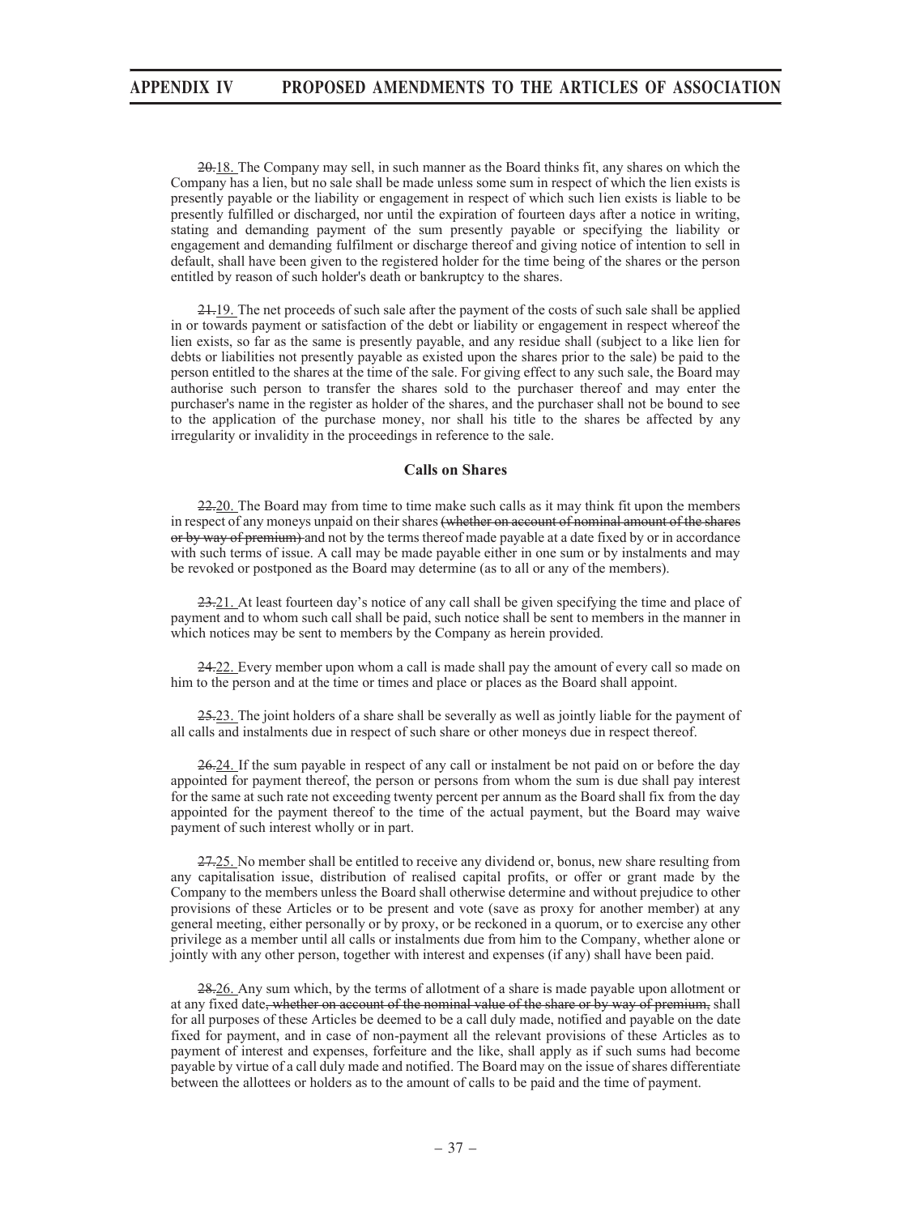~~20.~~18. The Company may sell, in such manner as the Board thinks fit, any shares on which the Company has a lien, but no sale shall be made unless some sum in respect of which the lien exists is presently payable or the liability or engagement in respect of which such lien exists is liable to be presently fulfilled or discharged, nor until the expiration of fourteen days after a notice in writing, stating and demanding payment of the sum presently payable or specifying the liability or engagement and demanding fulfilment or discharge thereof and giving notice of intention to sell in default, shall have been given to the registered holder for the time being of the shares or the person entitled by reason of such holder's death or bankruptcy to the shares.

~~21.~~19. The net proceeds of such sale after the payment of the costs of such sale shall be applied in or towards payment or satisfaction of the debt or liability or engagement in respect whereof the lien exists, so far as the same is presently payable, and any residue shall (subject to a like lien for debts or liabilities not presently payable as existed upon the shares prior to the sale) be paid to the person entitled to the shares at the time of the sale. For giving effect to any such sale, the Board may authorise such person to transfer the shares sold to the purchaser thereof and may enter the purchaser's name in the register as holder of the shares, and the purchaser shall not be bound to see to the application of the purchase money, nor shall his title to the shares be affected by any irregularity or invalidity in the proceedings in reference to the sale.

### Calls on Shares

~~22.~~20. The Board may from time to time make such calls as it may think fit upon the members in respect of any moneys unpaid on their shares ~~(whether on account of nominal amount of the shares or by way of premium)~~ and not by the terms thereof made payable at a date fixed by or in accordance with such terms of issue. A call may be made payable either in one sum or by instalments and may be revoked or postponed as the Board may determine (as to all or any of the members).

~~23.~~21. At least fourteen day's notice of any call shall be given specifying the time and place of payment and to whom such call shall be paid, such notice shall be sent to members in the manner in which notices may be sent to members by the Company as herein provided.

~~24.~~22. Every member upon whom a call is made shall pay the amount of every call so made on him to the person and at the time or times and place or places as the Board shall appoint.

~~25.~~23. The joint holders of a share shall be severally as well as jointly liable for the payment of all calls and instalments due in respect of such share or other moneys due in respect thereof.

~~26.~~24. If the sum payable in respect of any call or instalment be not paid on or before the day appointed for payment thereof, the person or persons from whom the sum is due shall pay interest for the same at such rate not exceeding twenty percent per annum as the Board shall fix from the day appointed for the payment thereof to the time of the actual payment, but the Board may waive payment of such interest wholly or in part.

~~27.~~25. No member shall be entitled to receive any dividend or, bonus, new share resulting from any capitalisation issue, distribution of realised capital profits, or offer or grant made by the Company to the members unless the Board shall otherwise determine and without prejudice to other provisions of these Articles or to be present and vote (save as proxy for another member) at any general meeting, either personally or by proxy, or be reckoned in a quorum, or to exercise any other privilege as a member until all calls or instalments due from him to the Company, whether alone or jointly with any other person, together with interest and expenses (if any) shall have been paid.

~~28.~~26. Any sum which, by the terms of allotment of a share is made payable upon allotment or at any fixed date~~, whether on account of the nominal value of the share or by way of premium,~~ shall for all purposes of these Articles be deemed to be a call duly made, notified and payable on the date fixed for payment, and in case of non-payment all the relevant provisions of these Articles as to payment of interest and expenses, forfeiture and the like, shall apply as if such sums had become payable by virtue of a call duly made and notified. The Board may on the issue of shares differentiate between the allottees or holders as to the amount of calls to be paid and the time of payment.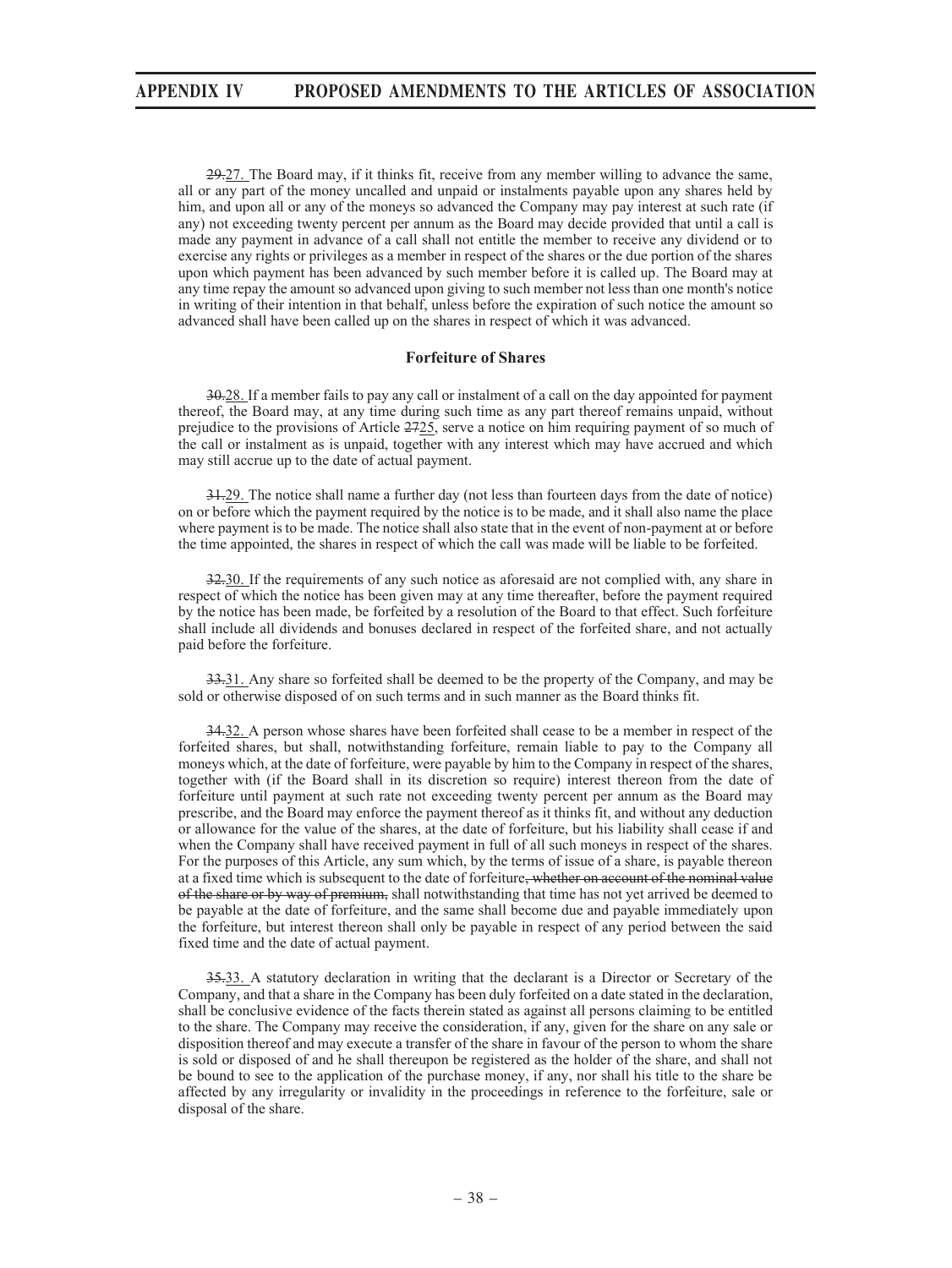~~29.~~27. The Board may, if it thinks fit, receive from any member willing to advance the same, all or any part of the money uncalled and unpaid or instalments payable upon any shares held by him, and upon all or any of the moneys so advanced the Company may pay interest at such rate (if any) not exceeding twenty percent per annum as the Board may decide provided that until a call is made any payment in advance of a call shall not entitle the member to receive any dividend or to exercise any rights or privileges as a member in respect of the shares or the due portion of the shares upon which payment has been advanced by such member before it is called up. The Board may at any time repay the amount so advanced upon giving to such member not less than one month's notice in writing of their intention in that behalf, unless before the expiration of such notice the amount so advanced shall have been called up on the shares in respect of which it was advanced.

**Forfeiture of Shares**

~~30.~~28. If a member fails to pay any call or instalment of a call on the day appointed for payment thereof, the Board may, at any time during such time as any part thereof remains unpaid, without prejudice to the provisions of Article ~~27~~25, serve a notice on him requiring payment of so much of the call or instalment as is unpaid, together with any interest which may have accrued and which may still accrue up to the date of actual payment.

~~31.~~29. The notice shall name a further day (not less than fourteen days from the date of notice) on or before which the payment required by the notice is to be made, and it shall also name the place where payment is to be made. The notice shall also state that in the event of non-payment at or before the time appointed, the shares in respect of which the call was made will be liable to be forfeited.

~~32.~~30. If the requirements of any such notice as aforesaid are not complied with, any share in respect of which the notice has been given may at any time thereafter, before the payment required by the notice has been made, be forfeited by a resolution of the Board to that effect. Such forfeiture shall include all dividends and bonuses declared in respect of the forfeited share, and not actually paid before the forfeiture.

~~33.~~31. Any share so forfeited shall be deemed to be the property of the Company, and may be sold or otherwise disposed of on such terms and in such manner as the Board thinks fit.

~~34.~~32. A person whose shares have been forfeited shall cease to be a member in respect of the forfeited shares, but shall, notwithstanding forfeiture, remain liable to pay to the Company all moneys which, at the date of forfeiture, were payable by him to the Company in respect of the shares, together with (if the Board shall in its discretion so require) interest thereon from the date of forfeiture until payment at such rate not exceeding twenty percent per annum as the Board may prescribe, and the Board may enforce the payment thereof as it thinks fit, and without any deduction or allowance for the value of the shares, at the date of forfeiture, but his liability shall cease if and when the Company shall have received payment in full of all such moneys in respect of the shares. For the purposes of this Article, any sum which, by the terms of issue of a share, is payable thereon at a fixed time which is subsequent to the date of forfeiture~~, whether on account of the nominal value of the share or by way of premium,~~ shall notwithstanding that time has not yet arrived be deemed to be payable at the date of forfeiture, and the same shall become due and payable immediately upon the forfeiture, but interest thereon shall only be payable in respect of any period between the said fixed time and the date of actual payment.

~~35.~~33. A statutory declaration in writing that the declarant is a Director or Secretary of the Company, and that a share in the Company has been duly forfeited on a date stated in the declaration, shall be conclusive evidence of the facts therein stated as against all persons claiming to be entitled to the share. The Company may receive the consideration, if any, given for the share on any sale or disposition thereof and may execute a transfer of the share in favour of the person to whom the share is sold or disposed of and he shall thereupon be registered as the holder of the share, and shall not be bound to see to the application of the purchase money, if any, nor shall his title to the share be affected by any irregularity or invalidity in the proceedings in reference to the forfeiture, sale or disposal of the share.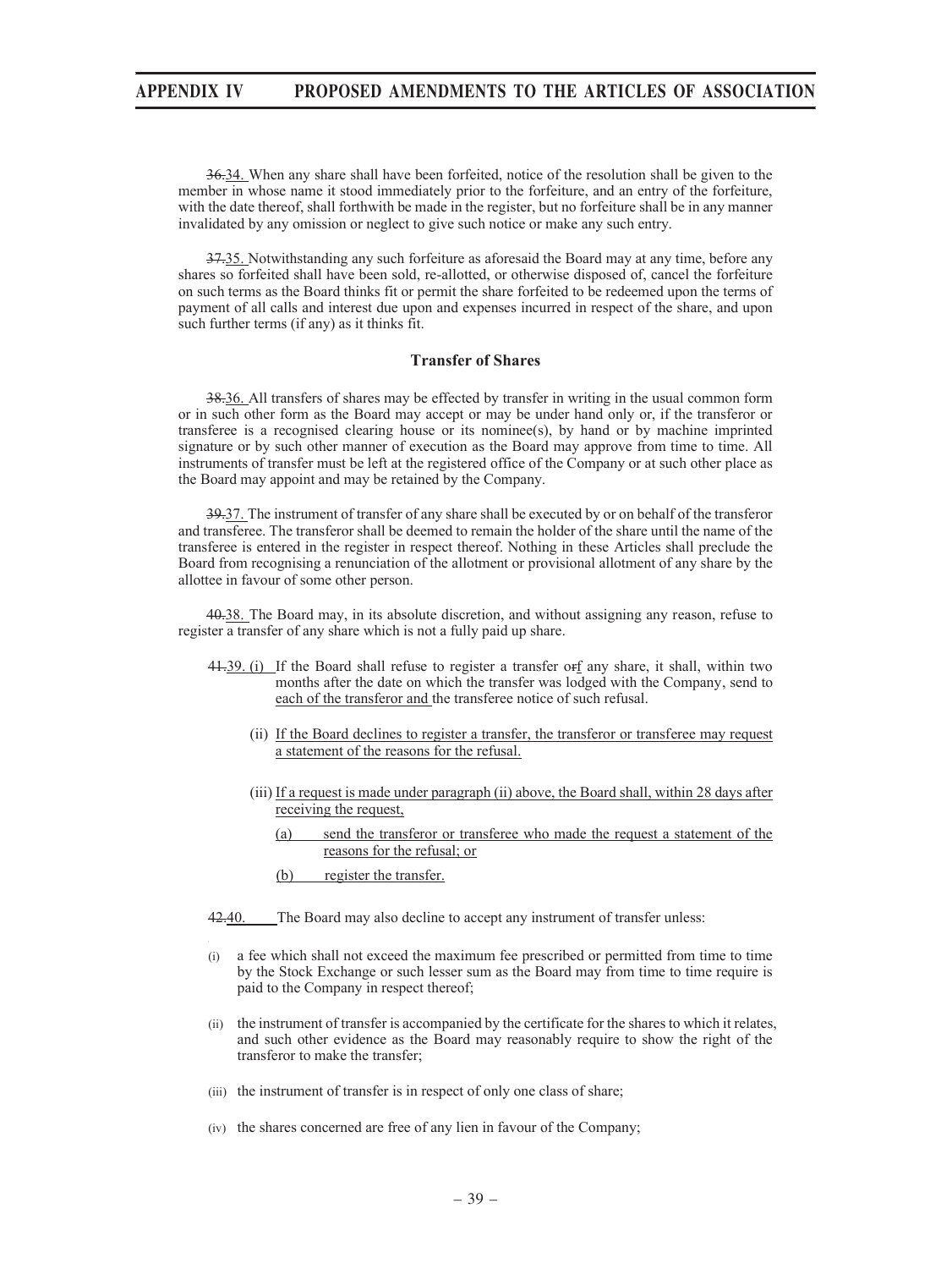36.34. When any share shall have been forfeited, notice of the resolution shall be given to the member in whose name it stood immediately prior to the forfeiture, and an entry of the forfeiture, with the date thereof, shall forthwith be made in the register, but no forfeiture shall be in any manner invalidated by any omission or neglect to give such notice or make any such entry.

37.35. Notwithstanding any such forfeiture as aforesaid the Board may at any time, before any shares so forfeited shall have been sold, re-allotted, or otherwise disposed of, cancel the forfeiture on such terms as the Board thinks fit or permit the share forfeited to be redeemed upon the terms of payment of all calls and interest due upon and expenses incurred in respect of the share, and upon such further terms (if any) as it thinks fit.

### Transfer of Shares

38.36. All transfers of shares may be effected by transfer in writing in the usual common form or in such other form as the Board may accept or may be under hand only or, if the transferor or transferee is a recognised clearing house or its nominee(s), by hand or by machine imprinted signature or by such other manner of execution as the Board may approve from time to time. All instruments of transfer must be left at the registered office of the Company or at such other place as the Board may appoint and may be retained by the Company.

39.37. The instrument of transfer of any share shall be executed by or on behalf of the transferor and transferee. The transferor shall be deemed to remain the holder of the share until the name of the transferee is entered in the register in respect thereof. Nothing in these Articles shall preclude the Board from recognising a renunciation of the allotment or provisional allotment of any share by the allottee in favour of some other person.

40.38. The Board may, in its absolute discretion, and without assigning any reason, refuse to register a transfer of any share which is not a fully paid up share.

41.39. (i) If the Board shall refuse to register a transfer orf any share, it shall, within two months after the date on which the transfer was lodged with the Company, send to each of the transferor and the transferee notice of such refusal.

(ii) If the Board declines to register a transfer, the transferor or transferee may request a statement of the reasons for the refusal.

(iii) If a request is made under paragraph (ii) above, the Board shall, within 28 days after receiving the request,

(a) send the transferor or transferee who made the request a statement of the reasons for the refusal; or

(b) register the transfer.

42.40. The Board may also decline to accept any instrument of transfer unless:

(i) a fee which shall not exceed the maximum fee prescribed or permitted from time to time by the Stock Exchange or such lesser sum as the Board may from time to time require is paid to the Company in respect thereof;

(ii) the instrument of transfer is accompanied by the certificate for the shares to which it relates, and such other evidence as the Board may reasonably require to show the right of the transferor to make the transfer;

(iii) the instrument of transfer is in respect of only one class of share;

(iv) the shares concerned are free of any lien in favour of the Company;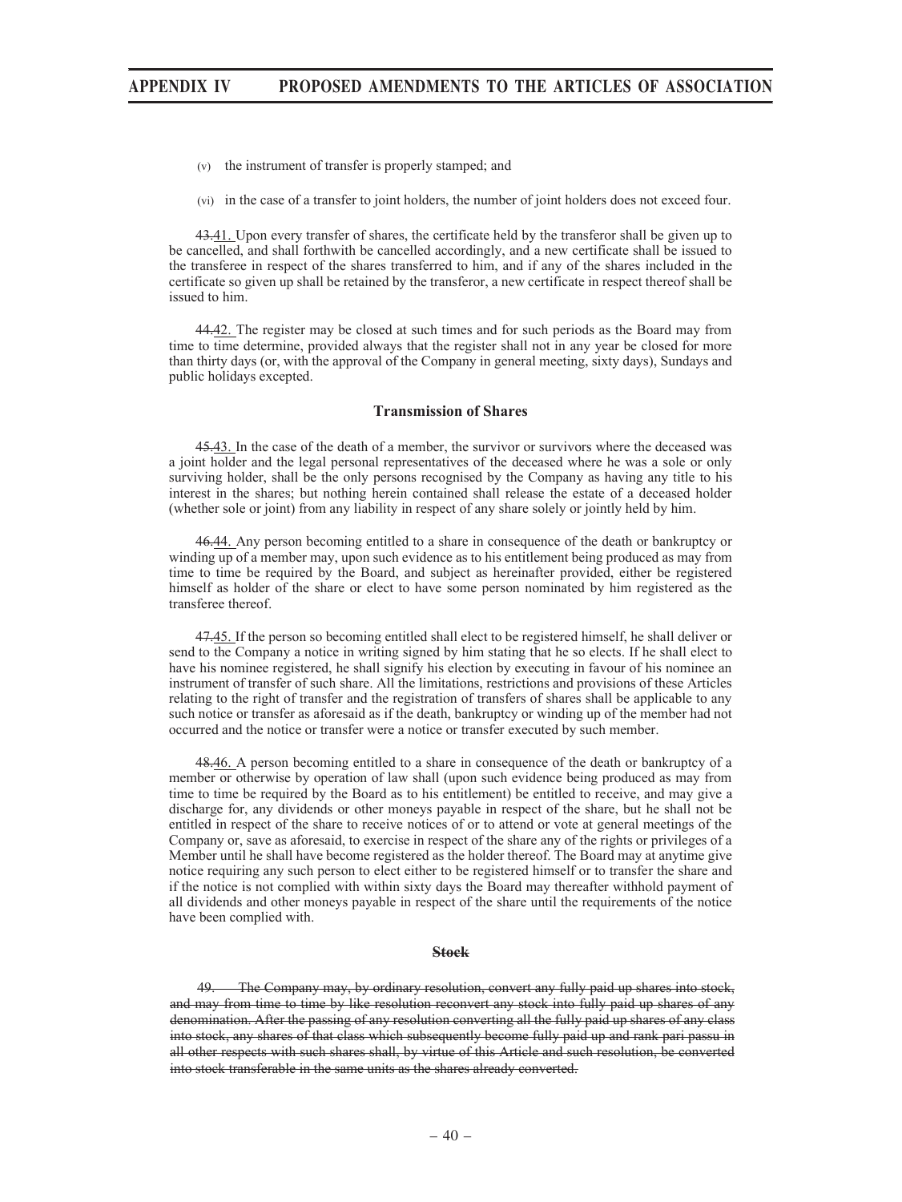(v) the instrument of transfer is properly stamped; and

(vi) in the case of a transfer to joint holders, the number of joint holders does not exceed four.

~~43.~~41. Upon every transfer of shares, the certificate held by the transferor shall be given up to be cancelled, and shall forthwith be cancelled accordingly, and a new certificate shall be issued to the transferee in respect of the shares transferred to him, and if any of the shares included in the certificate so given up shall be retained by the transferor, a new certificate in respect thereof shall be issued to him.

~~44.~~42. The register may be closed at such times and for such periods as the Board may from time to time determine, provided always that the register shall not in any year be closed for more than thirty days (or, with the approval of the Company in general meeting, sixty days), Sundays and public holidays excepted.

### Transmission of Shares

~~45.~~43. In the case of the death of a member, the survivor or survivors where the deceased was a joint holder and the legal personal representatives of the deceased where he was a sole or only surviving holder, shall be the only persons recognised by the Company as having any title to his interest in the shares; but nothing herein contained shall release the estate of a deceased holder (whether sole or joint) from any liability in respect of any share solely or jointly held by him.

~~46.~~44. Any person becoming entitled to a share in consequence of the death or bankruptcy or winding up of a member may, upon such evidence as to his entitlement being produced as may from time to time be required by the Board, and subject as hereinafter provided, either be registered himself as holder of the share or elect to have some person nominated by him registered as the transferee thereof.

~~47.~~45. If the person so becoming entitled shall elect to be registered himself, he shall deliver or send to the Company a notice in writing signed by him stating that he so elects. If he shall elect to have his nominee registered, he shall signify his election by executing in favour of his nominee an instrument of transfer of such share. All the limitations, restrictions and provisions of these Articles relating to the right of transfer and the registration of transfers of shares shall be applicable to any such notice or transfer as aforesaid as if the death, bankruptcy or winding up of the member had not occurred and the notice or transfer were a notice or transfer executed by such member.

~~48.~~46. A person becoming entitled to a share in consequence of the death or bankruptcy of a member or otherwise by operation of law shall (upon such evidence being produced as may from time to time be required by the Board as to his entitlement) be entitled to receive, and may give a discharge for, any dividends or other moneys payable in respect of the share, but he shall not be entitled in respect of the share to receive notices of or to attend or vote at general meetings of the Company or, save as aforesaid, to exercise in respect of the share any of the rights or privileges of a Member until he shall have become registered as the holder thereof. The Board may at anytime give notice requiring any such person to elect either to be registered himself or to transfer the share and if the notice is not complied with within sixty days the Board may thereafter withhold payment of all dividends and other moneys payable in respect of the share until the requirements of the notice have been complied with.

### ~~Stock~~

~~49. The Company may, by ordinary resolution, convert any fully paid up shares into stock, and may from time to time by like resolution reconvert any stock into fully paid up shares of any denomination. After the passing of any resolution converting all the fully paid up shares of any class into stock, any shares of that class which subsequently become fully paid up and rank pari passu in all other respects with such shares shall, by virtue of this Article and such resolution, be converted into stock transferable in the same units as the shares already converted.~~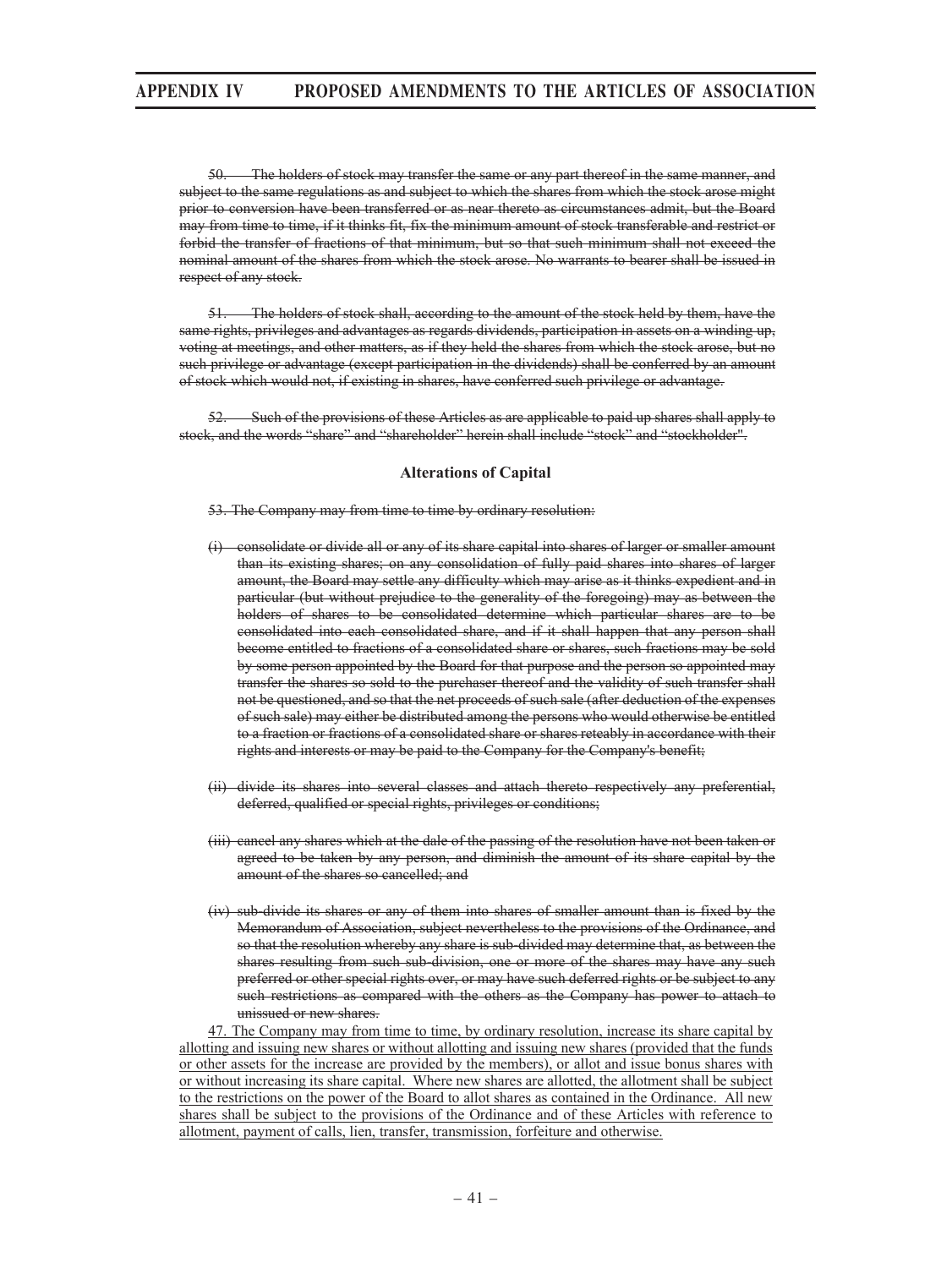~~50. The holders of stock may transfer the same or any part thereof in the same manner, and subject to the same regulations as and subject to which the shares from which the stock arose might prior to conversion have been transferred or as near thereto as circumstances admit, but the Board may from time to time, if it thinks fit, fix the minimum amount of stock transferable and restrict or forbid the transfer of fractions of that minimum, but so that such minimum shall not exceed the nominal amount of the shares from which the stock arose. No warrants to bearer shall be issued in respect of any stock.~~

~~51. The holders of stock shall, according to the amount of the stock held by them, have the same rights, privileges and advantages as regards dividends, participation in assets on a winding up, voting at meetings, and other matters, as if they held the shares from which the stock arose, but no such privilege or advantage (except participation in the dividends) shall be conferred by an amount of stock which would not, if existing in shares, have conferred such privilege or advantage.~~

~~52. Such of the provisions of these Articles as are applicable to paid up shares shall apply to stock, and the words "share" and "shareholder" herein shall include "stock" and "stockholder".~~

### Alterations of Capital

~~53. The Company may from time to time by ordinary resolution:~~

~~(i) consolidate or divide all or any of its share capital into shares of larger or smaller amount than its existing shares; on any consolidation of fully paid shares into shares of larger amount, the Board may settle any difficulty which may arise as it thinks expedient and in particular (but without prejudice to the generality of the foregoing) may as between the holders of shares to be consolidated determine which particular shares are to be consolidated into each consolidated share, and if it shall happen that any person shall become entitled to fractions of a consolidated share or shares, such fractions may be sold by some person appointed by the Board for that purpose and the person so appointed may transfer the shares so sold to the purchaser thereof and the validity of such transfer shall not be questioned, and so that the net proceeds of such sale (after deduction of the expenses of such sale) may either be distributed among the persons who would otherwise be entitled to a fraction or fractions of a consolidated share or shares reteably in accordance with their rights and interests or may be paid to the Company for the Company's benefit;~~

~~(ii) divide its shares into several classes and attach thereto respectively any preferential, deferred, qualified or special rights, privileges or conditions;~~

~~(iii) cancel any shares which at the dale of the passing of the resolution have not been taken or agreed to be taken by any person, and diminish the amount of its share capital by the amount of the shares so cancelled; and~~

~~(iv) sub-divide its shares or any of them into shares of smaller amount than is fixed by the Memorandum of Association, subject nevertheless to the provisions of the Ordinance, and so that the resolution whereby any share is sub-divided may determine that, as between the shares resulting from such sub-division, one or more of the shares may have any such preferred or other special rights over, or may have such deferred rights or be subject to any such restrictions as compared with the others as the Company has power to attach to unissued or new shares.~~

<u>47. The Company may from time to time, by ordinary resolution, increase its share capital by allotting and issuing new shares or without allotting and issuing new shares (provided that the funds or other assets for the increase are provided by the members), or allot and issue bonus shares with or without increasing its share capital. Where new shares are allotted, the allotment shall be subject to the restrictions on the power of the Board to allot shares as contained in the Ordinance. All new shares shall be subject to the provisions of the Ordinance and of these Articles with reference to allotment, payment of calls, lien, transfer, transmission, forfeiture and otherwise.</u>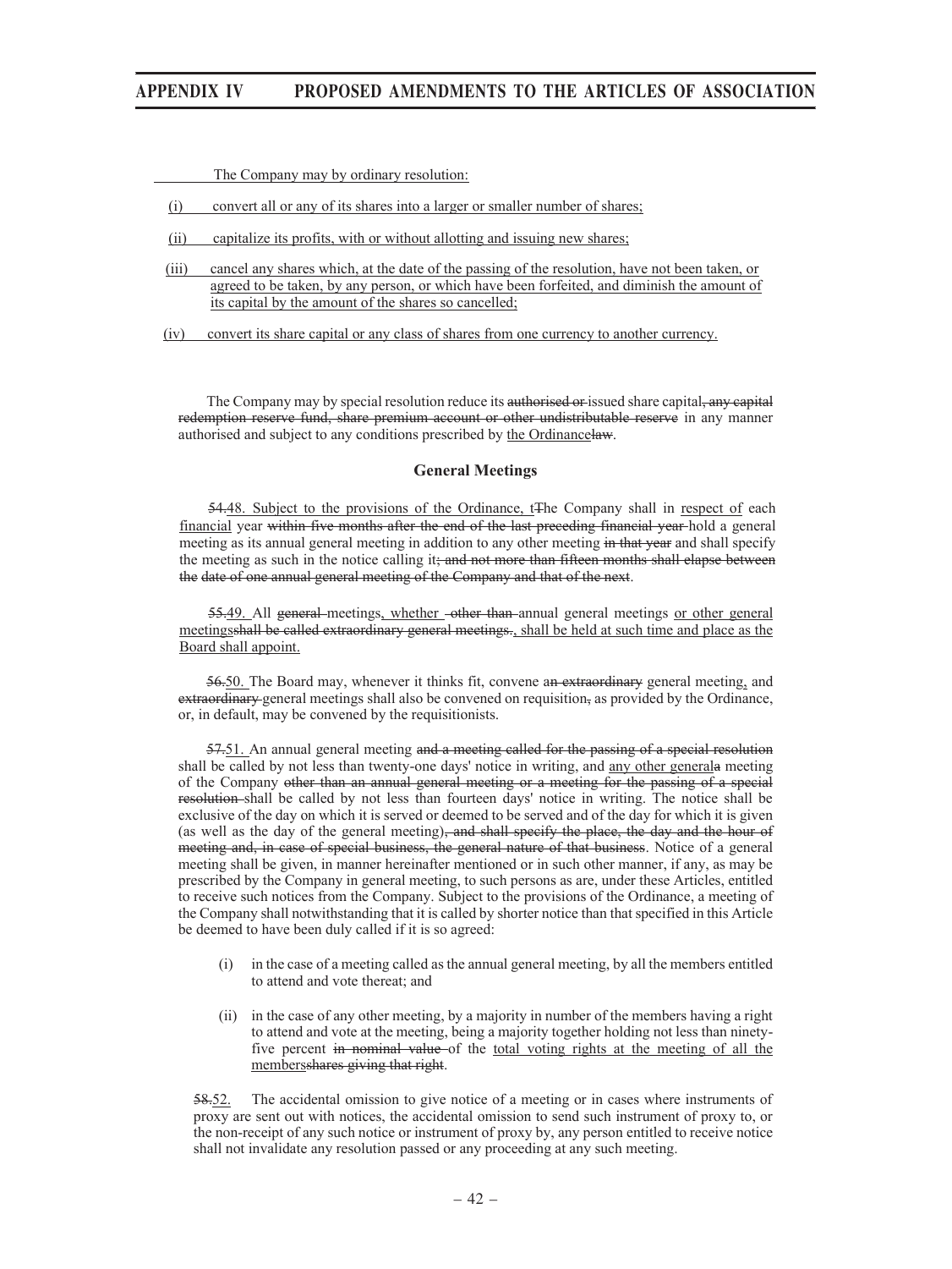The Company may by ordinary resolution:

(i) convert all or any of its shares into a larger or smaller number of shares;

(ii) capitalize its profits, with or without allotting and issuing new shares;

(iii) cancel any shares which, at the date of the passing of the resolution, have not been taken, or agreed to be taken, by any person, or which have been forfeited, and diminish the amount of its capital by the amount of the shares so cancelled;

(iv) convert its share capital or any class of shares from one currency to another currency.

The Company may by special resolution reduce its ~~authorised or~~ issued share capital~~, any capital redemption reserve fund, share premium account or other undistributable reserve~~ in any manner authorised and subject to any conditions prescribed by the Ordinance~~law~~.

## General Meetings

~~54.~~48. Subject to the provisions of the Ordinance, ~~t~~The Company shall in respect of each financial year ~~within five months after the end of the last preceding financial year~~ hold a general meeting as its annual general meeting in addition to any other meeting ~~in that year~~ and shall specify the meeting as such in the notice calling it~~; and not more than fifteen months shall elapse between the date of one annual general meeting of the Company and that of the next~~.

~~55.~~49. All ~~general~~ meetings, whether ~~other than~~ annual general meetings or other general meetings~~shall be called extraordinary general meetings.~~, shall be held at such time and place as the Board shall appoint.

~~56.~~50. The Board may, whenever it thinks fit, convene a~~n extraordinary~~ general meeting, and ~~extraordinary~~ general meetings shall also be convened on requisition~~,~~ as provided by the Ordinance, or, in default, may be convened by the requisitionists.

~~57.~~51. An annual general meeting ~~and a meeting called for the passing of a special resolution~~ shall be called by not less than twenty-one days' notice in writing, and any other general~~a~~ meeting of the Company ~~other than an annual general meeting or a meeting for the passing of a special resolution~~ shall be called by not less than fourteen days' notice in writing. The notice shall be exclusive of the day on which it is served or deemed to be served and of the day for which it is given (as well as the day of the general meeting)~~, and shall specify the place, the day and the hour of meeting and, in case of special business, the general nature of that business~~. Notice of a general meeting shall be given, in manner hereinafter mentioned or in such other manner, if any, as may be prescribed by the Company in general meeting, to such persons as are, under these Articles, entitled to receive such notices from the Company. Subject to the provisions of the Ordinance, a meeting of the Company shall notwithstanding that it is called by shorter notice than that specified in this Article be deemed to have been duly called if it is so agreed:

(i) in the case of a meeting called as the annual general meeting, by all the members entitled to attend and vote thereat; and

(ii) in the case of any other meeting, by a majority in number of the members having a right to attend and vote at the meeting, being a majority together holding not less than ninety-five percent ~~in nominal value~~ of the total voting rights at the meeting of all the members~~shares giving that right~~.

~~58.~~52. The accidental omission to give notice of a meeting or in cases where instruments of proxy are sent out with notices, the accidental omission to send such instrument of proxy to, or the non-receipt of any such notice or instrument of proxy by, any person entitled to receive notice shall not invalidate any resolution passed or any proceeding at any such meeting.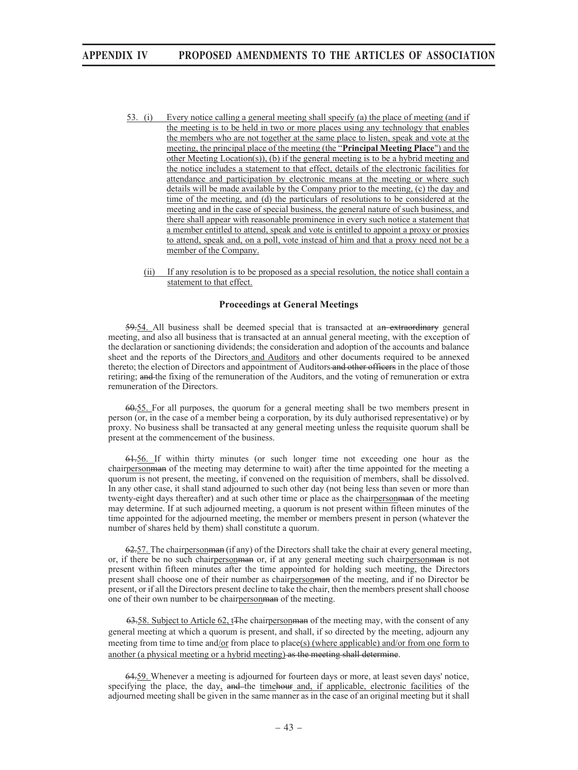53. (i) Every notice calling a general meeting shall specify (a) the place of meeting (and if the meeting is to be held in two or more places using any technology that enables the members who are not together at the same place to listen, speak and vote at the meeting, the principal place of the meeting (the "**Principal Meeting Place**") and the other Meeting Location(s)), (b) if the general meeting is to be a hybrid meeting and the notice includes a statement to that effect, details of the electronic facilities for attendance and participation by electronic means at the meeting or where such details will be made available by the Company prior to the meeting, (c) the day and time of the meeting, and (d) the particulars of resolutions to be considered at the meeting and in the case of special business, the general nature of such business, and there shall appear with reasonable prominence in every such notice a statement that a member entitled to attend, speak and vote is entitled to appoint a proxy or proxies to attend, speak and, on a poll, vote instead of him and that a proxy need not be a member of the Company.

(ii) If any resolution is to be proposed as a special resolution, the notice shall contain a statement to that effect.

### Proceedings at General Meetings

59.54. All business shall be deemed special that is transacted at an extraordinary general meeting, and also all business that is transacted at an annual general meeting, with the exception of the declaration or sanctioning dividends; the consideration and adoption of the accounts and balance sheet and the reports of the Directors and Auditors and other documents required to be annexed thereto; the election of Directors and appointment of Auditors and other officers in the place of those retiring; and the fixing of the remuneration of the Auditors, and the voting of remuneration or extra remuneration of the Directors.

60.55. For all purposes, the quorum for a general meeting shall be two members present in person (or, in the case of a member being a corporation, by its duly authorised representative) or by proxy. No business shall be transacted at any general meeting unless the requisite quorum shall be present at the commencement of the business.

61.56. If within thirty minutes (or such longer time not exceeding one hour as the chairpersonman of the meeting may determine to wait) after the time appointed for the meeting a quorum is not present, the meeting, if convened on the requisition of members, shall be dissolved. In any other case, it shall stand adjourned to such other day (not being less than seven or more than twenty-eight days thereafter) and at such other time or place as the chairpersonman of the meeting may determine. If at such adjourned meeting, a quorum is not present within fifteen minutes of the time appointed for the adjourned meeting, the member or members present in person (whatever the number of shares held by them) shall constitute a quorum.

62.57. The chairpersonman (if any) of the Directors shall take the chair at every general meeting, or, if there be no such chairpersonman or, if at any general meeting such chairpersonman is not present within fifteen minutes after the time appointed for holding such meeting, the Directors present shall choose one of their number as chairpersonman of the meeting, and if no Director be present, or if all the Directors present decline to take the chair, then the members present shall choose one of their own number to be chairpersonman of the meeting.

63.58. Subject to Article 62, tThe chairpersonman of the meeting may, with the consent of any general meeting at which a quorum is present, and shall, if so directed by the meeting, adjourn any meeting from time to time and/or from place to place(s) (where applicable) and/or from one form to another (a physical meeting or a hybrid meeting) as the meeting shall determine.

64.59. Whenever a meeting is adjourned for fourteen days or more, at least seven days' notice, specifying the place, the day, and the timehour and, if applicable, electronic facilities of the adjourned meeting shall be given in the same manner as in the case of an original meeting but it shall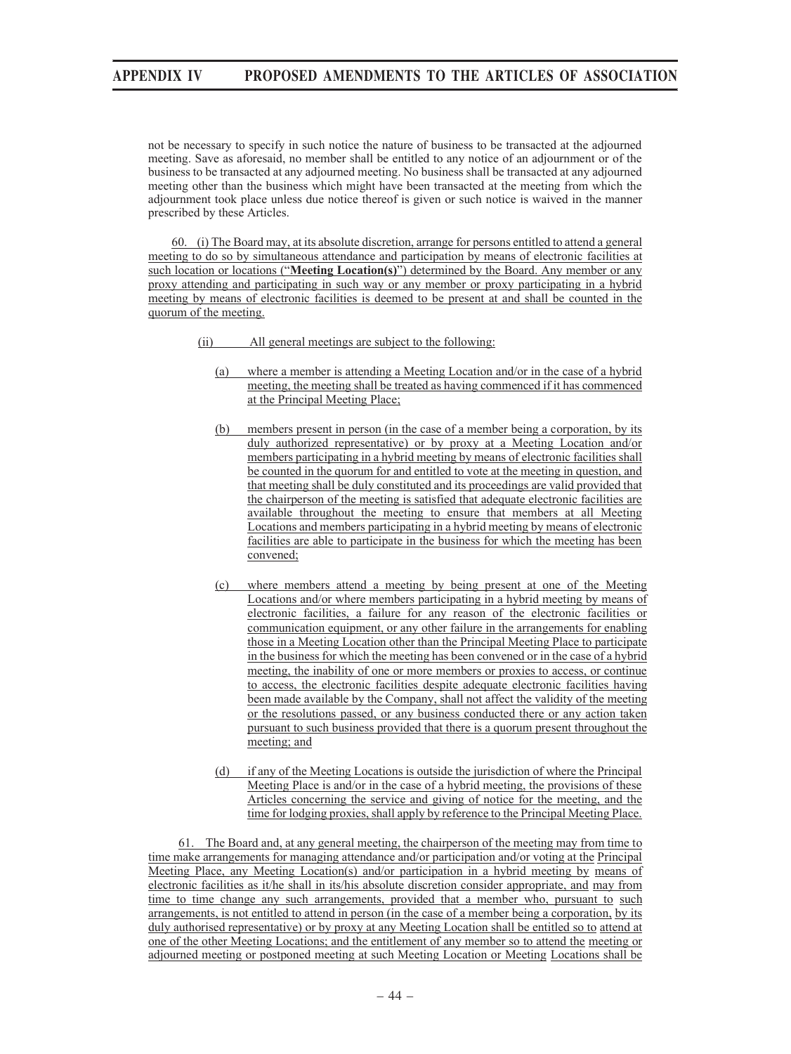not be necessary to specify in such notice the nature of business to be transacted at the adjourned meeting. Save as aforesaid, no member shall be entitled to any notice of an adjournment or of the business to be transacted at any adjourned meeting. No business shall be transacted at any adjourned meeting other than the business which might have been transacted at the meeting from which the adjournment took place unless due notice thereof is given or such notice is waived in the manner prescribed by these Articles.

60. (i) The Board may, at its absolute discretion, arrange for persons entitled to attend a general meeting to do so by simultaneous attendance and participation by means of electronic facilities at such location or locations ("**Meeting Location(s)**") determined by the Board. Any member or any proxy attending and participating in such way or any member or proxy participating in a hybrid meeting by means of electronic facilities is deemed to be present at and shall be counted in the quorum of the meeting.

(ii) All general meetings are subject to the following:

(a) where a member is attending a Meeting Location and/or in the case of a hybrid meeting, the meeting shall be treated as having commenced if it has commenced at the Principal Meeting Place;

(b) members present in person (in the case of a member being a corporation, by its duly authorized representative) or by proxy at a Meeting Location and/or members participating in a hybrid meeting by means of electronic facilities shall be counted in the quorum for and entitled to vote at the meeting in question, and that meeting shall be duly constituted and its proceedings are valid provided that the chairperson of the meeting is satisfied that adequate electronic facilities are available throughout the meeting to ensure that members at all Meeting Locations and members participating in a hybrid meeting by means of electronic facilities are able to participate in the business for which the meeting has been convened;

(c) where members attend a meeting by being present at one of the Meeting Locations and/or where members participating in a hybrid meeting by means of electronic facilities, a failure for any reason of the electronic facilities or communication equipment, or any other failure in the arrangements for enabling those in a Meeting Location other than the Principal Meeting Place to participate in the business for which the meeting has been convened or in the case of a hybrid meeting, the inability of one or more members or proxies to access, or continue to access, the electronic facilities despite adequate electronic facilities having been made available by the Company, shall not affect the validity of the meeting or the resolutions passed, or any business conducted there or any action taken pursuant to such business provided that there is a quorum present throughout the meeting; and

(d) if any of the Meeting Locations is outside the jurisdiction of where the Principal Meeting Place is and/or in the case of a hybrid meeting, the provisions of these Articles concerning the service and giving of notice for the meeting, and the time for lodging proxies, shall apply by reference to the Principal Meeting Place.

61. The Board and, at any general meeting, the chairperson of the meeting may from time to time make arrangements for managing attendance and/or participation and/or voting at the Principal Meeting Place, any Meeting Location(s) and/or participation in a hybrid meeting by means of electronic facilities as it/he shall in its/his absolute discretion consider appropriate, and may from time to time change any such arrangements, provided that a member who, pursuant to such arrangements, is not entitled to attend in person (in the case of a member being a corporation, by its duly authorised representative) or by proxy at any Meeting Location shall be entitled so to attend at one of the other Meeting Locations; and the entitlement of any member so to attend the meeting or adjourned meeting or postponed meeting at such Meeting Location or Meeting Locations shall be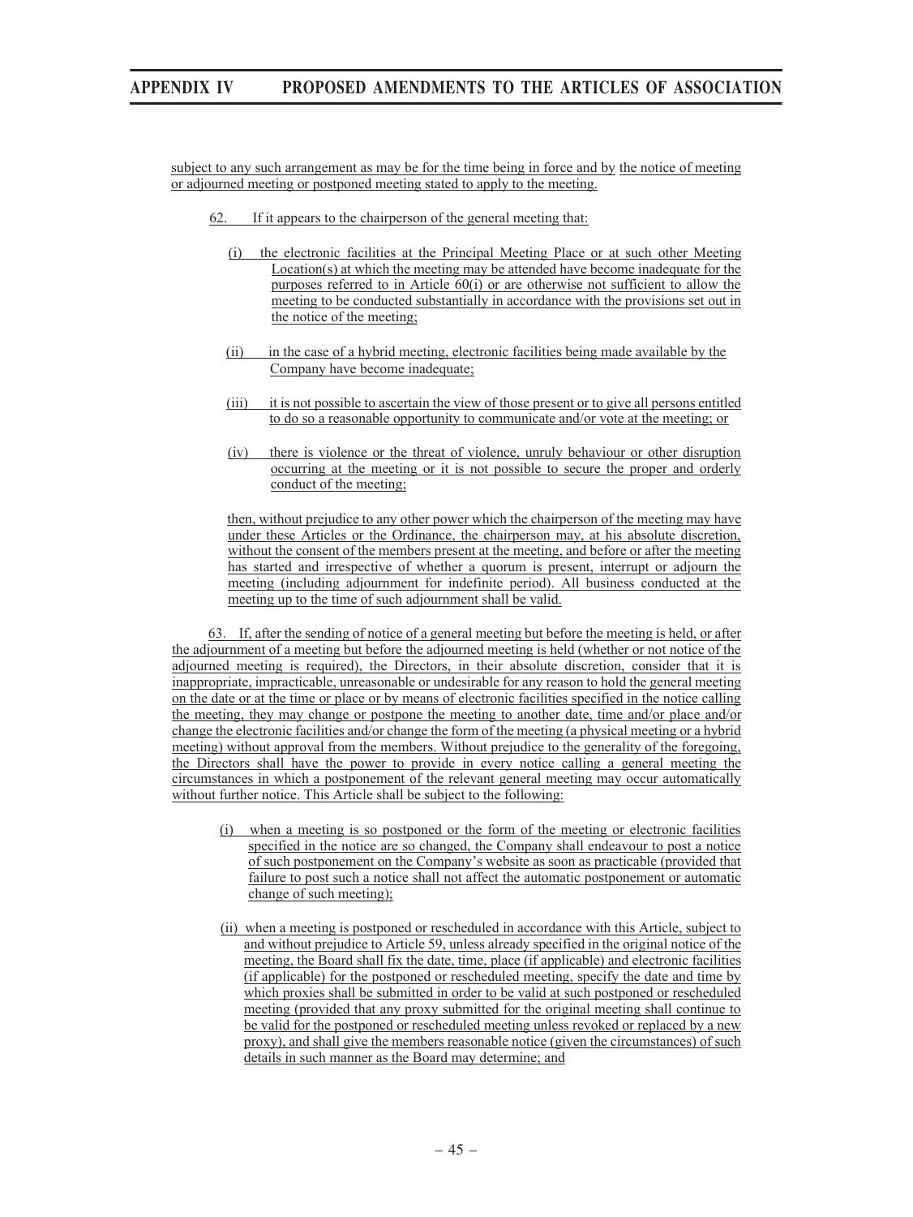subject to any such arrangement as may be for the time being in force and by the notice of meeting or adjourned meeting or postponed meeting stated to apply to the meeting.

62. If it appears to the chairperson of the general meeting that:

(i) the electronic facilities at the Principal Meeting Place or at such other Meeting Location(s) at which the meeting may be attended have become inadequate for the purposes referred to in Article 60(i) or are otherwise not sufficient to allow the meeting to be conducted substantially in accordance with the provisions set out in the notice of the meeting;

(ii) in the case of a hybrid meeting, electronic facilities being made available by the Company have become inadequate;

(iii) it is not possible to ascertain the view of those present or to give all persons entitled to do so a reasonable opportunity to communicate and/or vote at the meeting; or

(iv) there is violence or the threat of violence, unruly behaviour or other disruption occurring at the meeting or it is not possible to secure the proper and orderly conduct of the meeting;

then, without prejudice to any other power which the chairperson of the meeting may have under these Articles or the Ordinance, the chairperson may, at his absolute discretion, without the consent of the members present at the meeting, and before or after the meeting has started and irrespective of whether a quorum is present, interrupt or adjourn the meeting (including adjournment for indefinite period). All business conducted at the meeting up to the time of such adjournment shall be valid.

63. If, after the sending of notice of a general meeting but before the meeting is held, or after the adjournment of a meeting but before the adjourned meeting is held (whether or not notice of the adjourned meeting is required), the Directors, in their absolute discretion, consider that it is inappropriate, impracticable, unreasonable or undesirable for any reason to hold the general meeting on the date or at the time or place or by means of electronic facilities specified in the notice calling the meeting, they may change or postpone the meeting to another date, time and/or place and/or change the electronic facilities and/or change the form of the meeting (a physical meeting or a hybrid meeting) without approval from the members. Without prejudice to the generality of the foregoing, the Directors shall have the power to provide in every notice calling a general meeting the circumstances in which a postponement of the relevant general meeting may occur automatically without further notice. This Article shall be subject to the following:

(i) when a meeting is so postponed or the form of the meeting or electronic facilities specified in the notice are so changed, the Company shall endeavour to post a notice of such postponement on the Company's website as soon as practicable (provided that failure to post such a notice shall not affect the automatic postponement or automatic change of such meeting);

(ii) when a meeting is postponed or rescheduled in accordance with this Article, subject to and without prejudice to Article 59, unless already specified in the original notice of the meeting, the Board shall fix the date, time, place (if applicable) and electronic facilities (if applicable) for the postponed or rescheduled meeting, specify the date and time by which proxies shall be submitted in order to be valid at such postponed or rescheduled meeting (provided that any proxy submitted for the original meeting shall continue to be valid for the postponed or rescheduled meeting unless revoked or replaced by a new proxy), and shall give the members reasonable notice (given the circumstances) of such details in such manner as the Board may determine; and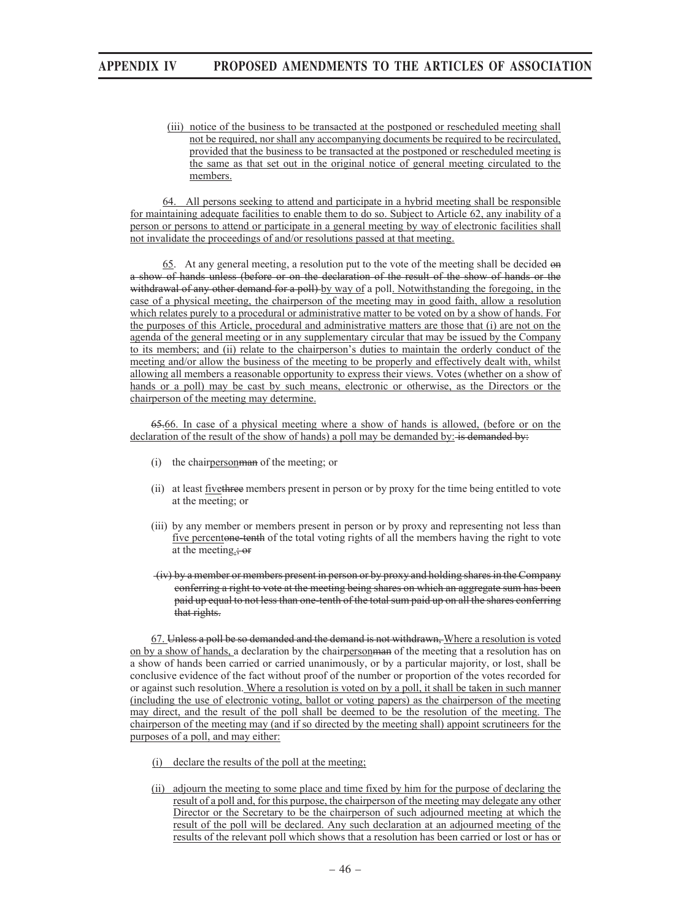(iii) notice of the business to be transacted at the postponed or rescheduled meeting shall not be required, nor shall any accompanying documents be required to be recirculated, provided that the business to be transacted at the postponed or rescheduled meeting is the same as that set out in the original notice of general meeting circulated to the members.

64. All persons seeking to attend and participate in a hybrid meeting shall be responsible for maintaining adequate facilities to enable them to do so. Subject to Article 62, any inability of a person or persons to attend or participate in a general meeting by way of electronic facilities shall not invalidate the proceedings of and/or resolutions passed at that meeting.

65. At any general meeting, a resolution put to the vote of the meeting shall be decided ~~on a show of hands unless (before or on the declaration of the result of the show of hands or the withdrawal of any other demand for a poll)~~ by way of a poll. Notwithstanding the foregoing, in the case of a physical meeting, the chairperson of the meeting may in good faith, allow a resolution which relates purely to a procedural or administrative matter to be voted on by a show of hands. For the purposes of this Article, procedural and administrative matters are those that (i) are not on the agenda of the general meeting or in any supplementary circular that may be issued by the Company to its members; and (ii) relate to the chairperson's duties to maintain the orderly conduct of the meeting and/or allow the business of the meeting to be properly and effectively dealt with, whilst allowing all members a reasonable opportunity to express their views. Votes (whether on a show of hands or a poll) may be cast by such means, electronic or otherwise, as the Directors or the chairperson of the meeting may determine.

~~65.~~66. In case of a physical meeting where a show of hands is allowed, (before or on the declaration of the result of the show of hands) a poll may be demanded by: ~~is demanded by:~~

(i) the chairperson~~man~~ of the meeting; or

(ii) at least five~~three~~ members present in person or by proxy for the time being entitled to vote at the meeting; or

(iii) by any member or members present in person or by proxy and representing not less than five percent~~one-tenth~~ of the total voting rights of all the members having the right to vote at the meeting.~~; or~~

~~(iv) by a member or members present in person or by proxy and holding shares in the Company conferring a right to vote at the meeting being shares on which an aggregate sum has been paid up equal to not less than one-tenth of the total sum paid up on all the shares conferring that rights.~~

67. ~~Unless a poll be so demanded and the demand is not withdrawn,~~ Where a resolution is voted on by a show of hands, a declaration by the chairperson~~man~~ of the meeting that a resolution has on a show of hands been carried or carried unanimously, or by a particular majority, or lost, shall be conclusive evidence of the fact without proof of the number or proportion of the votes recorded for or against such resolution. Where a resolution is voted on by a poll, it shall be taken in such manner (including the use of electronic voting, ballot or voting papers) as the chairperson of the meeting may direct, and the result of the poll shall be deemed to be the resolution of the meeting. The chairperson of the meeting may (and if so directed by the meeting shall) appoint scrutineers for the purposes of a poll, and may either:

(i) declare the results of the poll at the meeting;

(ii) adjourn the meeting to some place and time fixed by him for the purpose of declaring the result of a poll and, for this purpose, the chairperson of the meeting may delegate any other Director or the Secretary to be the chairperson of such adjourned meeting at which the result of the poll will be declared. Any such declaration at an adjourned meeting of the results of the relevant poll which shows that a resolution has been carried or lost or has or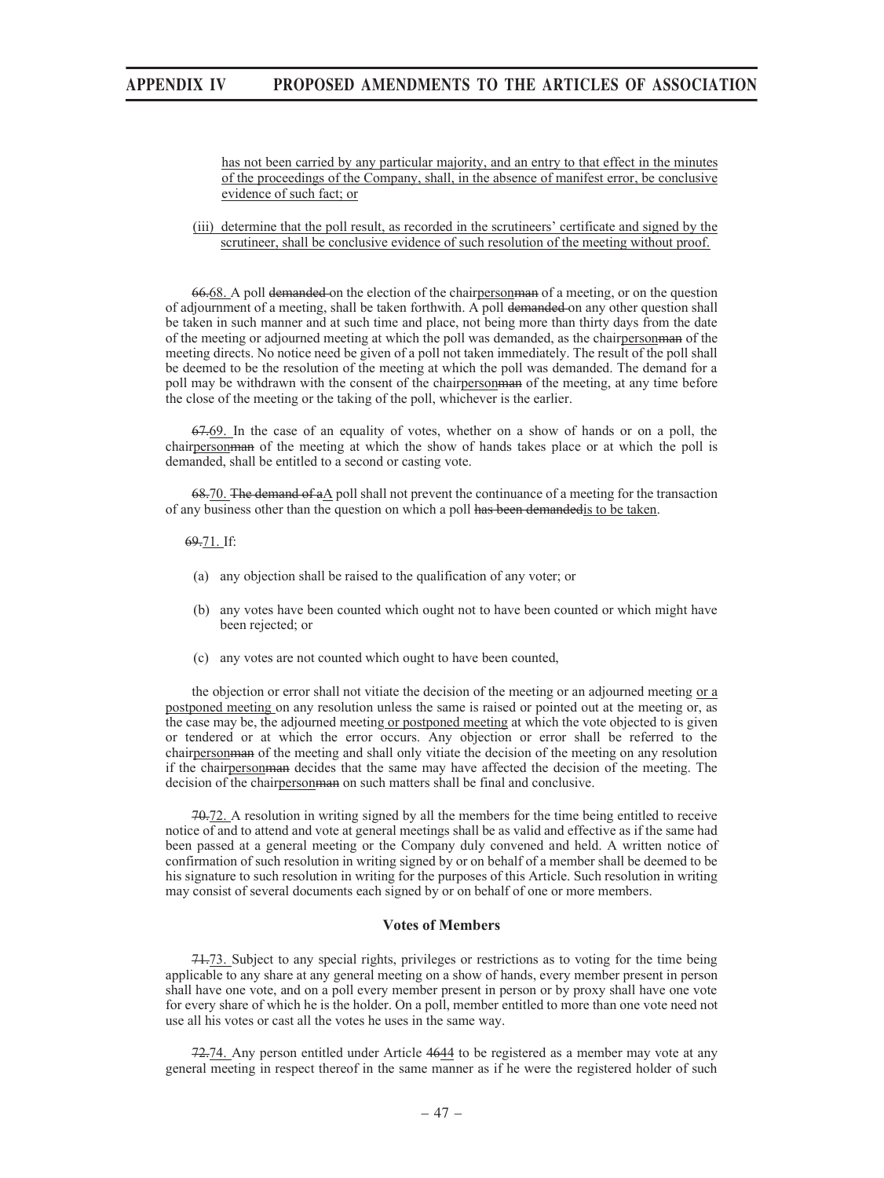has not been carried by any particular majority, and an entry to that effect in the minutes of the proceedings of the Company, shall, in the absence of manifest error, be conclusive evidence of such fact; or

(iii) determine that the poll result, as recorded in the scrutineers' certificate and signed by the scrutineer, shall be conclusive evidence of such resolution of the meeting without proof.

~~66.~~68. A poll ~~demanded~~ on the election of the chairperson~~man~~ of a meeting, or on the question of adjournment of a meeting, shall be taken forthwith. A poll ~~demanded~~ on any other question shall be taken in such manner and at such time and place, not being more than thirty days from the date of the meeting or adjourned meeting at which the poll was demanded, as the chairperson~~man~~ of the meeting directs. No notice need be given of a poll not taken immediately. The result of the poll shall be deemed to be the resolution of the meeting at which the poll was demanded. The demand for a poll may be withdrawn with the consent of the chairperson~~man~~ of the meeting, at any time before the close of the meeting or the taking of the poll, whichever is the earlier.

~~67.~~69. In the case of an equality of votes, whether on a show of hands or on a poll, the chairperson~~man~~ of the meeting at which the show of hands takes place or at which the poll is demanded, shall be entitled to a second or casting vote.

~~68.~~70. ~~The demand of a~~A poll shall not prevent the continuance of a meeting for the transaction of any business other than the question on which a poll ~~has been demanded~~is to be taken.

~~69.~~71. If:

(a) any objection shall be raised to the qualification of any voter; or

(b) any votes have been counted which ought not to have been counted or which might have been rejected; or

(c) any votes are not counted which ought to have been counted,

the objection or error shall not vitiate the decision of the meeting or an adjourned meeting or a postponed meeting on any resolution unless the same is raised or pointed out at the meeting or, as the case may be, the adjourned meeting or postponed meeting at which the vote objected to is given or tendered or at which the error occurs. Any objection or error shall be referred to the chairperson~~man~~ of the meeting and shall only vitiate the decision of the meeting on any resolution if the chairperson~~man~~ decides that the same may have affected the decision of the meeting. The decision of the chairperson~~man~~ on such matters shall be final and conclusive.

~~70.~~72. A resolution in writing signed by all the members for the time being entitled to receive notice of and to attend and vote at general meetings shall be as valid and effective as if the same had been passed at a general meeting or the Company duly convened and held. A written notice of confirmation of such resolution in writing signed by or on behalf of a member shall be deemed to be his signature to such resolution in writing for the purposes of this Article. Such resolution in writing may consist of several documents each signed by or on behalf of one or more members.

**Votes of Members**

~~71.~~73. Subject to any special rights, privileges or restrictions as to voting for the time being applicable to any share at any general meeting on a show of hands, every member present in person shall have one vote, and on a poll every member present in person or by proxy shall have one vote for every share of which he is the holder. On a poll, member entitled to more than one vote need not use all his votes or cast all the votes he uses in the same way.

~~72.~~74. Any person entitled under Article ~~46~~44 to be registered as a member may vote at any general meeting in respect thereof in the same manner as if he were the registered holder of such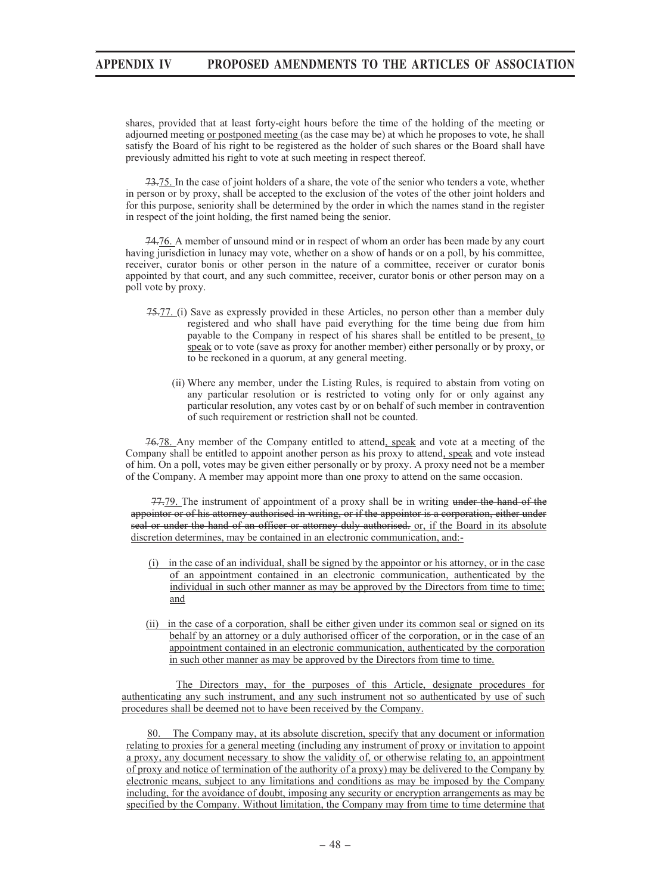shares, provided that at least forty-eight hours before the time of the holding of the meeting or adjourned meeting <u>or postponed meeting</u> (as the case may be) at which he proposes to vote, he shall satisfy the Board of his right to be registered as the holder of such shares or the Board shall have previously admitted his right to vote at such meeting in respect thereof.

~~73.~~<u>75.</u> In the case of joint holders of a share, the vote of the senior who tenders a vote, whether in person or by proxy, shall be accepted to the exclusion of the votes of the other joint holders and for this purpose, seniority shall be determined by the order in which the names stand in the register in respect of the joint holding, the first named being the senior.

~~74.~~<u>76.</u> A member of unsound mind or in respect of whom an order has been made by any court having jurisdiction in lunacy may vote, whether on a show of hands or on a poll, by his committee, receiver, curator bonis or other person in the nature of a committee, receiver or curator bonis appointed by that court, and any such committee, receiver, curator bonis or other person may on a poll vote by proxy.

~~75.~~<u>77.</u> (i) Save as expressly provided in these Articles, no person other than a member duly registered and who shall have paid everything for the time being due from him payable to the Company in respect of his shares shall be entitled to be present<u>, to speak</u> or to vote (save as proxy for another member) either personally or by proxy, or to be reckoned in a quorum, at any general meeting.

(ii) Where any member, under the Listing Rules, is required to abstain from voting on any particular resolution or is restricted to voting only for or only against any particular resolution, any votes cast by or on behalf of such member in contravention of such requirement or restriction shall not be counted.

~~76.~~<u>78.</u> Any member of the Company entitled to attend<u>, speak</u> and vote at a meeting of the Company shall be entitled to appoint another person as his proxy to attend<u>, speak</u> and vote instead of him. On a poll, votes may be given either personally or by proxy. A proxy need not be a member of the Company. A member may appoint more than one proxy to attend on the same occasion.

~~77.~~<u>79.</u> The instrument of appointment of a proxy shall be in writing ~~under the hand of the appointor or of his attorney authorised in writing, or if the appointor is a corporation, either under seal or under the hand of an officer or attorney duly authorised.~~ <u>or, if the Board in its absolute discretion determines, may be contained in an electronic communication, and:-</u>

<u>(i) in the case of an individual, shall be signed by the appointor or his attorney, or in the case of an appointment contained in an electronic communication, authenticated by the individual in such other manner as may be approved by the Directors from time to time; and</u>

<u>(ii) in the case of a corporation, shall be either given under its common seal or signed on its behalf by an attorney or a duly authorised officer of the corporation, or in the case of an appointment contained in an electronic communication, authenticated by the corporation in such other manner as may be approved by the Directors from time to time.</u>

<u>The Directors may, for the purposes of this Article, designate procedures for authenticating any such instrument, and any such instrument not so authenticated by use of such procedures shall be deemed not to have been received by the Company.</u>

<u>80. The Company may, at its absolute discretion, specify that any document or information relating to proxies for a general meeting (including any instrument of proxy or invitation to appoint a proxy, any document necessary to show the validity of, or otherwise relating to, an appointment of proxy and notice of termination of the authority of a proxy) may be delivered to the Company by electronic means, subject to any limitations and conditions as may be imposed by the Company including, for the avoidance of doubt, imposing any security or encryption arrangements as may be specified by the Company. Without limitation, the Company may from time to time determine that</u>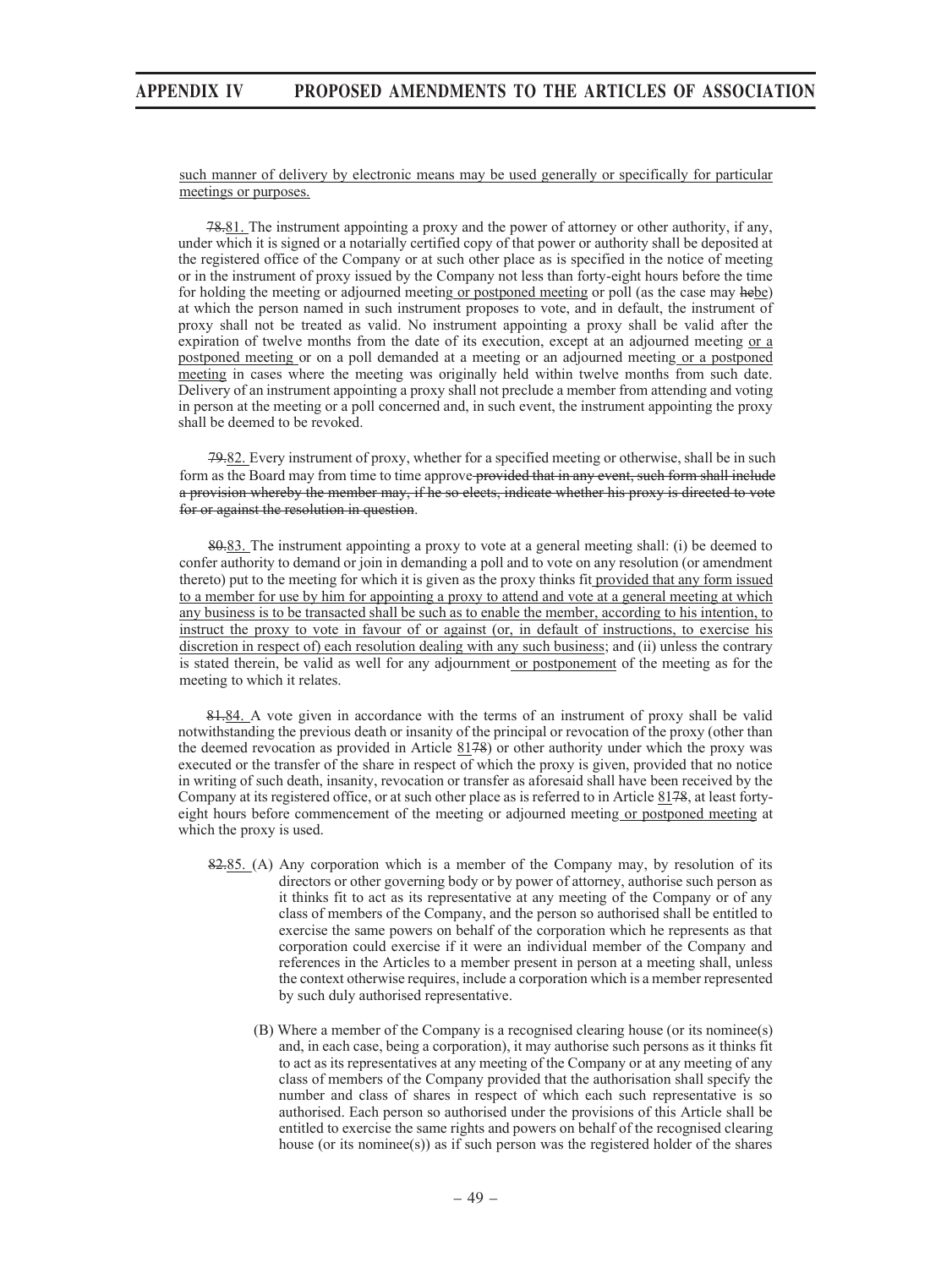such manner of delivery by electronic means may be used generally or specifically for particular meetings or purposes.

~~78.~~81. The instrument appointing a proxy and the power of attorney or other authority, if any, under which it is signed or a notarially certified copy of that power or authority shall be deposited at the registered office of the Company or at such other place as is specified in the notice of meeting or in the instrument of proxy issued by the Company not less than forty-eight hours before the time for holding the meeting or adjourned meeting or postponed meeting or poll (as the case may ~~he~~be) at which the person named in such instrument proposes to vote, and in default, the instrument of proxy shall not be treated as valid. No instrument appointing a proxy shall be valid after the expiration of twelve months from the date of its execution, except at an adjourned meeting or a postponed meeting or on a poll demanded at a meeting or an adjourned meeting or a postponed meeting in cases where the meeting was originally held within twelve months from such date. Delivery of an instrument appointing a proxy shall not preclude a member from attending and voting in person at the meeting or a poll concerned and, in such event, the instrument appointing the proxy shall be deemed to be revoked.

~~79.~~82. Every instrument of proxy, whether for a specified meeting or otherwise, shall be in such form as the Board may from time to time approve ~~provided that in any event, such form shall include a provision whereby the member may, if he so elects, indicate whether his proxy is directed to vote for or against the resolution in question~~.

~~80.~~83. The instrument appointing a proxy to vote at a general meeting shall: (i) be deemed to confer authority to demand or join in demanding a poll and to vote on any resolution (or amendment thereto) put to the meeting for which it is given as the proxy thinks fit provided that any form issued to a member for use by him for appointing a proxy to attend and vote at a general meeting at which any business is to be transacted shall be such as to enable the member, according to his intention, to instruct the proxy to vote in favour of or against (or, in default of instructions, to exercise his discretion in respect of) each resolution dealing with any such business; and (ii) unless the contrary is stated therein, be valid as well for any adjournment or postponement of the meeting as for the meeting to which it relates.

~~81.~~84. A vote given in accordance with the terms of an instrument of proxy shall be valid notwithstanding the previous death or insanity of the principal or revocation of the proxy (other than the deemed revocation as provided in Article 81~~78~~) or other authority under which the proxy was executed or the transfer of the share in respect of which the proxy is given, provided that no notice in writing of such death, insanity, revocation or transfer as aforesaid shall have been received by the Company at its registered office, or at such other place as is referred to in Article 81~~78~~, at least forty-eight hours before commencement of the meeting or adjourned meeting or postponed meeting at which the proxy is used.

~~82.~~85. (A) Any corporation which is a member of the Company may, by resolution of its directors or other governing body or by power of attorney, authorise such person as it thinks fit to act as its representative at any meeting of the Company or of any class of members of the Company, and the person so authorised shall be entitled to exercise the same powers on behalf of the corporation which he represents as that corporation could exercise if it were an individual member of the Company and references in the Articles to a member present in person at a meeting shall, unless the context otherwise requires, include a corporation which is a member represented by such duly authorised representative.

(B) Where a member of the Company is a recognised clearing house (or its nominee(s) and, in each case, being a corporation), it may authorise such persons as it thinks fit to act as its representatives at any meeting of the Company or at any meeting of any class of members of the Company provided that the authorisation shall specify the number and class of shares in respect of which each such representative is so authorised. Each person so authorised under the provisions of this Article shall be entitled to exercise the same rights and powers on behalf of the recognised clearing house (or its nominee(s)) as if such person was the registered holder of the shares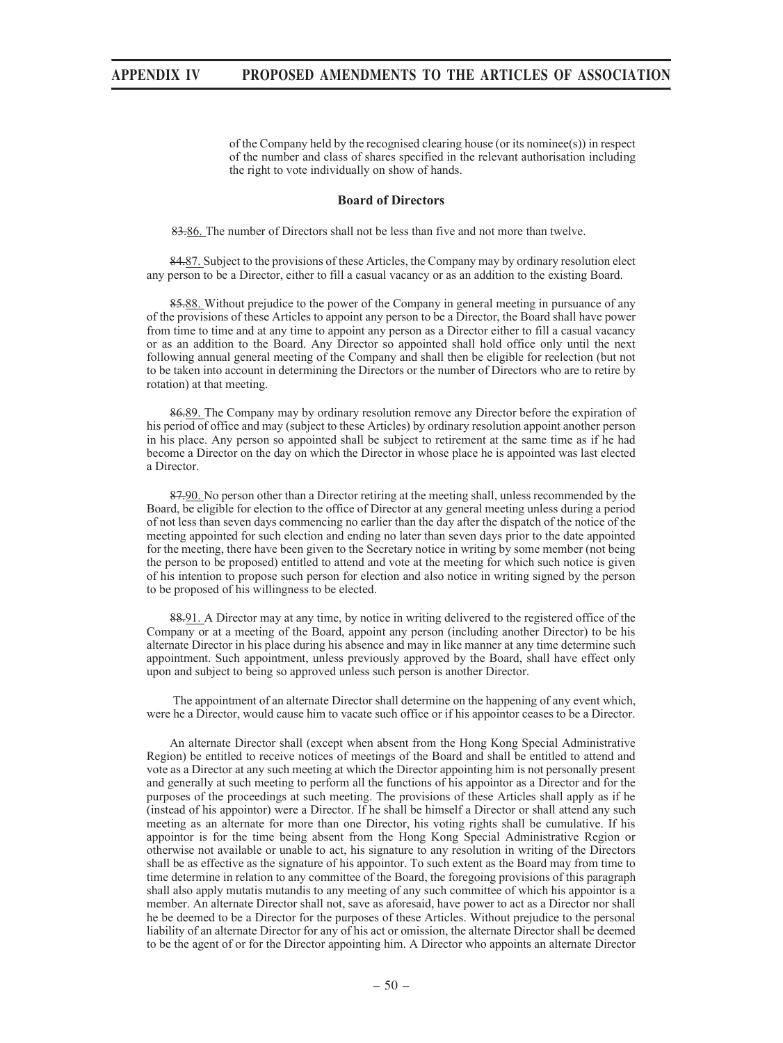of the Company held by the recognised clearing house (or its nominee(s)) in respect of the number and class of shares specified in the relevant authorisation including the right to vote individually on show of hands.

**Board of Directors**

~~83.~~86. The number of Directors shall not be less than five and not more than twelve.

~~84.~~87. Subject to the provisions of these Articles, the Company may by ordinary resolution elect any person to be a Director, either to fill a casual vacancy or as an addition to the existing Board.

~~85.~~88. Without prejudice to the power of the Company in general meeting in pursuance of any of the provisions of these Articles to appoint any person to be a Director, the Board shall have power from time to time and at any time to appoint any person as a Director either to fill a casual vacancy or as an addition to the Board. Any Director so appointed shall hold office only until the next following annual general meeting of the Company and shall then be eligible for reelection (but not to be taken into account in determining the Directors or the number of Directors who are to retire by rotation) at that meeting.

~~86.~~89. The Company may by ordinary resolution remove any Director before the expiration of his period of office and may (subject to these Articles) by ordinary resolution appoint another person in his place. Any person so appointed shall be subject to retirement at the same time as if he had become a Director on the day on which the Director in whose place he is appointed was last elected a Director.

~~87.~~90. No person other than a Director retiring at the meeting shall, unless recommended by the Board, be eligible for election to the office of Director at any general meeting unless during a period of not less than seven days commencing no earlier than the day after the dispatch of the notice of the meeting appointed for such election and ending no later than seven days prior to the date appointed for the meeting, there have been given to the Secretary notice in writing by some member (not being the person to be proposed) entitled to attend and vote at the meeting for which such notice is given of his intention to propose such person for election and also notice in writing signed by the person to be proposed of his willingness to be elected.

~~88.~~91. A Director may at any time, by notice in writing delivered to the registered office of the Company or at a meeting of the Board, appoint any person (including another Director) to be his alternate Director in his place during his absence and may in like manner at any time determine such appointment. Such appointment, unless previously approved by the Board, shall have effect only upon and subject to being so approved unless such person is another Director.

The appointment of an alternate Director shall determine on the happening of any event which, were he a Director, would cause him to vacate such office or if his appointor ceases to be a Director.

An alternate Director shall (except when absent from the Hong Kong Special Administrative Region) be entitled to receive notices of meetings of the Board and shall be entitled to attend and vote as a Director at any such meeting at which the Director appointing him is not personally present and generally at such meeting to perform all the functions of his appointor as a Director and for the purposes of the proceedings at such meeting. The provisions of these Articles shall apply as if he (instead of his appointor) were a Director. If he shall be himself a Director or shall attend any such meeting as an alternate for more than one Director, his voting rights shall be cumulative. If his appointor is for the time being absent from the Hong Kong Special Administrative Region or otherwise not available or unable to act, his signature to any resolution in writing of the Directors shall be as effective as the signature of his appointor. To such extent as the Board may from time to time determine in relation to any committee of the Board, the foregoing provisions of this paragraph shall also apply mutatis mutandis to any meeting of any such committee of which his appointor is a member. An alternate Director shall not, save as aforesaid, have power to act as a Director nor shall he be deemed to be a Director for the purposes of these Articles. Without prejudice to the personal liability of an alternate Director for any of his act or omission, the alternate Director shall be deemed to be the agent of or for the Director appointing him. A Director who appoints an alternate Director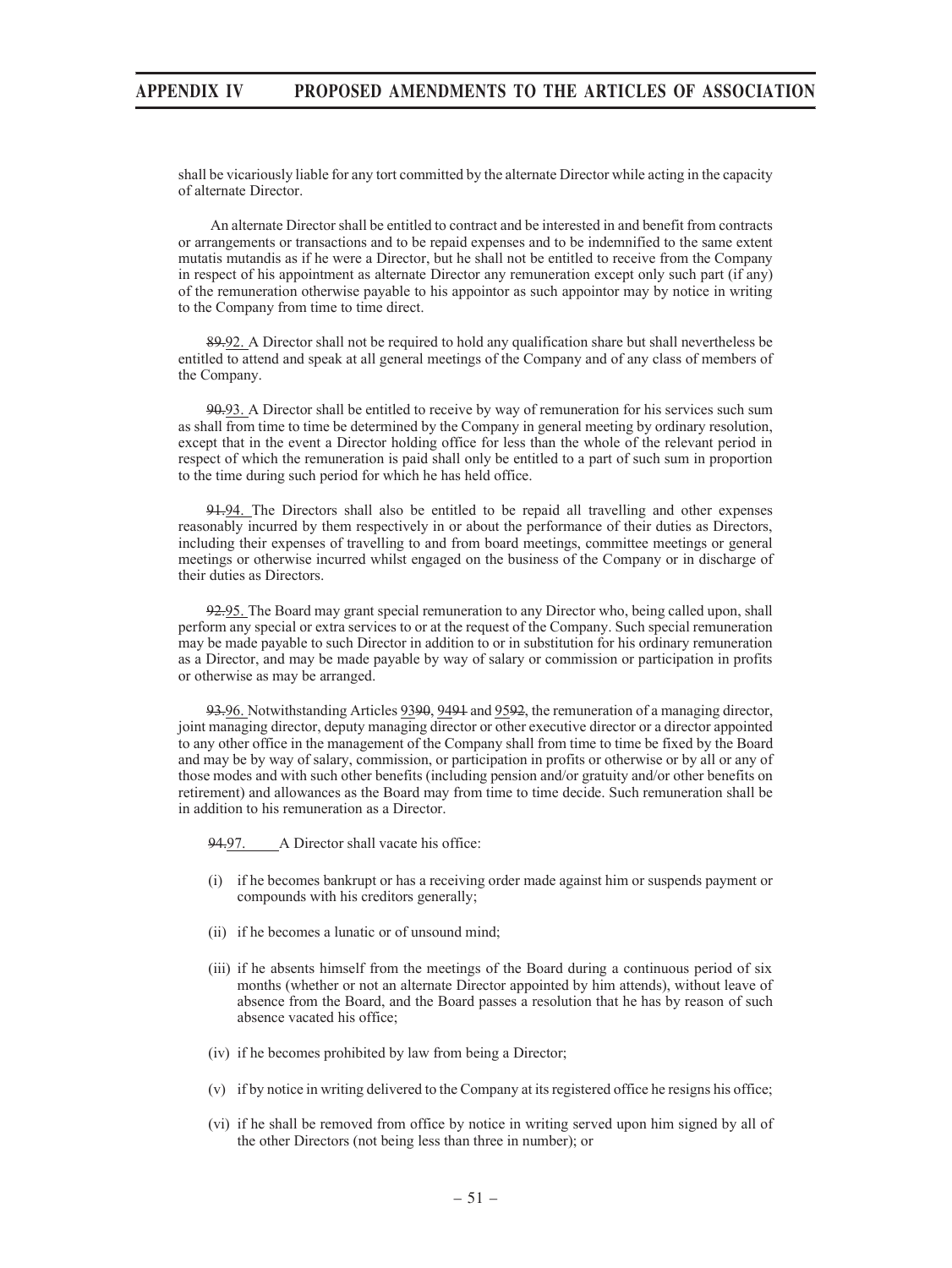shall be vicariously liable for any tort committed by the alternate Director while acting in the capacity of alternate Director.

An alternate Director shall be entitled to contract and be interested in and benefit from contracts or arrangements or transactions and to be repaid expenses and to be indemnified to the same extent mutatis mutandis as if he were a Director, but he shall not be entitled to receive from the Company in respect of his appointment as alternate Director any remuneration except only such part (if any) of the remuneration otherwise payable to his appointor as such appointor may by notice in writing to the Company from time to time direct.

~~89.~~92. A Director shall not be required to hold any qualification share but shall nevertheless be entitled to attend and speak at all general meetings of the Company and of any class of members of the Company.

~~90.~~93. A Director shall be entitled to receive by way of remuneration for his services such sum as shall from time to time be determined by the Company in general meeting by ordinary resolution, except that in the event a Director holding office for less than the whole of the relevant period in respect of which the remuneration is paid shall only be entitled to a part of such sum in proportion to the time during such period for which he has held office.

~~91.~~94. The Directors shall also be entitled to be repaid all travelling and other expenses reasonably incurred by them respectively in or about the performance of their duties as Directors, including their expenses of travelling to and from board meetings, committee meetings or general meetings or otherwise incurred whilst engaged on the business of the Company or in discharge of their duties as Directors.

~~92.~~95. The Board may grant special remuneration to any Director who, being called upon, shall perform any special or extra services to or at the request of the Company. Such special remuneration may be made payable to such Director in addition to or in substitution for his ordinary remuneration as a Director, and may be made payable by way of salary or commission or participation in profits or otherwise as may be arranged.

~~93.~~96. Notwithstanding Articles 93~~90~~, 94~~91~~ and 95~~92~~, the remuneration of a managing director, joint managing director, deputy managing director or other executive director or a director appointed to any other office in the management of the Company shall from time to time be fixed by the Board and may be by way of salary, commission, or participation in profits or otherwise or by all or any of those modes and with such other benefits (including pension and/or gratuity and/or other benefits on retirement) and allowances as the Board may from time to time decide. Such remuneration shall be in addition to his remuneration as a Director.

~~94.~~97. A Director shall vacate his office:

(i) if he becomes bankrupt or has a receiving order made against him or suspends payment or compounds with his creditors generally;

(ii) if he becomes a lunatic or of unsound mind;

(iii) if he absents himself from the meetings of the Board during a continuous period of six months (whether or not an alternate Director appointed by him attends), without leave of absence from the Board, and the Board passes a resolution that he has by reason of such absence vacated his office;

(iv) if he becomes prohibited by law from being a Director;

(v) if by notice in writing delivered to the Company at its registered office he resigns his office;

(vi) if he shall be removed from office by notice in writing served upon him signed by all of the other Directors (not being less than three in number); or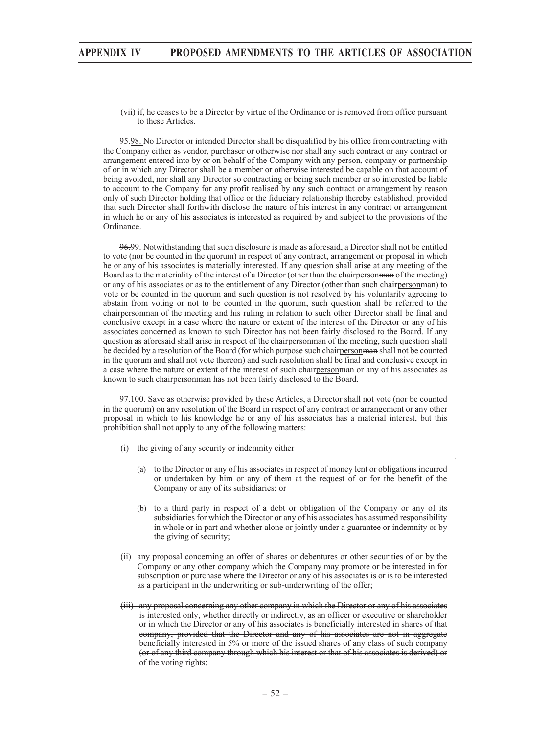(vii) if, he ceases to be a Director by virtue of the Ordinance or is removed from office pursuant to these Articles.

~~95.~~98. No Director or intended Director shall be disqualified by his office from contracting with the Company either as vendor, purchaser or otherwise nor shall any such contract or any contract or arrangement entered into by or on behalf of the Company with any person, company or partnership of or in which any Director shall be a member or otherwise interested be capable on that account of being avoided, nor shall any Director so contracting or being such member or so interested be liable to account to the Company for any profit realised by any such contract or arrangement by reason only of such Director holding that office or the fiduciary relationship thereby established, provided that such Director shall forthwith disclose the nature of his interest in any contract or arrangement in which he or any of his associates is interested as required by and subject to the provisions of the Ordinance.

~~96.~~99. Notwithstanding that such disclosure is made as aforesaid, a Director shall not be entitled to vote (nor be counted in the quorum) in respect of any contract, arrangement or proposal in which he or any of his associates is materially interested. If any question shall arise at any meeting of the Board as to the materiality of the interest of a Director (other than the chairperson~~man~~ of the meeting) or any of his associates or as to the entitlement of any Director (other than such chairperson~~man~~) to vote or be counted in the quorum and such question is not resolved by his voluntarily agreeing to abstain from voting or not to be counted in the quorum, such question shall be referred to the chairperson~~man~~ of the meeting and his ruling in relation to such other Director shall be final and conclusive except in a case where the nature or extent of the interest of the Director or any of his associates concerned as known to such Director has not been fairly disclosed to the Board. If any question as aforesaid shall arise in respect of the chairperson~~man~~ of the meeting, such question shall be decided by a resolution of the Board (for which purpose such chairperson~~man~~ shall not be counted in the quorum and shall not vote thereon) and such resolution shall be final and conclusive except in a case where the nature or extent of the interest of such chairperson~~man~~ or any of his associates as known to such chairperson~~man~~ has not been fairly disclosed to the Board.

~~97.~~100. Save as otherwise provided by these Articles, a Director shall not vote (nor be counted in the quorum) on any resolution of the Board in respect of any contract or arrangement or any other proposal in which to his knowledge he or any of his associates has a material interest, but this prohibition shall not apply to any of the following matters:

(i) the giving of any security or indemnity either

(a) to the Director or any of his associates in respect of money lent or obligations incurred or undertaken by him or any of them at the request of or for the benefit of the Company or any of its subsidiaries; or

(b) to a third party in respect of a debt or obligation of the Company or any of its subsidiaries for which the Director or any of his associates has assumed responsibility in whole or in part and whether alone or jointly under a guarantee or indemnity or by the giving of security;

(ii) any proposal concerning an offer of shares or debentures or other securities of or by the Company or any other company which the Company may promote or be interested in for subscription or purchase where the Director or any of his associates is or is to be interested as a participant in the underwriting or sub-underwriting of the offer;

~~(iii) any proposal concerning any other company in which the Director or any of his associates is interested only, whether directly or indirectly, as an officer or executive or shareholder or in which the Director or any of his associates is beneficially interested in shares of that company, provided that the Director and any of his associates are not in aggregate beneficially interested in 5% or more of the issued shares of any class of such company (or of any third company through which his interest or that of his associates is derived) or of the voting rights;~~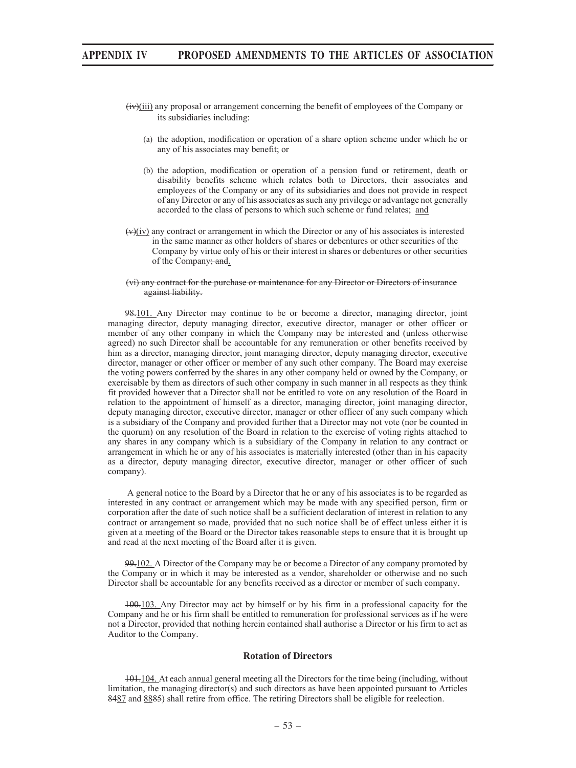~~(iv)~~(iii) any proposal or arrangement concerning the benefit of employees of the Company or its subsidiaries including:

(a) the adoption, modification or operation of a share option scheme under which he or any of his associates may benefit; or

(b) the adoption, modification or operation of a pension fund or retirement, death or disability benefits scheme which relates both to Directors, their associates and employees of the Company or any of its subsidiaries and does not provide in respect of any Director or any of his associates as such any privilege or advantage not generally accorded to the class of persons to which such scheme or fund relates; and

~~(v)~~(iv) any contract or arrangement in which the Director or any of his associates is interested in the same manner as other holders of shares or debentures or other securities of the Company by virtue only of his or their interest in shares or debentures or other securities of the Company~~; and~~.

~~(vi) any contract for the purchase or maintenance for any Director or Directors of insurance against liability.~~

~~98.~~101. Any Director may continue to be or become a director, managing director, joint managing director, deputy managing director, executive director, manager or other officer or member of any other company in which the Company may be interested and (unless otherwise agreed) no such Director shall be accountable for any remuneration or other benefits received by him as a director, managing director, joint managing director, deputy managing director, executive director, manager or other officer or member of any such other company. The Board may exercise the voting powers conferred by the shares in any other company held or owned by the Company, or exercisable by them as directors of such other company in such manner in all respects as they think fit provided however that a Director shall not be entitled to vote on any resolution of the Board in relation to the appointment of himself as a director, managing director, joint managing director, deputy managing director, executive director, manager or other officer of any such company which is a subsidiary of the Company and provided further that a Director may not vote (nor be counted in the quorum) on any resolution of the Board in relation to the exercise of voting rights attached to any shares in any company which is a subsidiary of the Company in relation to any contract or arrangement in which he or any of his associates is materially interested (other than in his capacity as a director, deputy managing director, executive director, manager or other officer of such company).

A general notice to the Board by a Director that he or any of his associates is to be regarded as interested in any contract or arrangement which may be made with any specified person, firm or corporation after the date of such notice shall be a sufficient declaration of interest in relation to any contract or arrangement so made, provided that no such notice shall be of effect unless either it is given at a meeting of the Board or the Director takes reasonable steps to ensure that it is brought up and read at the next meeting of the Board after it is given.

~~99.~~102. A Director of the Company may be or become a Director of any company promoted by the Company or in which it may be interested as a vendor, shareholder or otherwise and no such Director shall be accountable for any benefits received as a director or member of such company.

~~100.~~103. Any Director may act by himself or by his firm in a professional capacity for the Company and he or his firm shall be entitled to remuneration for professional services as if he were not a Director, provided that nothing herein contained shall authorise a Director or his firm to act as Auditor to the Company.

### Rotation of Directors

~~101.~~104. At each annual general meeting all the Directors for the time being (including, without limitation, the managing director(s) and such directors as have been appointed pursuant to Articles ~~84~~87 and 88~~85~~) shall retire from office. The retiring Directors shall be eligible for reelection.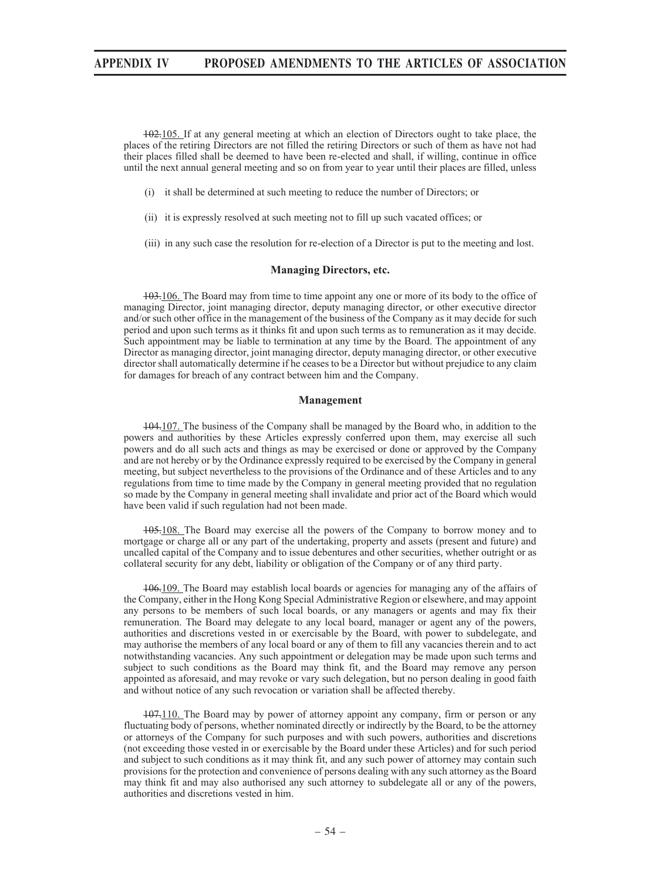~~102.~~105. If at any general meeting at which an election of Directors ought to take place, the places of the retiring Directors are not filled the retiring Directors or such of them as have not had their places filled shall be deemed to have been re-elected and shall, if willing, continue in office until the next annual general meeting and so on from year to year until their places are filled, unless

(i) it shall be determined at such meeting to reduce the number of Directors; or

(ii) it is expressly resolved at such meeting not to fill up such vacated offices; or

(iii) in any such case the resolution for re-election of a Director is put to the meeting and lost.

### Managing Directors, etc.

~~103.~~106. The Board may from time to time appoint any one or more of its body to the office of managing Director, joint managing director, deputy managing director, or other executive director and/or such other office in the management of the business of the Company as it may decide for such period and upon such terms as it thinks fit and upon such terms as to remuneration as it may decide. Such appointment may be liable to termination at any time by the Board. The appointment of any Director as managing director, joint managing director, deputy managing director, or other executive director shall automatically determine if he ceases to be a Director but without prejudice to any claim for damages for breach of any contract between him and the Company.

### Management

~~104.~~107. The business of the Company shall be managed by the Board who, in addition to the powers and authorities by these Articles expressly conferred upon them, may exercise all such powers and do all such acts and things as may be exercised or done or approved by the Company and are not hereby or by the Ordinance expressly required to be exercised by the Company in general meeting, but subject nevertheless to the provisions of the Ordinance and of these Articles and to any regulations from time to time made by the Company in general meeting provided that no regulation so made by the Company in general meeting shall invalidate and prior act of the Board which would have been valid if such regulation had not been made.

~~105.~~108. The Board may exercise all the powers of the Company to borrow money and to mortgage or charge all or any part of the undertaking, property and assets (present and future) and uncalled capital of the Company and to issue debentures and other securities, whether outright or as collateral security for any debt, liability or obligation of the Company or of any third party.

~~106.~~109. The Board may establish local boards or agencies for managing any of the affairs of the Company, either in the Hong Kong Special Administrative Region or elsewhere, and may appoint any persons to be members of such local boards, or any managers or agents and may fix their remuneration. The Board may delegate to any local board, manager or agent any of the powers, authorities and discretions vested in or exercisable by the Board, with power to subdelegate, and may authorise the members of any local board or any of them to fill any vacancies therein and to act notwithstanding vacancies. Any such appointment or delegation may be made upon such terms and subject to such conditions as the Board may think fit, and the Board may remove any person appointed as aforesaid, and may revoke or vary such delegation, but no person dealing in good faith and without notice of any such revocation or variation shall be affected thereby.

~~107.~~110. The Board may by power of attorney appoint any company, firm or person or any fluctuating body of persons, whether nominated directly or indirectly by the Board, to be the attorney or attorneys of the Company for such purposes and with such powers, authorities and discretions (not exceeding those vested in or exercisable by the Board under these Articles) and for such period and subject to such conditions as it may think fit, and any such power of attorney may contain such provisions for the protection and convenience of persons dealing with any such attorney as the Board may think fit and may also authorised any such attorney to subdelegate all or any of the powers, authorities and discretions vested in him.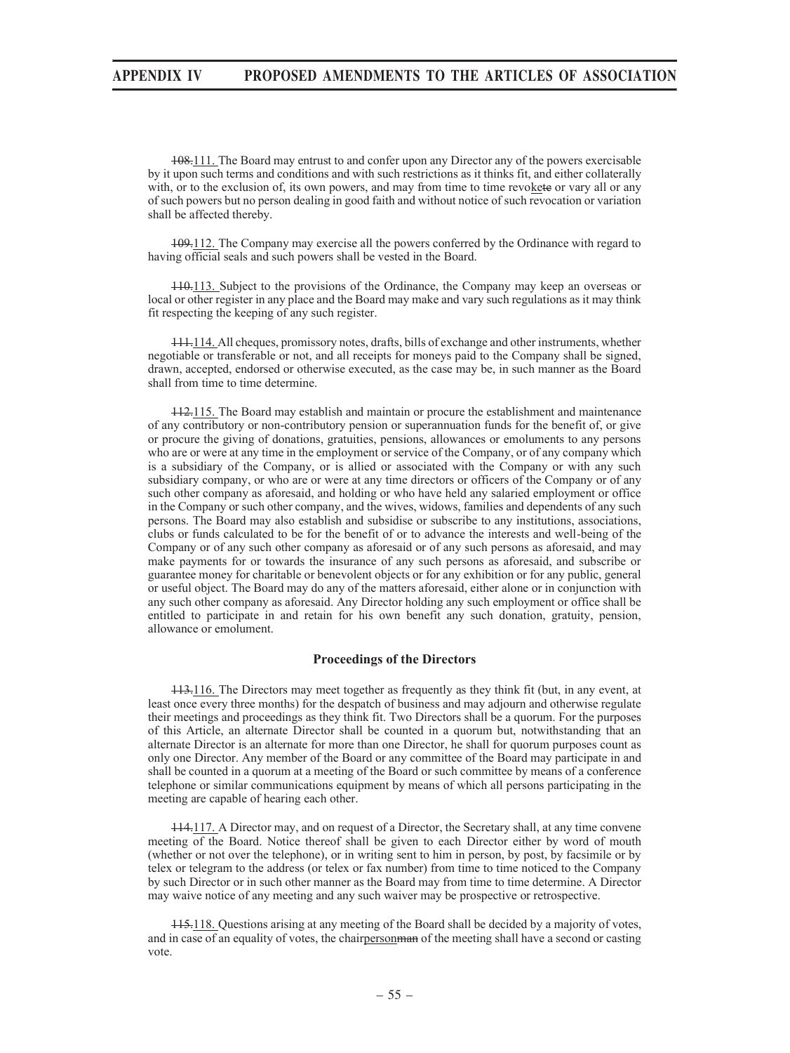~~108.~~111. The Board may entrust to and confer upon any Director any of the powers exercisable by it upon such terms and conditions and with such restrictions as it thinks fit, and either collaterally with, or to the exclusion of, its own powers, and may from time to time revok~~ete~~ or vary all or any of such powers but no person dealing in good faith and without notice of such revocation or variation shall be affected thereby.

~~109.~~112. The Company may exercise all the powers conferred by the Ordinance with regard to having official seals and such powers shall be vested in the Board.

~~110.~~113. Subject to the provisions of the Ordinance, the Company may keep an overseas or local or other register in any place and the Board may make and vary such regulations as it may think fit respecting the keeping of any such register.

~~111.~~114. All cheques, promissory notes, drafts, bills of exchange and other instruments, whether negotiable or transferable or not, and all receipts for moneys paid to the Company shall be signed, drawn, accepted, endorsed or otherwise executed, as the case may be, in such manner as the Board shall from time to time determine.

~~112.~~115. The Board may establish and maintain or procure the establishment and maintenance of any contributory or non-contributory pension or superannuation funds for the benefit of, or give or procure the giving of donations, gratuities, pensions, allowances or emoluments to any persons who are or were at any time in the employment or service of the Company, or of any company which is a subsidiary of the Company, or is allied or associated with the Company or with any such subsidiary company, or who are or were at any time directors or officers of the Company or of any such other company as aforesaid, and holding or who have held any salaried employment or office in the Company or such other company, and the wives, widows, families and dependents of any such persons. The Board may also establish and subsidise or subscribe to any institutions, associations, clubs or funds calculated to be for the benefit of or to advance the interests and well-being of the Company or of any such other company as aforesaid or of any such persons as aforesaid, and may make payments for or towards the insurance of any such persons as aforesaid, and subscribe or guarantee money for charitable or benevolent objects or for any exhibition or for any public, general or useful object. The Board may do any of the matters aforesaid, either alone or in conjunction with any such other company as aforesaid. Any Director holding any such employment or office shall be entitled to participate in and retain for his own benefit any such donation, gratuity, pension, allowance or emolument.

### Proceedings of the Directors

~~113.~~116. The Directors may meet together as frequently as they think fit (but, in any event, at least once every three months) for the despatch of business and may adjourn and otherwise regulate their meetings and proceedings as they think fit. Two Directors shall be a quorum. For the purposes of this Article, an alternate Director shall be counted in a quorum but, notwithstanding that an alternate Director is an alternate for more than one Director, he shall for quorum purposes count as only one Director. Any member of the Board or any committee of the Board may participate in and shall be counted in a quorum at a meeting of the Board or such committee by means of a conference telephone or similar communications equipment by means of which all persons participating in the meeting are capable of hearing each other.

~~114.~~117. A Director may, and on request of a Director, the Secretary shall, at any time convene meeting of the Board. Notice thereof shall be given to each Director either by word of mouth (whether or not over the telephone), or in writing sent to him in person, by post, by facsimile or by telex or telegram to the address (or telex or fax number) from time to time noticed to the Company by such Director or in such other manner as the Board may from time to time determine. A Director may waive notice of any meeting and any such waiver may be prospective or retrospective.

~~115.~~118. Questions arising at any meeting of the Board shall be decided by a majority of votes, and in case of an equality of votes, the chairperson~~man~~ of the meeting shall have a second or casting vote.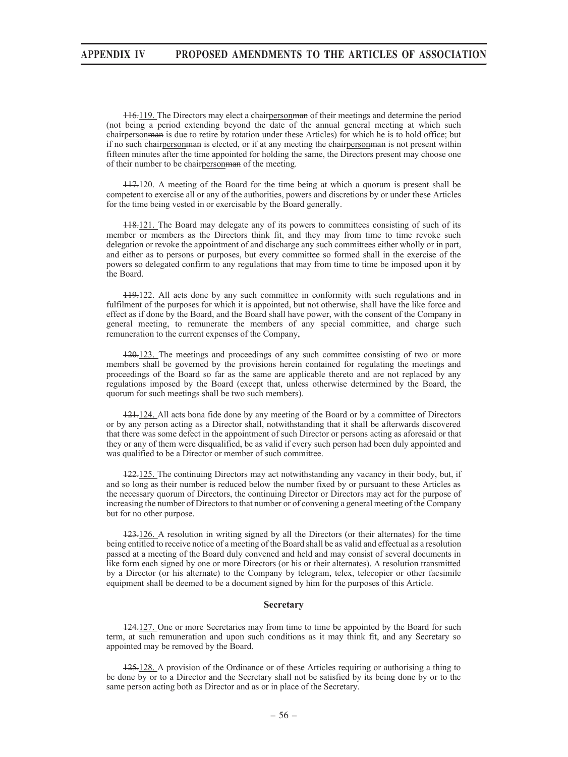~~116.~~119. The Directors may elect a chair<u>person</u>~~man~~ of their meetings and determine the period (not being a period extending beyond the date of the annual general meeting at which such chair<u>person</u>~~man~~ is due to retire by rotation under these Articles) for which he is to hold office; but if no such chair<u>person</u>~~man~~ is elected, or if at any meeting the chair<u>person</u>~~man~~ is not present within fifteen minutes after the time appointed for holding the same, the Directors present may choose one of their number to be chair<u>person</u>~~man~~ of the meeting.

~~117.~~120. A meeting of the Board for the time being at which a quorum is present shall be competent to exercise all or any of the authorities, powers and discretions by or under these Articles for the time being vested in or exercisable by the Board generally.

~~118.~~121. The Board may delegate any of its powers to committees consisting of such of its member or members as the Directors think fit, and they may from time to time revoke such delegation or revoke the appointment of and discharge any such committees either wholly or in part, and either as to persons or purposes, but every committee so formed shall in the exercise of the powers so delegated confirm to any regulations that may from time to time be imposed upon it by the Board.

~~119.~~122. All acts done by any such committee in conformity with such regulations and in fulfilment of the purposes for which it is appointed, but not otherwise, shall have the like force and effect as if done by the Board, and the Board shall have power, with the consent of the Company in general meeting, to remunerate the members of any special committee, and charge such remuneration to the current expenses of the Company,

~~120.~~123. The meetings and proceedings of any such committee consisting of two or more members shall be governed by the provisions herein contained for regulating the meetings and proceedings of the Board so far as the same are applicable thereto and are not replaced by any regulations imposed by the Board (except that, unless otherwise determined by the Board, the quorum for such meetings shall be two such members).

~~121.~~124. All acts bona fide done by any meeting of the Board or by a committee of Directors or by any person acting as a Director shall, notwithstanding that it shall be afterwards discovered that there was some defect in the appointment of such Director or persons acting as aforesaid or that they or any of them were disqualified, be as valid if every such person had been duly appointed and was qualified to be a Director or member of such committee.

~~122.~~125. The continuing Directors may act notwithstanding any vacancy in their body, but, if and so long as their number is reduced below the number fixed by or pursuant to these Articles as the necessary quorum of Directors, the continuing Director or Directors may act for the purpose of increasing the number of Directors to that number or of convening a general meeting of the Company but for no other purpose.

~~123.~~126. A resolution in writing signed by all the Directors (or their alternates) for the time being entitled to receive notice of a meeting of the Board shall be as valid and effectual as a resolution passed at a meeting of the Board duly convened and held and may consist of several documents in like form each signed by one or more Directors (or his or their alternates). A resolution transmitted by a Director (or his alternate) to the Company by telegram, telex, telecopier or other facsimile equipment shall be deemed to be a document signed by him for the purposes of this Article.

**Secretary**

~~124.~~127. One or more Secretaries may from time to time be appointed by the Board for such term, at such remuneration and upon such conditions as it may think fit, and any Secretary so appointed may be removed by the Board.

~~125.~~128. A provision of the Ordinance or of these Articles requiring or authorising a thing to be done by or to a Director and the Secretary shall not be satisfied by its being done by or to the same person acting both as Director and as or in place of the Secretary.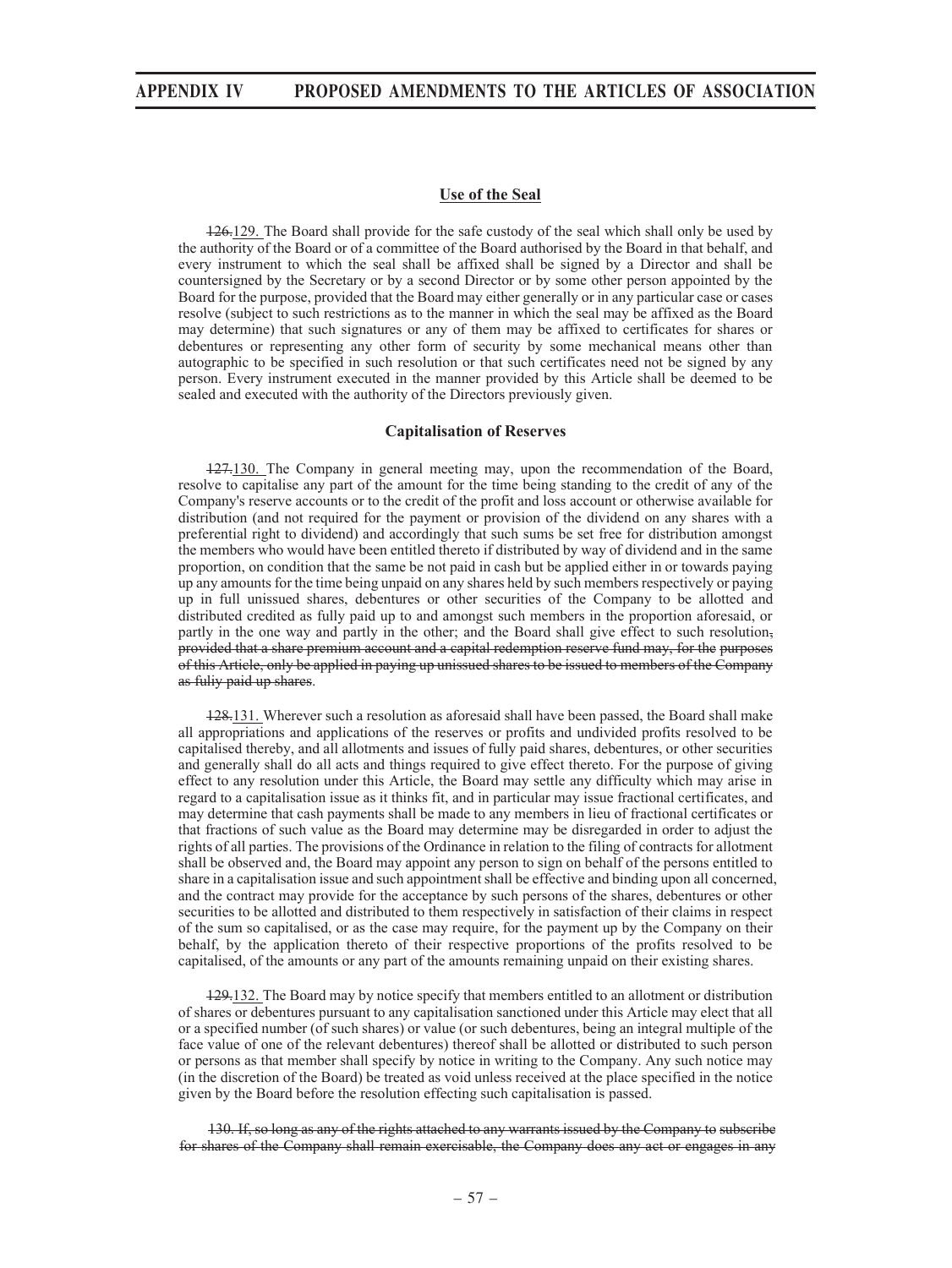### Use of the Seal

~~126.~~129. The Board shall provide for the safe custody of the seal which shall only be used by the authority of the Board or of a committee of the Board authorised by the Board in that behalf, and every instrument to which the seal shall be affixed shall be signed by a Director and shall be countersigned by the Secretary or by a second Director or by some other person appointed by the Board for the purpose, provided that the Board may either generally or in any particular case or cases resolve (subject to such restrictions as to the manner in which the seal may be affixed as the Board may determine) that such signatures or any of them may be affixed to certificates for shares or debentures or representing any other form of security by some mechanical means other than autographic to be specified in such resolution or that such certificates need not be signed by any person. Every instrument executed in the manner provided by this Article shall be deemed to be sealed and executed with the authority of the Directors previously given.

### Capitalisation of Reserves

~~127.~~130. The Company in general meeting may, upon the recommendation of the Board, resolve to capitalise any part of the amount for the time being standing to the credit of any of the Company's reserve accounts or to the credit of the profit and loss account or otherwise available for distribution (and not required for the payment or provision of the dividend on any shares with a preferential right to dividend) and accordingly that such sums be set free for distribution amongst the members who would have been entitled thereto if distributed by way of dividend and in the same proportion, on condition that the same be not paid in cash but be applied either in or towards paying up any amounts for the time being unpaid on any shares held by such members respectively or paying up in full unissued shares, debentures or other securities of the Company to be allotted and distributed credited as fully paid up to and amongst such members in the proportion aforesaid, or partly in the one way and partly in the other; and the Board shall give effect to such resolution~~, provided that a share premium account and a capital redemption reserve fund may, for the purposes of this Article, only be applied in paying up unissued shares to be issued to members of the Company as fuliy paid up shares~~.

~~128.~~131. Wherever such a resolution as aforesaid shall have been passed, the Board shall make all appropriations and applications of the reserves or profits and undivided profits resolved to be capitalised thereby, and all allotments and issues of fully paid shares, debentures, or other securities and generally shall do all acts and things required to give effect thereto. For the purpose of giving effect to any resolution under this Article, the Board may settle any difficulty which may arise in regard to a capitalisation issue as it thinks fit, and in particular may issue fractional certificates, and may determine that cash payments shall be made to any members in lieu of fractional certificates or that fractions of such value as the Board may determine may be disregarded in order to adjust the rights of all parties. The provisions of the Ordinance in relation to the filing of contracts for allotment shall be observed and, the Board may appoint any person to sign on behalf of the persons entitled to share in a capitalisation issue and such appointment shall be effective and binding upon all concerned, and the contract may provide for the acceptance by such persons of the shares, debentures or other securities to be allotted and distributed to them respectively in satisfaction of their claims in respect of the sum so capitalised, or as the case may require, for the payment up by the Company on their behalf, by the application thereto of their respective proportions of the profits resolved to be capitalised, of the amounts or any part of the amounts remaining unpaid on their existing shares.

~~129.~~132. The Board may by notice specify that members entitled to an allotment or distribution of shares or debentures pursuant to any capitalisation sanctioned under this Article may elect that all or a specified number (of such shares) or value (or such debentures, being an integral multiple of the face value of one of the relevant debentures) thereof shall be allotted or distributed to such person or persons as that member shall specify by notice in writing to the Company. Any such notice may (in the discretion of the Board) be treated as void unless received at the place specified in the notice given by the Board before the resolution effecting such capitalisation is passed.

~~130. If, so long as any of the rights attached to any warrants issued by the Company to subscribe for shares of the Company shall remain exercisable, the Company does any act or engages in any~~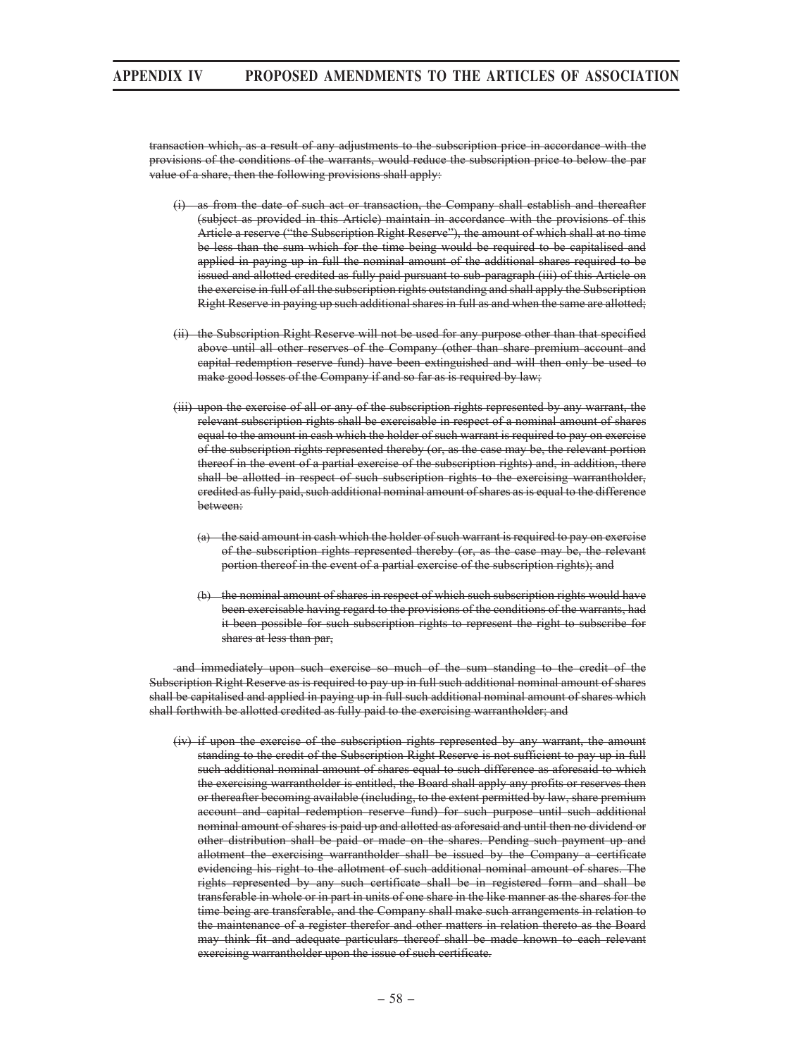~~transaction which, as a result of any adjustments to the subscription price in accordance with the provisions of the conditions of the warrants, would reduce the subscription price to below the par value of a share, then the following provisions shall apply:~~

~~(i) as from the date of such act or transaction, the Company shall establish and thereafter (subject as provided in this Article) maintain in accordance with the provisions of this Article a reserve ("the Subscription Right Reserve"), the amount of which shall at no time be less than the sum which for the time being would be required to be capitalised and applied in paying up in full the nominal amount of the additional shares required to be issued and allotted credited as fully paid pursuant to sub-paragraph (iii) of this Article on the exercise in full of all the subscription rights outstanding and shall apply the Subscription Right Reserve in paying up such additional shares in full as and when the same are allotted;~~

~~(ii) the Subscription Right Reserve will not be used for any purpose other than that specified above until all other reserves of the Company (other than share premium account and capital redemption reserve fund) have been extinguished and will then only be used to make good losses of the Company if and so far as is required by law;~~

~~(iii) upon the exercise of all or any of the subscription rights represented by any warrant, the relevant subscription rights shall be exercisable in respect of a nominal amount of shares equal to the amount in cash which the holder of such warrant is required to pay on exercise of the subscription rights represented thereby (or, as the case may be, the relevant portion thereof in the event of a partial exercise of the subscription rights) and, in addition, there shall be allotted in respect of such subscription rights to the exercising warrantholder, credited as fully paid, such additional nominal amount of shares as is equal to the difference between:~~

~~(a) the said amount in cash which the holder of such warrant is required to pay on exercise of the subscription rights represented thereby (or, as the case may be, the relevant portion thereof in the event of a partial exercise of the subscription rights); and~~

~~(b) the nominal amount of shares in respect of which such subscription rights would have been exercisable having regard to the provisions of the conditions of the warrants, had it been possible for such subscription rights to represent the right to subscribe for shares at less than par,~~

~~and immediately upon such exercise so much of the sum standing to the credit of the Subscription Right Reserve as is required to pay up in full such additional nominal amount of shares shall be capitalised and applied in paying up in full such additional nominal amount of shares which shall forthwith be allotted credited as fully paid to the exercising warrantholder; and~~

~~(iv) if upon the exercise of the subscription rights represented by any warrant, the amount standing to the credit of the Subscription Right Reserve is not sufficient to pay up in full such additional nominal amount of shares equal to such difference as aforesaid to which the exercising warrantholder is entitled, the Board shall apply any profits or reserves then or thereafter becoming available (including, to the extent permitted by law, share premium account and capital redemption reserve fund) for such purpose until such additional nominal amount of shares is paid up and allotted as aforesaid and until then no dividend or other distribution shall be paid or made on the shares. Pending such payment up and allotment the exercising warrantholder shall be issued by the Company a certificate evidencing his right to the allotment of such additional nominal amount of shares. The rights represented by any such certificate shall be in registered form and shall be transferable in whole or in part in units of one share in the like manner as the shares for the time being are transferable, and the Company shall make such arrangements in relation to the maintenance of a register therefor and other matters in relation thereto as the Board may think fit and adequate particulars thereof shall be made known to each relevant exercising warrantholder upon the issue of such certificate.~~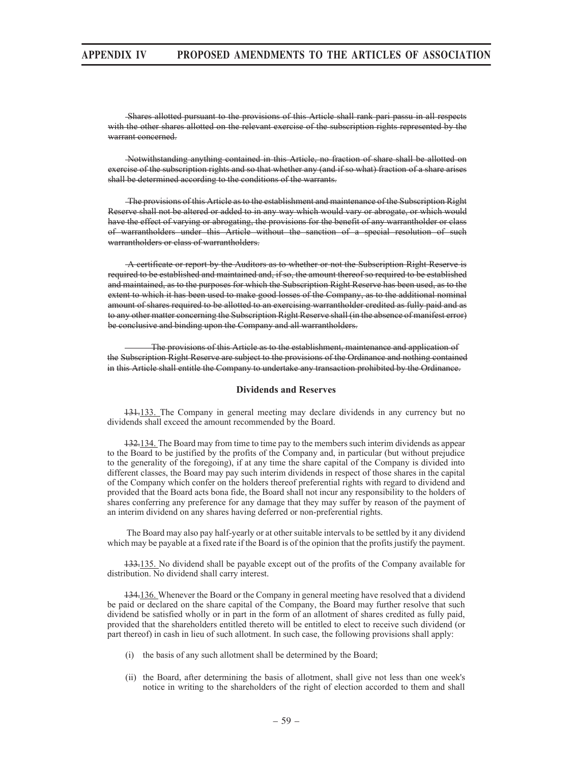~~Shares allotted pursuant to the provisions of this Article shall rank pari passu in all respects with the other shares allotted on the relevant exercise of the subscription rights represented by the warrant concerned.~~

~~Notwithstanding anything contained in this Article, no fraction of share shall be allotted on exercise of the subscription rights and so that whether any (and if so what) fraction of a share arises shall be determined according to the conditions of the warrants.~~

~~The provisions of this Article as to the establishment and maintenance of the Subscription Right Reserve shall not be altered or added to in any way which would vary or abrogate, or which would have the effect of varying or abrogating, the provisions for the benefit of any warrantholder or class of warrantholders under this Article without the sanction of a special resolution of such warrantholders or class of warrantholders.~~

~~A certificate or report by the Auditors as to whether or not the Subscription Right Reserve is required to be established and maintained and, if so, the amount thereof so required to be established and maintained, as to the purposes for which the Subscription Right Reserve has been used, as to the extent to which it has been used to make good losses of the Company, as to the additional nominal amount of shares required to be allotted to an exercising warrantholder credited as fully paid and as to any other matter concerning the Subscription Right Reserve shall (in the absence of manifest error) be conclusive and binding upon the Company and all warrantholders.~~

~~The provisions of this Article as to the establishment, maintenance and application of the Subscription Right Reserve are subject to the provisions of the Ordinance and nothing contained in this Article shall entitle the Company to undertake any transaction prohibited by the Ordinance.~~

### Dividends and Reserves

~~131.~~133. The Company in general meeting may declare dividends in any currency but no dividends shall exceed the amount recommended by the Board.

~~132.~~134. The Board may from time to time pay to the members such interim dividends as appear to the Board to be justified by the profits of the Company and, in particular (but without prejudice to the generality of the foregoing), if at any time the share capital of the Company is divided into different classes, the Board may pay such interim dividends in respect of those shares in the capital of the Company which confer on the holders thereof preferential rights with regard to dividend and provided that the Board acts bona fide, the Board shall not incur any responsibility to the holders of shares conferring any preference for any damage that they may suffer by reason of the payment of an interim dividend on any shares having deferred or non-preferential rights.

The Board may also pay half-yearly or at other suitable intervals to be settled by it any dividend which may be payable at a fixed rate if the Board is of the opinion that the profits justify the payment.

~~133.~~135. No dividend shall be payable except out of the profits of the Company available for distribution. No dividend shall carry interest.

~~134.~~136. Whenever the Board or the Company in general meeting have resolved that a dividend be paid or declared on the share capital of the Company, the Board may further resolve that such dividend be satisfied wholly or in part in the form of an allotment of shares credited as fully paid, provided that the shareholders entitled thereto will be entitled to elect to receive such dividend (or part thereof) in cash in lieu of such allotment. In such case, the following provisions shall apply:

(i) the basis of any such allotment shall be determined by the Board;

(ii) the Board, after determining the basis of allotment, shall give not less than one week's notice in writing to the shareholders of the right of election accorded to them and shall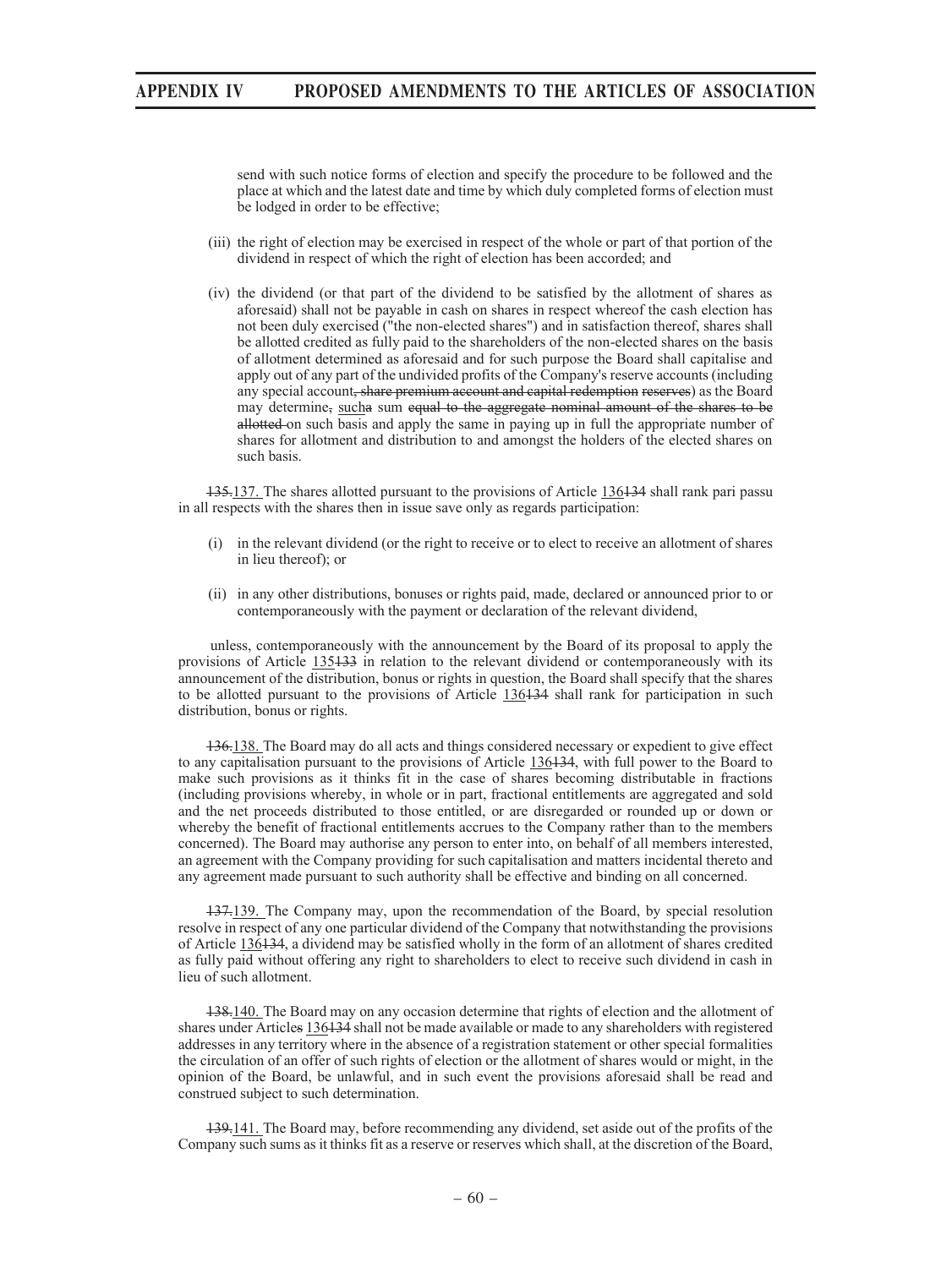send with such notice forms of election and specify the procedure to be followed and the place at which and the latest date and time by which duly completed forms of election must be lodged in order to be effective;

(iii) the right of election may be exercised in respect of the whole or part of that portion of the dividend in respect of which the right of election has been accorded; and

(iv) the dividend (or that part of the dividend to be satisfied by the allotment of shares as aforesaid) shall not be payable in cash on shares in respect whereof the cash election has not been duly exercised ("the non-elected shares") and in satisfaction thereof, shares shall be allotted credited as fully paid to the shareholders of the non-elected shares on the basis of allotment determined as aforesaid and for such purpose the Board shall capitalise and apply out of any part of the undivided profits of the Company's reserve accounts (including any special account~~, share premium account and capital redemption reserves~~) as the Board may determine~~,~~ <u>such</u>~~a~~ sum ~~equal to the aggregate nominal amount of the shares to be allotted~~ on such basis and apply the same in paying up in full the appropriate number of shares for allotment and distribution to and amongst the holders of the elected shares on such basis.

~~135.~~<u>137.</u> The shares allotted pursuant to the provisions of Article <u>136</u>~~134~~ shall rank pari passu in all respects with the shares then in issue save only as regards participation:

(i) in the relevant dividend (or the right to receive or to elect to receive an allotment of shares in lieu thereof); or

(ii) in any other distributions, bonuses or rights paid, made, declared or announced prior to or contemporaneously with the payment or declaration of the relevant dividend,

unless, contemporaneously with the announcement by the Board of its proposal to apply the provisions of Article <u>135</u>~~133~~ in relation to the relevant dividend or contemporaneously with its announcement of the distribution, bonus or rights in question, the Board shall specify that the shares to be allotted pursuant to the provisions of Article <u>136</u>~~134~~ shall rank for participation in such distribution, bonus or rights.

~~136.~~<u>138.</u> The Board may do all acts and things considered necessary or expedient to give effect to any capitalisation pursuant to the provisions of Article <u>136</u>~~134~~, with full power to the Board to make such provisions as it thinks fit in the case of shares becoming distributable in fractions (including provisions whereby, in whole or in part, fractional entitlements are aggregated and sold and the net proceeds distributed to those entitled, or are disregarded or rounded up or down or whereby the benefit of fractional entitlements accrues to the Company rather than to the members concerned). The Board may authorise any person to enter into, on behalf of all members interested, an agreement with the Company providing for such capitalisation and matters incidental thereto and any agreement made pursuant to such authority shall be effective and binding on all concerned.

~~137.~~<u>139.</u> The Company may, upon the recommendation of the Board, by special resolution resolve in respect of any one particular dividend of the Company that notwithstanding the provisions of Article <u>136</u>~~134~~, a dividend may be satisfied wholly in the form of an allotment of shares credited as fully paid without offering any right to shareholders to elect to receive such dividend in cash in lieu of such allotment.

~~138.~~<u>140.</u> The Board may on any occasion determine that rights of election and the allotment of shares under Article~~s~~ <u>136</u>~~134~~ shall not be made available or made to any shareholders with registered addresses in any territory where in the absence of a registration statement or other special formalities the circulation of an offer of such rights of election or the allotment of shares would or might, in the opinion of the Board, be unlawful, and in such event the provisions aforesaid shall be read and construed subject to such determination.

~~139.~~<u>141.</u> The Board may, before recommending any dividend, set aside out of the profits of the Company such sums as it thinks fit as a reserve or reserves which shall, at the discretion of the Board,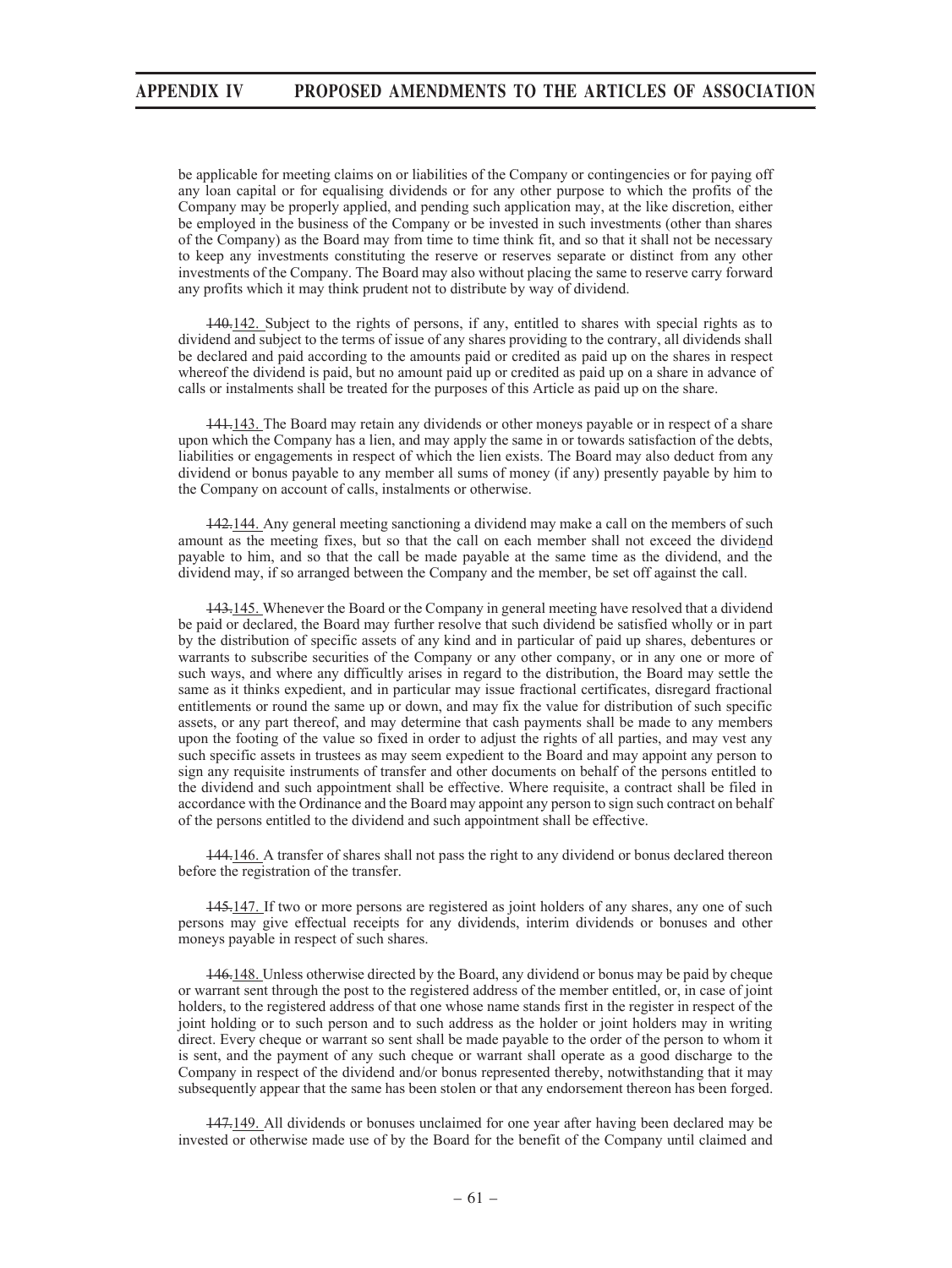be applicable for meeting claims on or liabilities of the Company or contingencies or for paying off any loan capital or for equalising dividends or for any other purpose to which the profits of the Company may be properly applied, and pending such application may, at the like discretion, either be employed in the business of the Company or be invested in such investments (other than shares of the Company) as the Board may from time to time think fit, and so that it shall not be necessary to keep any investments constituting the reserve or reserves separate or distinct from any other investments of the Company. The Board may also without placing the same to reserve carry forward any profits which it may think prudent not to distribute by way of dividend.

~~140.~~142. Subject to the rights of persons, if any, entitled to shares with special rights as to dividend and subject to the terms of issue of any shares providing to the contrary, all dividends shall be declared and paid according to the amounts paid or credited as paid up on the shares in respect whereof the dividend is paid, but no amount paid up or credited as paid up on a share in advance of calls or instalments shall be treated for the purposes of this Article as paid up on the share.

~~141.~~143. The Board may retain any dividends or other moneys payable or in respect of a share upon which the Company has a lien, and may apply the same in or towards satisfaction of the debts, liabilities or engagements in respect of which the lien exists. The Board may also deduct from any dividend or bonus payable to any member all sums of money (if any) presently payable by him to the Company on account of calls, instalments or otherwise.

~~142.~~144. Any general meeting sanctioning a dividend may make a call on the members of such amount as the meeting fixes, but so that the call on each member shall not exceed the dividend payable to him, and so that the call be made payable at the same time as the dividend, and the dividend may, if so arranged between the Company and the member, be set off against the call.

~~143.~~145. Whenever the Board or the Company in general meeting have resolved that a dividend be paid or declared, the Board may further resolve that such dividend be satisfied wholly or in part by the distribution of specific assets of any kind and in particular of paid up shares, debentures or warrants to subscribe securities of the Company or any other company, or in any one or more of such ways, and where any difficultly arises in regard to the distribution, the Board may settle the same as it thinks expedient, and in particular may issue fractional certificates, disregard fractional entitlements or round the same up or down, and may fix the value for distribution of such specific assets, or any part thereof, and may determine that cash payments shall be made to any members upon the footing of the value so fixed in order to adjust the rights of all parties, and may vest any such specific assets in trustees as may seem expedient to the Board and may appoint any person to sign any requisite instruments of transfer and other documents on behalf of the persons entitled to the dividend and such appointment shall be effective. Where requisite, a contract shall be filed in accordance with the Ordinance and the Board may appoint any person to sign such contract on behalf of the persons entitled to the dividend and such appointment shall be effective.

~~144.~~146. A transfer of shares shall not pass the right to any dividend or bonus declared thereon before the registration of the transfer.

~~145.~~147. If two or more persons are registered as joint holders of any shares, any one of such persons may give effectual receipts for any dividends, interim dividends or bonuses and other moneys payable in respect of such shares.

~~146.~~148. Unless otherwise directed by the Board, any dividend or bonus may be paid by cheque or warrant sent through the post to the registered address of the member entitled, or, in case of joint holders, to the registered address of that one whose name stands first in the register in respect of the joint holding or to such person and to such address as the holder or joint holders may in writing direct. Every cheque or warrant so sent shall be made payable to the order of the person to whom it is sent, and the payment of any such cheque or warrant shall operate as a good discharge to the Company in respect of the dividend and/or bonus represented thereby, notwithstanding that it may subsequently appear that the same has been stolen or that any endorsement thereon has been forged.

~~147.~~149. All dividends or bonuses unclaimed for one year after having been declared may be invested or otherwise made use of by the Board for the benefit of the Company until claimed and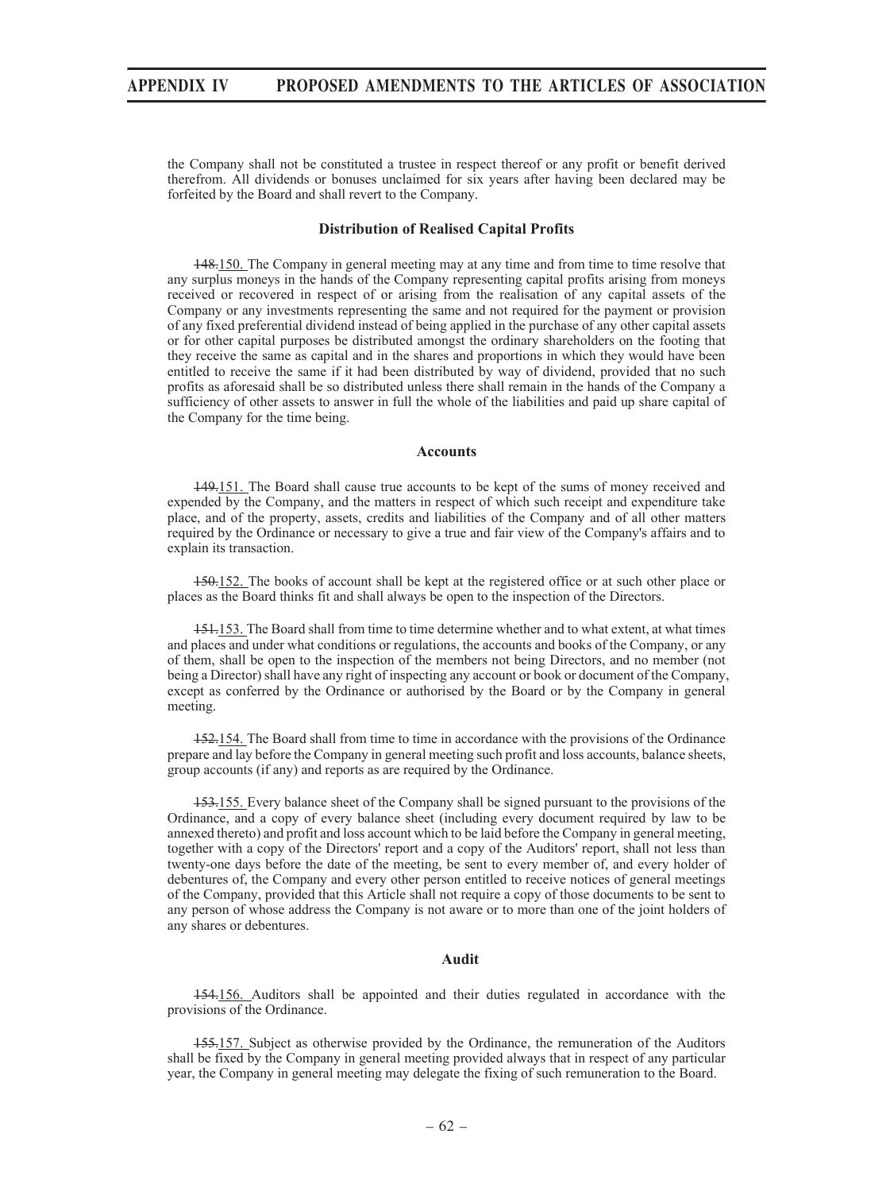the Company shall not be constituted a trustee in respect thereof or any profit or benefit derived therefrom. All dividends or bonuses unclaimed for six years after having been declared may be forfeited by the Board and shall revert to the Company.

### Distribution of Realised Capital Profits

~~148.~~150. The Company in general meeting may at any time and from time to time resolve that any surplus moneys in the hands of the Company representing capital profits arising from moneys received or recovered in respect of or arising from the realisation of any capital assets of the Company or any investments representing the same and not required for the payment or provision of any fixed preferential dividend instead of being applied in the purchase of any other capital assets or for other capital purposes be distributed amongst the ordinary shareholders on the footing that they receive the same as capital and in the shares and proportions in which they would have been entitled to receive the same if it had been distributed by way of dividend, provided that no such profits as aforesaid shall be so distributed unless there shall remain in the hands of the Company a sufficiency of other assets to answer in full the whole of the liabilities and paid up share capital of the Company for the time being.

### Accounts

~~149.~~151. The Board shall cause true accounts to be kept of the sums of money received and expended by the Company, and the matters in respect of which such receipt and expenditure take place, and of the property, assets, credits and liabilities of the Company and of all other matters required by the Ordinance or necessary to give a true and fair view of the Company's affairs and to explain its transaction.

~~150.~~152. The books of account shall be kept at the registered office or at such other place or places as the Board thinks fit and shall always be open to the inspection of the Directors.

~~151.~~153. The Board shall from time to time determine whether and to what extent, at what times and places and under what conditions or regulations, the accounts and books of the Company, or any of them, shall be open to the inspection of the members not being Directors, and no member (not being a Director) shall have any right of inspecting any account or book or document of the Company, except as conferred by the Ordinance or authorised by the Board or by the Company in general meeting.

~~152.~~154. The Board shall from time to time in accordance with the provisions of the Ordinance prepare and lay before the Company in general meeting such profit and loss accounts, balance sheets, group accounts (if any) and reports as are required by the Ordinance.

~~153.~~155. Every balance sheet of the Company shall be signed pursuant to the provisions of the Ordinance, and a copy of every balance sheet (including every document required by law to be annexed thereto) and profit and loss account which to be laid before the Company in general meeting, together with a copy of the Directors' report and a copy of the Auditors' report, shall not less than twenty-one days before the date of the meeting, be sent to every member of, and every holder of debentures of, the Company and every other person entitled to receive notices of general meetings of the Company, provided that this Article shall not require a copy of those documents to be sent to any person of whose address the Company is not aware or to more than one of the joint holders of any shares or debentures.

### Audit

~~154.~~156. Auditors shall be appointed and their duties regulated in accordance with the provisions of the Ordinance.

~~155.~~157. Subject as otherwise provided by the Ordinance, the remuneration of the Auditors shall be fixed by the Company in general meeting provided always that in respect of any particular year, the Company in general meeting may delegate the fixing of such remuneration to the Board.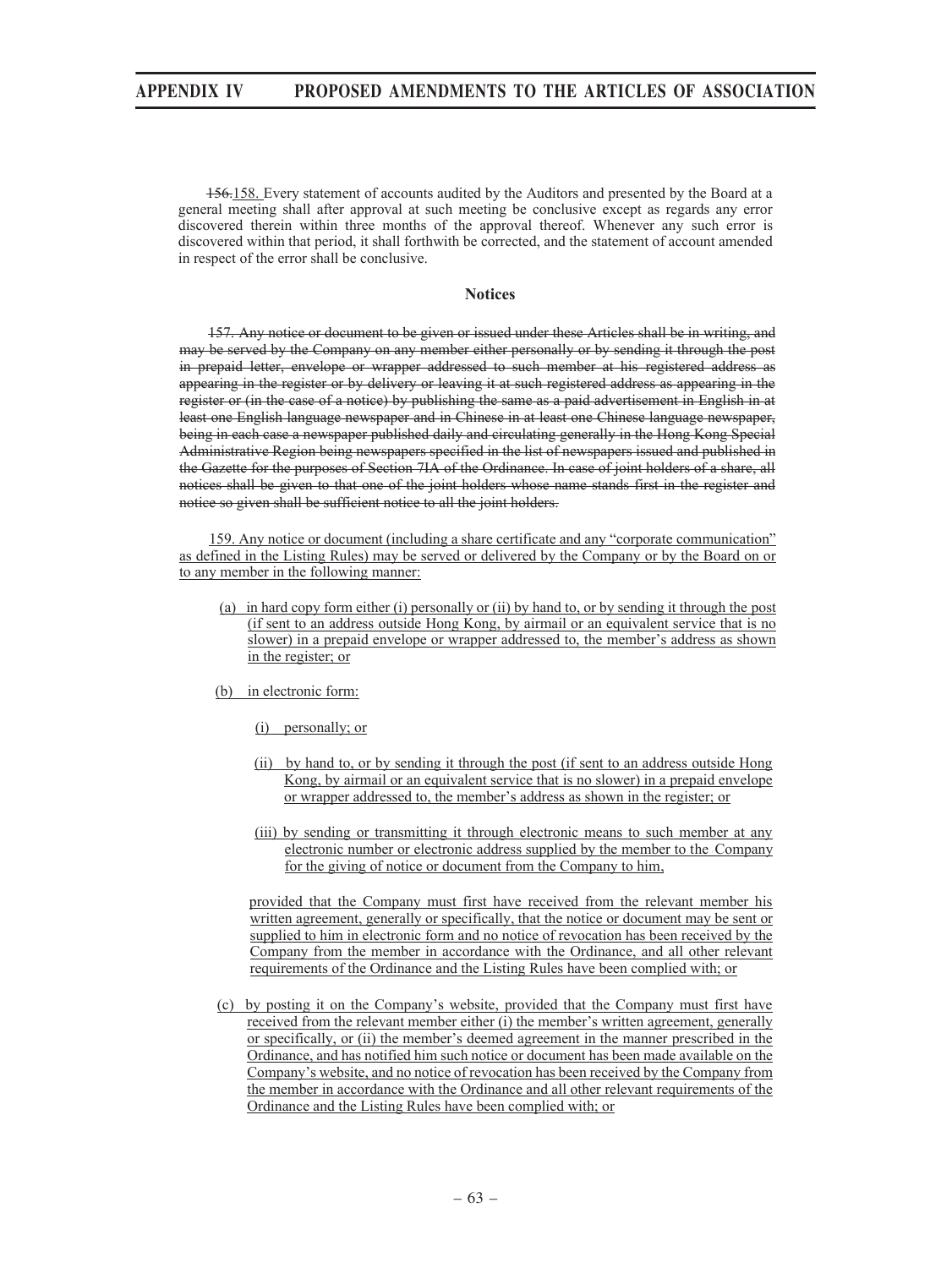~~156.~~158. Every statement of accounts audited by the Auditors and presented by the Board at a general meeting shall after approval at such meeting be conclusive except as regards any error discovered therein within three months of the approval thereof. Whenever any such error is discovered within that period, it shall forthwith be corrected, and the statement of account amended in respect of the error shall be conclusive.

## Notices

~~157. Any notice or document to be given or issued under these Articles shall be in writing, and may be served by the Company on any member either personally or by sending it through the post in prepaid letter, envelope or wrapper addressed to such member at his registered address as appearing in the register or by delivery or leaving it at such registered address as appearing in the register or (in the case of a notice) by publishing the same as a paid advertisement in English in at least one English language newspaper and in Chinese in at least one Chinese language newspaper, being in each case a newspaper published daily and circulating generally in the Hong Kong Special Administrative Region being newspapers specified in the list of newspapers issued and published in the Gazette for the purposes of Section 71A of the Ordinance. In case of joint holders of a share, all notices shall be given to that one of the joint holders whose name stands first in the register and notice so given shall be sufficient notice to all the joint holders.~~

159. Any notice or document (including a share certificate and any "corporate communication" as defined in the Listing Rules) may be served or delivered by the Company or by the Board on or to any member in the following manner:

(a) in hard copy form either (i) personally or (ii) by hand to, or by sending it through the post (if sent to an address outside Hong Kong, by airmail or an equivalent service that is no slower) in a prepaid envelope or wrapper addressed to, the member's address as shown in the register; or

(b) in electronic form:

   (i) personally; or

   (ii) by hand to, or by sending it through the post (if sent to an address outside Hong Kong, by airmail or an equivalent service that is no slower) in a prepaid envelope or wrapper addressed to, the member's address as shown in the register; or

   (iii) by sending or transmitting it through electronic means to such member at any electronic number or electronic address supplied by the member to the Company for the giving of notice or document from the Company to him,

   provided that the Company must first have received from the relevant member his written agreement, generally or specifically, that the notice or document may be sent or supplied to him in electronic form and no notice of revocation has been received by the Company from the member in accordance with the Ordinance, and all other relevant requirements of the Ordinance and the Listing Rules have been complied with; or

(c) by posting it on the Company's website, provided that the Company must first have received from the relevant member either (i) the member's written agreement, generally or specifically, or (ii) the member's deemed agreement in the manner prescribed in the Ordinance, and has notified him such notice or document has been made available on the Company's website, and no notice of revocation has been received by the Company from the member in accordance with the Ordinance and all other relevant requirements of the Ordinance and the Listing Rules have been complied with; or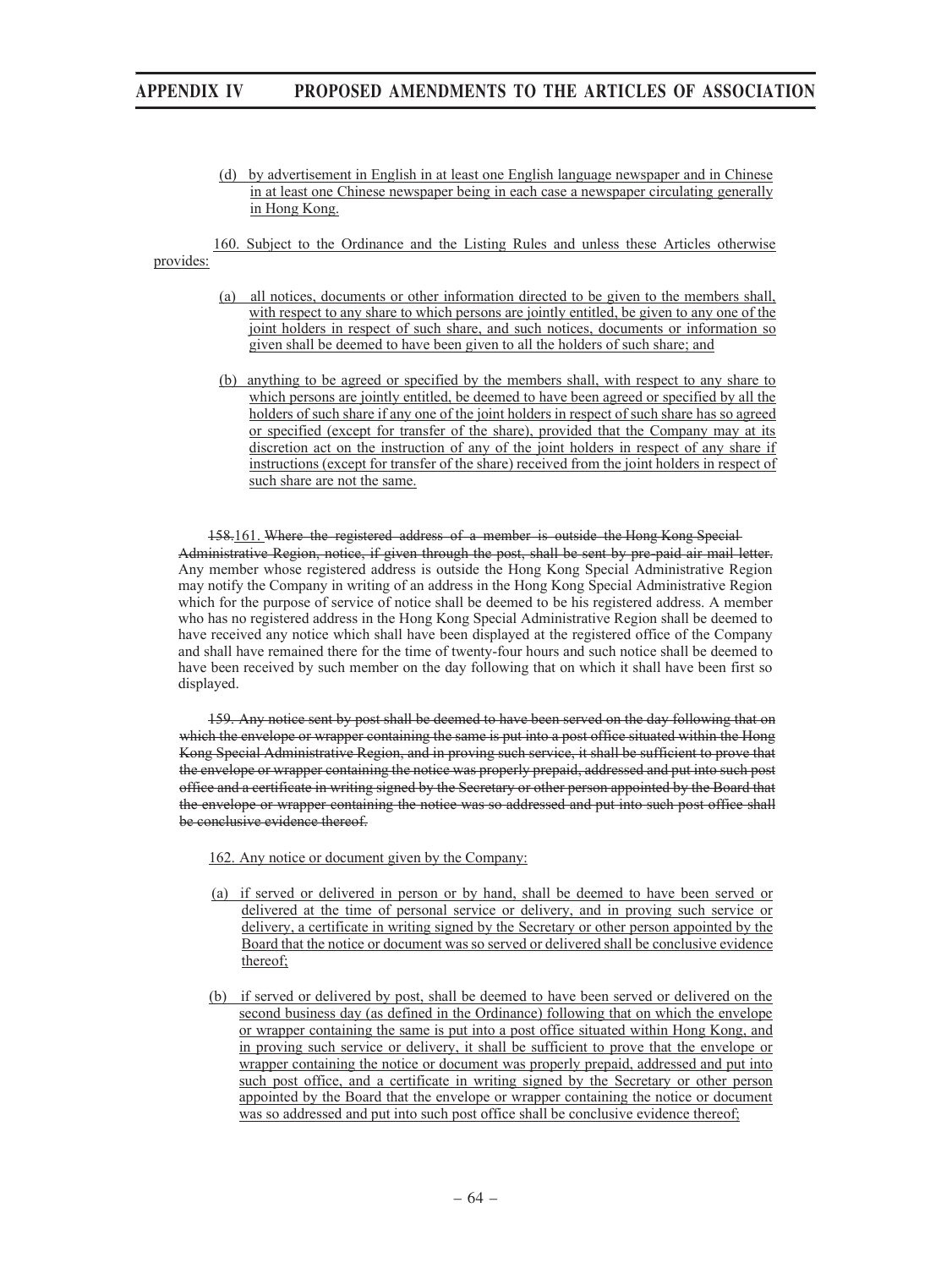(d) by advertisement in English in at least one English language newspaper and in Chinese in at least one Chinese newspaper being in each case a newspaper circulating generally in Hong Kong.

160. Subject to the Ordinance and the Listing Rules and unless these Articles otherwise provides:

(a) all notices, documents or other information directed to be given to the members shall, with respect to any share to which persons are jointly entitled, be given to any one of the joint holders in respect of such share, and such notices, documents or information so given shall be deemed to have been given to all the holders of such share; and

(b) anything to be agreed or specified by the members shall, with respect to any share to which persons are jointly entitled, be deemed to have been agreed or specified by all the holders of such share if any one of the joint holders in respect of such share has so agreed or specified (except for transfer of the share), provided that the Company may at its discretion act on the instruction of any of the joint holders in respect of any share if instructions (except for transfer of the share) received from the joint holders in respect of such share are not the same.

~~158.~~161. ~~Where the registered address of a member is outside the Hong Kong Special Administrative Region, notice, if given through the post, shall be sent by pre-paid air mail letter.~~ Any member whose registered address is outside the Hong Kong Special Administrative Region may notify the Company in writing of an address in the Hong Kong Special Administrative Region which for the purpose of service of notice shall be deemed to be his registered address. A member who has no registered address in the Hong Kong Special Administrative Region shall be deemed to have received any notice which shall have been displayed at the registered office of the Company and shall have remained there for the time of twenty-four hours and such notice shall be deemed to have been received by such member on the day following that on which it shall have been first so displayed.

~~159. Any notice sent by post shall be deemed to have been served on the day following that on which the envelope or wrapper containing the same is put into a post office situated within the Hong Kong Special Administrative Region, and in proving such service, it shall be sufficient to prove that the envelope or wrapper containing the notice was properly prepaid, addressed and put into such post office and a certificate in writing signed by the Secretary or other person appointed by the Board that the envelope or wrapper containing the notice was so addressed and put into such post office shall be conclusive evidence thereof.~~

162. Any notice or document given by the Company:

(a) if served or delivered in person or by hand, shall be deemed to have been served or delivered at the time of personal service or delivery, and in proving such service or delivery, a certificate in writing signed by the Secretary or other person appointed by the Board that the notice or document was so served or delivered shall be conclusive evidence thereof;

(b) if served or delivered by post, shall be deemed to have been served or delivered on the second business day (as defined in the Ordinance) following that on which the envelope or wrapper containing the same is put into a post office situated within Hong Kong, and in proving such service or delivery, it shall be sufficient to prove that the envelope or wrapper containing the notice or document was properly prepaid, addressed and put into such post office, and a certificate in writing signed by the Secretary or other person appointed by the Board that the envelope or wrapper containing the notice or document was so addressed and put into such post office shall be conclusive evidence thereof;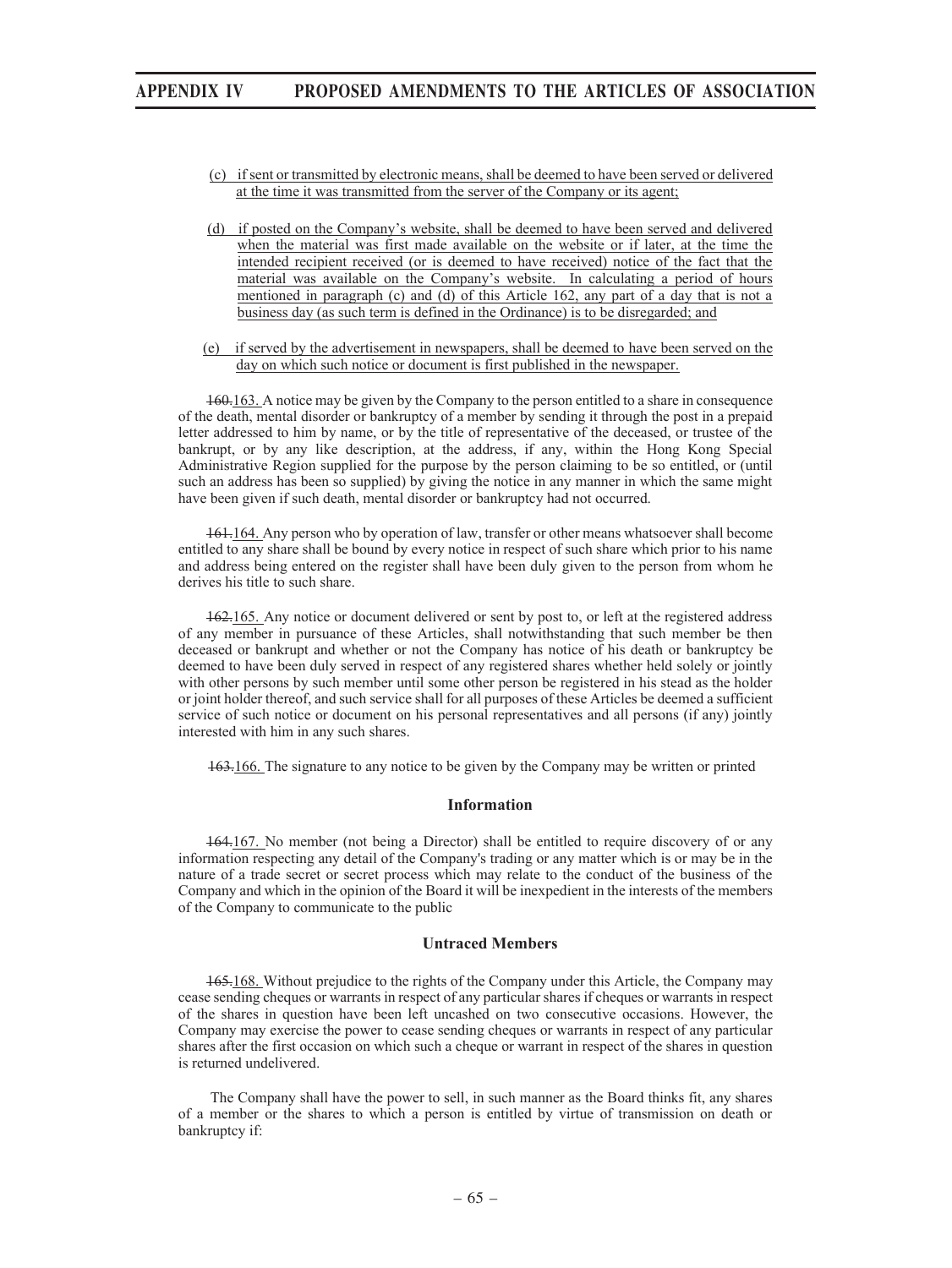(c) if sent or transmitted by electronic means, shall be deemed to have been served or delivered at the time it was transmitted from the server of the Company or its agent;

(d) if posted on the Company's website, shall be deemed to have been served and delivered when the material was first made available on the website or if later, at the time the intended recipient received (or is deemed to have received) notice of the fact that the material was available on the Company's website. In calculating a period of hours mentioned in paragraph (c) and (d) of this Article 162, any part of a day that is not a business day (as such term is defined in the Ordinance) is to be disregarded; and

(e) if served by the advertisement in newspapers, shall be deemed to have been served on the day on which such notice or document is first published in the newspaper.

~~160.~~163. A notice may be given by the Company to the person entitled to a share in consequence of the death, mental disorder or bankruptcy of a member by sending it through the post in a prepaid letter addressed to him by name, or by the title of representative of the deceased, or trustee of the bankrupt, or by any like description, at the address, if any, within the Hong Kong Special Administrative Region supplied for the purpose by the person claiming to be so entitled, or (until such an address has been so supplied) by giving the notice in any manner in which the same might have been given if such death, mental disorder or bankruptcy had not occurred.

~~161.~~164. Any person who by operation of law, transfer or other means whatsoever shall become entitled to any share shall be bound by every notice in respect of such share which prior to his name and address being entered on the register shall have been duly given to the person from whom he derives his title to such share.

~~162.~~165. Any notice or document delivered or sent by post to, or left at the registered address of any member in pursuance of these Articles, shall notwithstanding that such member be then deceased or bankrupt and whether or not the Company has notice of his death or bankruptcy be deemed to have been duly served in respect of any registered shares whether held solely or jointly with other persons by such member until some other person be registered in his stead as the holder or joint holder thereof, and such service shall for all purposes of these Articles be deemed a sufficient service of such notice or document on his personal representatives and all persons (if any) jointly interested with him in any such shares.

~~163.~~166. The signature to any notice to be given by the Company may be written or printed

### Information

~~164.~~167. No member (not being a Director) shall be entitled to require discovery of or any information respecting any detail of the Company's trading or any matter which is or may be in the nature of a trade secret or secret process which may relate to the conduct of the business of the Company and which in the opinion of the Board it will be inexpedient in the interests of the members of the Company to communicate to the public

### Untraced Members

~~165.~~168. Without prejudice to the rights of the Company under this Article, the Company may cease sending cheques or warrants in respect of any particular shares if cheques or warrants in respect of the shares in question have been left uncashed on two consecutive occasions. However, the Company may exercise the power to cease sending cheques or warrants in respect of any particular shares after the first occasion on which such a cheque or warrant in respect of the shares in question is returned undelivered.

The Company shall have the power to sell, in such manner as the Board thinks fit, any shares of a member or the shares to which a person is entitled by virtue of transmission on death or bankruptcy if: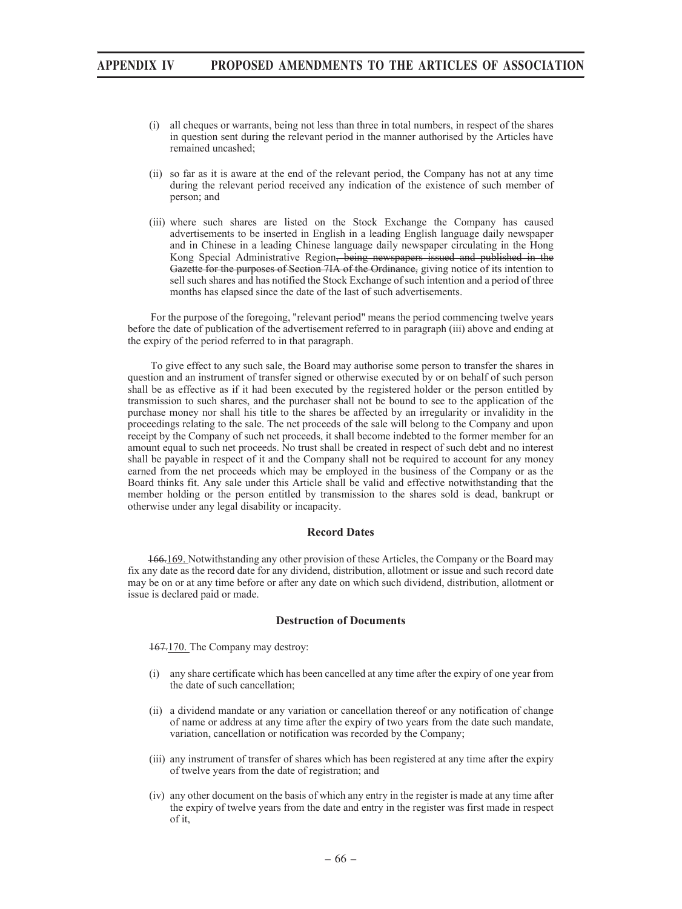(i) all cheques or warrants, being not less than three in total numbers, in respect of the shares in question sent during the relevant period in the manner authorised by the Articles have remained uncashed;

(ii) so far as it is aware at the end of the relevant period, the Company has not at any time during the relevant period received any indication of the existence of such member of person; and

(iii) where such shares are listed on the Stock Exchange the Company has caused advertisements to be inserted in English in a leading English language daily newspaper and in Chinese in a leading Chinese language daily newspaper circulating in the Hong Kong Special Administrative Region~~, being newspapers issued and published in the Gazette for the purposes of Section 7IA of the Ordinance,~~ giving notice of its intention to sell such shares and has notified the Stock Exchange of such intention and a period of three months has elapsed since the date of the last of such advertisements.

For the purpose of the foregoing, "relevant period" means the period commencing twelve years before the date of publication of the advertisement referred to in paragraph (iii) above and ending at the expiry of the period referred to in that paragraph.

To give effect to any such sale, the Board may authorise some person to transfer the shares in question and an instrument of transfer signed or otherwise executed by or on behalf of such person shall be as effective as if it had been executed by the registered holder or the person entitled by transmission to such shares, and the purchaser shall not be bound to see to the application of the purchase money nor shall his title to the shares be affected by an irregularity or invalidity in the proceedings relating to the sale. The net proceeds of the sale will belong to the Company and upon receipt by the Company of such net proceeds, it shall become indebted to the former member for an amount equal to such net proceeds. No trust shall be created in respect of such debt and no interest shall be payable in respect of it and the Company shall not be required to account for any money earned from the net proceeds which may be employed in the business of the Company or as the Board thinks fit. Any sale under this Article shall be valid and effective notwithstanding that the member holding or the person entitled by transmission to the shares sold is dead, bankrupt or otherwise under any legal disability or incapacity.

### Record Dates

~~166.~~169. Notwithstanding any other provision of these Articles, the Company or the Board may fix any date as the record date for any dividend, distribution, allotment or issue and such record date may be on or at any time before or after any date on which such dividend, distribution, allotment or issue is declared paid or made.

### Destruction of Documents

~~167.~~170. The Company may destroy:

(i) any share certificate which has been cancelled at any time after the expiry of one year from the date of such cancellation;

(ii) a dividend mandate or any variation or cancellation thereof or any notification of change of name or address at any time after the expiry of two years from the date such mandate, variation, cancellation or notification was recorded by the Company;

(iii) any instrument of transfer of shares which has been registered at any time after the expiry of twelve years from the date of registration; and

(iv) any other document on the basis of which any entry in the register is made at any time after the expiry of twelve years from the date and entry in the register was first made in respect of it,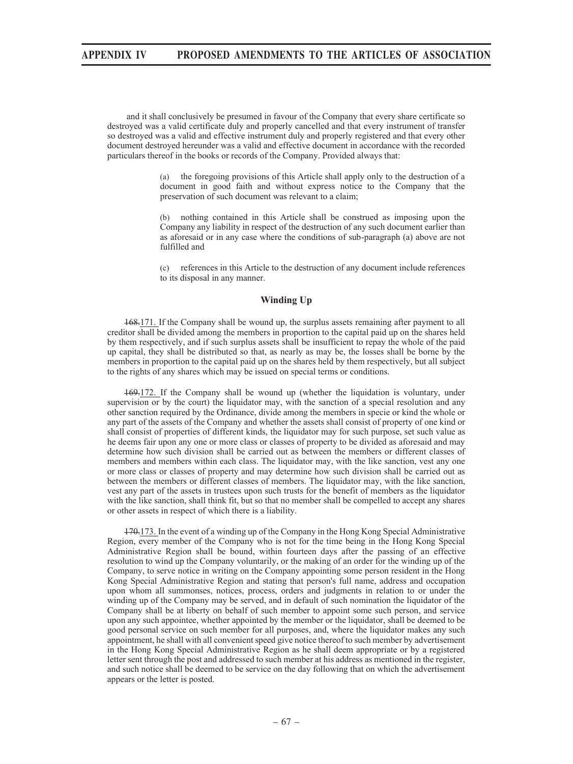and it shall conclusively be presumed in favour of the Company that every share certificate so destroyed was a valid certificate duly and properly cancelled and that every instrument of transfer so destroyed was a valid and effective instrument duly and properly registered and that every other document destroyed hereunder was a valid and effective document in accordance with the recorded particulars thereof in the books or records of the Company. Provided always that:

(a) the foregoing provisions of this Article shall apply only to the destruction of a document in good faith and without express notice to the Company that the preservation of such document was relevant to a claim;

(b) nothing contained in this Article shall be construed as imposing upon the Company any liability in respect of the destruction of any such document earlier than as aforesaid or in any case where the conditions of sub-paragraph (a) above are not fulfilled and

(c) references in this Article to the destruction of any document include references to its disposal in any manner.

### Winding Up

~~168.~~171. If the Company shall be wound up, the surplus assets remaining after payment to all creditor shall be divided among the members in proportion to the capital paid up on the shares held by them respectively, and if such surplus assets shall be insufficient to repay the whole of the paid up capital, they shall be distributed so that, as nearly as may be, the losses shall be borne by the members in proportion to the capital paid up on the shares held by them respectively, but all subject to the rights of any shares which may be issued on special terms or conditions.

~~169.~~172. If the Company shall be wound up (whether the liquidation is voluntary, under supervision or by the court) the liquidator may, with the sanction of a special resolution and any other sanction required by the Ordinance, divide among the members in specie or kind the whole or any part of the assets of the Company and whether the assets shall consist of property of one kind or shall consist of properties of different kinds, the liquidator may for such purpose, set such value as he deems fair upon any one or more class or classes of property to be divided as aforesaid and may determine how such division shall be carried out as between the members or different classes of members and members within each class. The liquidator may, with the like sanction, vest any one or more class or classes of property and may determine how such division shall be carried out as between the members or different classes of members. The liquidator may, with the like sanction, vest any part of the assets in trustees upon such trusts for the benefit of members as the liquidator with the like sanction, shall think fit, but so that no member shall be compelled to accept any shares or other assets in respect of which there is a liability.

~~170.~~173. In the event of a winding up of the Company in the Hong Kong Special Administrative Region, every member of the Company who is not for the time being in the Hong Kong Special Administrative Region shall be bound, within fourteen days after the passing of an effective resolution to wind up the Company voluntarily, or the making of an order for the winding up of the Company, to serve notice in writing on the Company appointing some person resident in the Hong Kong Special Administrative Region and stating that person's full name, address and occupation upon whom all summonses, notices, process, orders and judgments in relation to or under the winding up of the Company may be served, and in default of such nomination the liquidator of the Company shall be at liberty on behalf of such member to appoint some such person, and service upon any such appointee, whether appointed by the member or the liquidator, shall be deemed to be good personal service on such member for all purposes, and, where the liquidator makes any such appointment, he shall with all convenient speed give notice thereof to such member by advertisement in the Hong Kong Special Administrative Region as he shall deem appropriate or by a registered letter sent through the post and addressed to such member at his address as mentioned in the register, and such notice shall be deemed to be service on the day following that on which the advertisement appears or the letter is posted.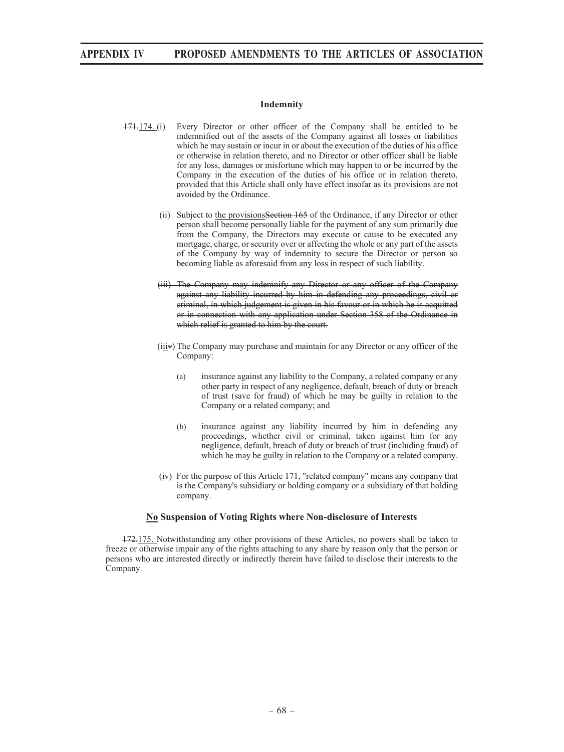### Indemnity

~~171.~~<u>174.</u> (i) Every Director or other officer of the Company shall be entitled to be indemnified out of the assets of the Company against all losses or liabilities which he may sustain or incur in or about the execution of the duties of his office or otherwise in relation thereto, and no Director or other officer shall be liable for any loss, damages or misfortune which may happen to or be incurred by the Company in the execution of the duties of his office or in relation thereto, provided that this Article shall only have effect insofar as its provisions are not avoided by the Ordinance.

(ii) Subject to <u>the provisions</u>~~Section 165~~ of the Ordinance, if any Director or other person shall become personally liable for the payment of any sum primarily due from the Company, the Directors may execute or cause to be executed any mortgage, charge, or security over or affecting the whole or any part of the assets of the Company by way of indemnity to secure the Director or person so becoming liable as aforesaid from any loss in respect of such liability.

~~(iii) The Company may indemnify any Director or any officer of the Company against any liability incurred by him in defending any proceedings, civil or criminal, in which judgement is given in his favour or in which he is acquitted or in connection with any application under Section 358 of the Ordinance in which relief is granted to him by the court.~~

(ii<u>i</u>~~v~~) The Company may purchase and maintain for any Director or any officer of the Company:

(a) insurance against any liability to the Company, a related company or any other party in respect of any negligence, default, breach of duty or breach of trust (save for fraud) of which he may be guilty in relation to the Company or a related company; and

(b) insurance against any liability incurred by him in defending any proceedings, whether civil or criminal, taken against him for any negligence, default, breach of duty or breach of trust (including fraud) of which he may be guilty in relation to the Company or a related company.

(i<u>v</u>) For the purpose of this Article ~~171~~, "related company" means any company that is the Company's subsidiary or holding company or a subsidiary of that holding company.

### <u>No</u> Suspension of Voting Rights where Non-disclosure of Interests

~~172.~~<u>175.</u> Notwithstanding any other provisions of these Articles, no powers shall be taken to freeze or otherwise impair any of the rights attaching to any share by reason only that the person or persons who are interested directly or indirectly therein have failed to disclose their interests to the Company.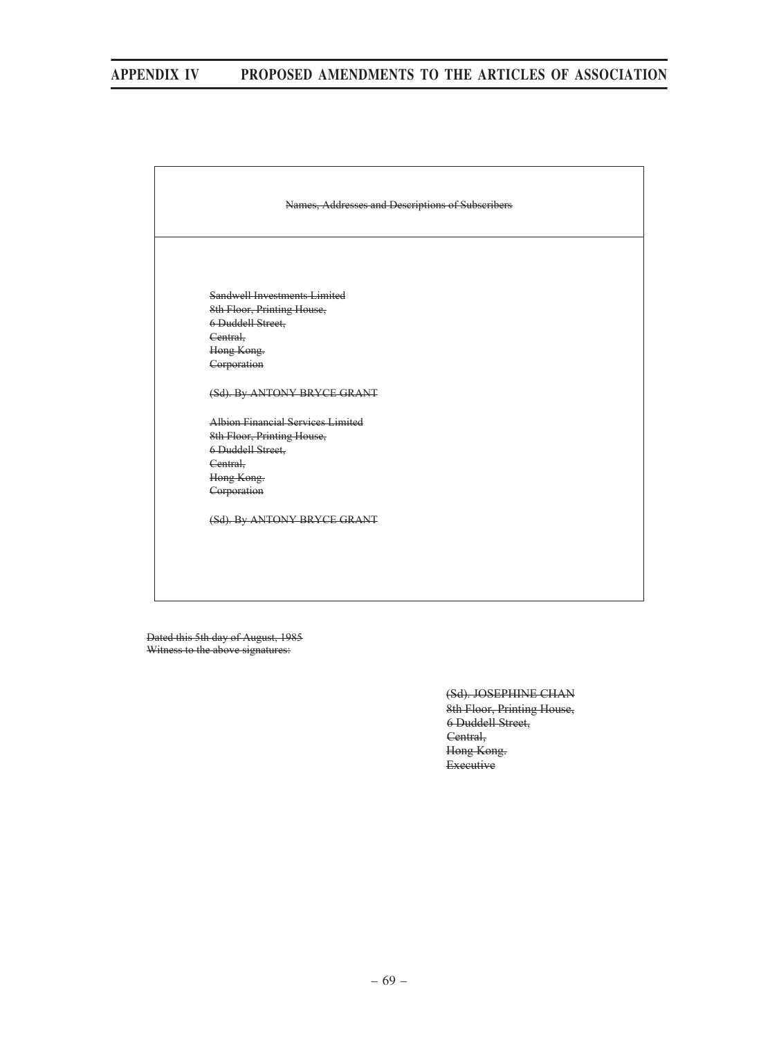| ~~Names, Addresses and Descriptions of Subscribers~~ |
| --- |
| ~~Sandwell Investments Limited~~<br>~~8th Floor, Printing House,~~<br>~~6 Duddell Street,~~<br>~~Central,~~<br>~~Hong Kong.~~<br>~~Corporation~~<br><br>~~(Sd). By ANTONY BRYCE GRANT~~<br><br>~~Albion Financial Services Limited~~<br>~~8th Floor, Printing House,~~<br>~~6 Duddell Street,~~<br>~~Central,~~<br>~~Hong Kong.~~<br>~~Corporation~~<br><br>~~(Sd). By ANTONY BRYCE GRANT~~ |

~~Dated this 5th day of August, 1985~~
~~Witness to the above signatures:~~

~~(Sd). JOSEPHINE CHAN~~
~~8th Floor, Printing House,~~
~~6 Duddell Street,~~
~~Central,~~
~~Hong Kong.~~
~~Executive~~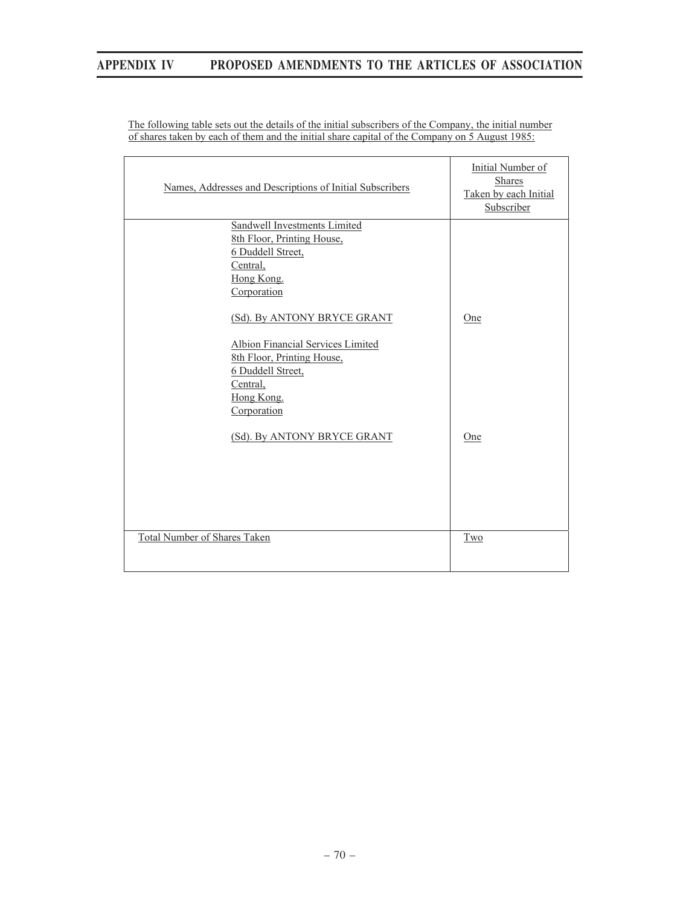The following table sets out the details of the initial subscribers of the Company, the initial number of shares taken by each of them and the initial share capital of the Company on 5 August 1985:

| Names, Addresses and Descriptions of Initial Subscribers | Initial Number of Shares Taken by each Initial Subscriber |
|---|---|
| Sandwell Investments Limited<br>8th Floor, Printing House,<br>6 Duddell Street,<br>Central,<br>Hong Kong.<br>Corporation<br><br>(Sd). By ANTONY BRYCE GRANT | One |
| Albion Financial Services Limited<br>8th Floor, Printing House,<br>6 Duddell Street,<br>Central,<br>Hong Kong.<br>Corporation<br><br>(Sd). By ANTONY BRYCE GRANT | One |
| Total Number of Shares Taken | Two |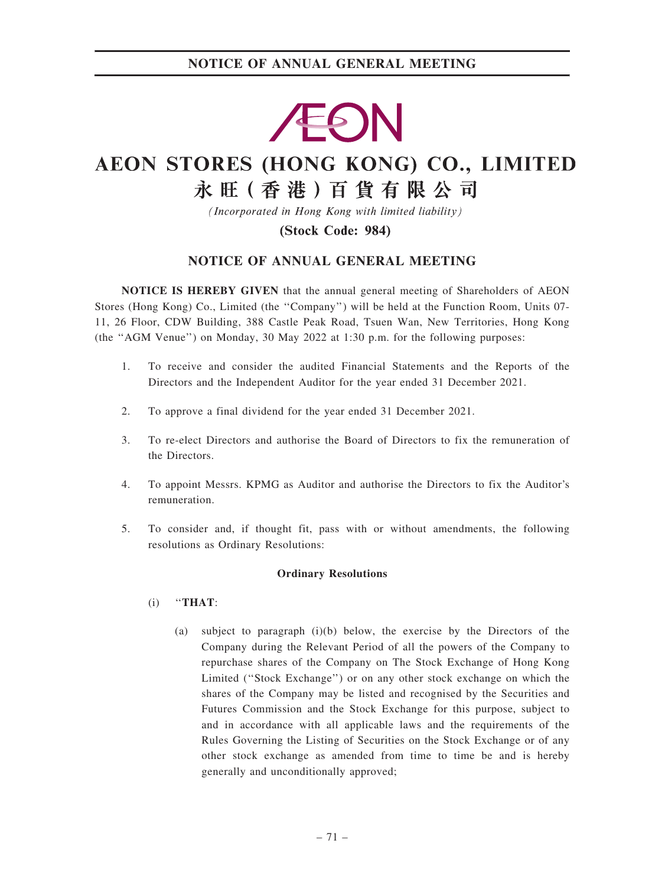# AEON STORES (HONG KONG) CO., LIMITED

# 永旺(香港)百貨有限公司

*(Incorporated in Hong Kong with limited liability)*

**(Stock Code: 984)**

## NOTICE OF ANNUAL GENERAL MEETING

**NOTICE IS HEREBY GIVEN** that the annual general meeting of Shareholders of AEON Stores (Hong Kong) Co., Limited (the "Company") will be held at the Function Room, Units 07-11, 26 Floor, CDW Building, 388 Castle Peak Road, Tsuen Wan, New Territories, Hong Kong (the "AGM Venue") on Monday, 30 May 2022 at 1:30 p.m. for the following purposes:

1. To receive and consider the audited Financial Statements and the Reports of the Directors and the Independent Auditor for the year ended 31 December 2021.

2. To approve a final dividend for the year ended 31 December 2021.

3. To re-elect Directors and authorise the Board of Directors to fix the remuneration of the Directors.

4. To appoint Messrs. KPMG as Auditor and authorise the Directors to fix the Auditor's remuneration.

5. To consider and, if thought fit, pass with or without amendments, the following resolutions as Ordinary Resolutions:

**Ordinary Resolutions**

(i) "**THAT**:

(a) subject to paragraph (i)(b) below, the exercise by the Directors of the Company during the Relevant Period of all the powers of the Company to repurchase shares of the Company on The Stock Exchange of Hong Kong Limited ("Stock Exchange") or on any other stock exchange on which the shares of the Company may be listed and recognised by the Securities and Futures Commission and the Stock Exchange for this purpose, subject to and in accordance with all applicable laws and the requirements of the Rules Governing the Listing of Securities on the Stock Exchange or of any other stock exchange as amended from time to time be and is hereby generally and unconditionally approved;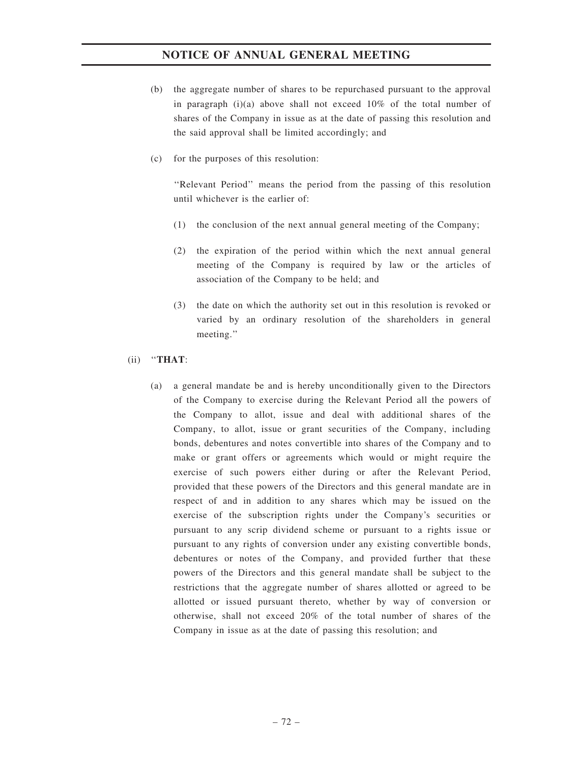(b) the aggregate number of shares to be repurchased pursuant to the approval in paragraph (i)(a) above shall not exceed 10% of the total number of shares of the Company in issue as at the date of passing this resolution and the said approval shall be limited accordingly; and

(c) for the purposes of this resolution:

"Relevant Period" means the period from the passing of this resolution until whichever is the earlier of:

(1) the conclusion of the next annual general meeting of the Company;

(2) the expiration of the period within which the next annual general meeting of the Company is required by law or the articles of association of the Company to be held; and

(3) the date on which the authority set out in this resolution is revoked or varied by an ordinary resolution of the shareholders in general meeting."

(ii) "**THAT**:

(a) a general mandate be and is hereby unconditionally given to the Directors of the Company to exercise during the Relevant Period all the powers of the Company to allot, issue and deal with additional shares of the Company, to allot, issue or grant securities of the Company, including bonds, debentures and notes convertible into shares of the Company and to make or grant offers or agreements which would or might require the exercise of such powers either during or after the Relevant Period, provided that these powers of the Directors and this general mandate are in respect of and in addition to any shares which may be issued on the exercise of the subscription rights under the Company's securities or pursuant to any scrip dividend scheme or pursuant to a rights issue or pursuant to any rights of conversion under any existing convertible bonds, debentures or notes of the Company, and provided further that these powers of the Directors and this general mandate shall be subject to the restrictions that the aggregate number of shares allotted or agreed to be allotted or issued pursuant thereto, whether by way of conversion or otherwise, shall not exceed 20% of the total number of shares of the Company in issue as at the date of passing this resolution; and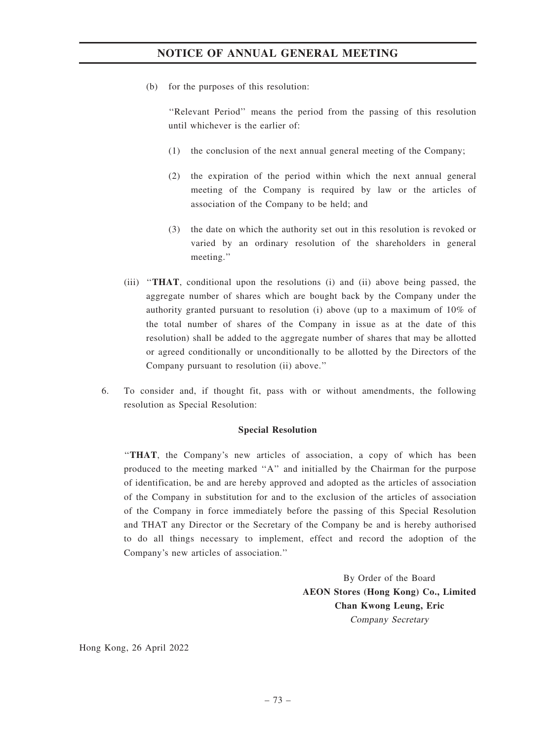(b) for the purposes of this resolution:

"Relevant Period" means the period from the passing of this resolution until whichever is the earlier of:

(1) the conclusion of the next annual general meeting of the Company;

(2) the expiration of the period within which the next annual general meeting of the Company is required by law or the articles of association of the Company to be held; and

(3) the date on which the authority set out in this resolution is revoked or varied by an ordinary resolution of the shareholders in general meeting."

(iii) "**THAT**, conditional upon the resolutions (i) and (ii) above being passed, the aggregate number of shares which are bought back by the Company under the authority granted pursuant to resolution (i) above (up to a maximum of 10% of the total number of shares of the Company in issue as at the date of this resolution) shall be added to the aggregate number of shares that may be allotted or agreed conditionally or unconditionally to be allotted by the Directors of the Company pursuant to resolution (ii) above."

6. To consider and, if thought fit, pass with or without amendments, the following resolution as Special Resolution:

**Special Resolution**

"**THAT**, the Company's new articles of association, a copy of which has been produced to the meeting marked "A" and initialled by the Chairman for the purpose of identification, be and are hereby approved and adopted as the articles of association of the Company in substitution for and to the exclusion of the articles of association of the Company in force immediately before the passing of this Special Resolution and THAT any Director or the Secretary of the Company be and is hereby authorised to do all things necessary to implement, effect and record the adoption of the Company's new articles of association."

By Order of the Board
**AEON Stores (Hong Kong) Co., Limited**
**Chan Kwong Leung, Eric**
*Company Secretary*

Hong Kong, 26 April 2022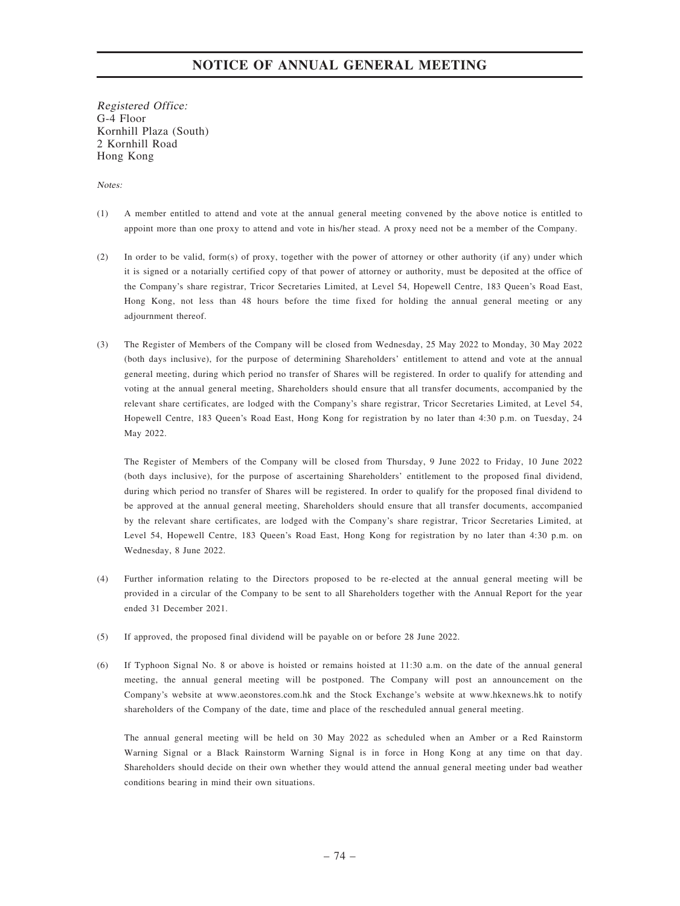# NOTICE OF ANNUAL GENERAL MEETING

*Registered Office:*
G-4 Floor
Kornhill Plaza (South)
2 Kornhill Road
Hong Kong

*Notes:*

(1) A member entitled to attend and vote at the annual general meeting convened by the above notice is entitled to appoint more than one proxy to attend and vote in his/her stead. A proxy need not be a member of the Company.

(2) In order to be valid, form(s) of proxy, together with the power of attorney or other authority (if any) under which it is signed or a notarially certified copy of that power of attorney or authority, must be deposited at the office of the Company's share registrar, Tricor Secretaries Limited, at Level 54, Hopewell Centre, 183 Queen's Road East, Hong Kong, not less than 48 hours before the time fixed for holding the annual general meeting or any adjournment thereof.

(3) The Register of Members of the Company will be closed from Wednesday, 25 May 2022 to Monday, 30 May 2022 (both days inclusive), for the purpose of determining Shareholders' entitlement to attend and vote at the annual general meeting, during which period no transfer of Shares will be registered. In order to qualify for attending and voting at the annual general meeting, Shareholders should ensure that all transfer documents, accompanied by the relevant share certificates, are lodged with the Company's share registrar, Tricor Secretaries Limited, at Level 54, Hopewell Centre, 183 Queen's Road East, Hong Kong for registration by no later than 4:30 p.m. on Tuesday, 24 May 2022.

    The Register of Members of the Company will be closed from Thursday, 9 June 2022 to Friday, 10 June 2022 (both days inclusive), for the purpose of ascertaining Shareholders' entitlement to the proposed final dividend, during which period no transfer of Shares will be registered. In order to qualify for the proposed final dividend to be approved at the annual general meeting, Shareholders should ensure that all transfer documents, accompanied by the relevant share certificates, are lodged with the Company's share registrar, Tricor Secretaries Limited, at Level 54, Hopewell Centre, 183 Queen's Road East, Hong Kong for registration by no later than 4:30 p.m. on Wednesday, 8 June 2022.

(4) Further information relating to the Directors proposed to be re-elected at the annual general meeting will be provided in a circular of the Company to be sent to all Shareholders together with the Annual Report for the year ended 31 December 2021.

(5) If approved, the proposed final dividend will be payable on or before 28 June 2022.

(6) If Typhoon Signal No. 8 or above is hoisted or remains hoisted at 11:30 a.m. on the date of the annual general meeting, the annual general meeting will be postponed. The Company will post an announcement on the Company's website at www.aeonstores.com.hk and the Stock Exchange's website at www.hkexnews.hk to notify shareholders of the Company of the date, time and place of the rescheduled annual general meeting.

    The annual general meeting will be held on 30 May 2022 as scheduled when an Amber or a Red Rainstorm Warning Signal or a Black Rainstorm Warning Signal is in force in Hong Kong at any time on that day. Shareholders should decide on their own whether they would attend the annual general meeting under bad weather conditions bearing in mind their own situations.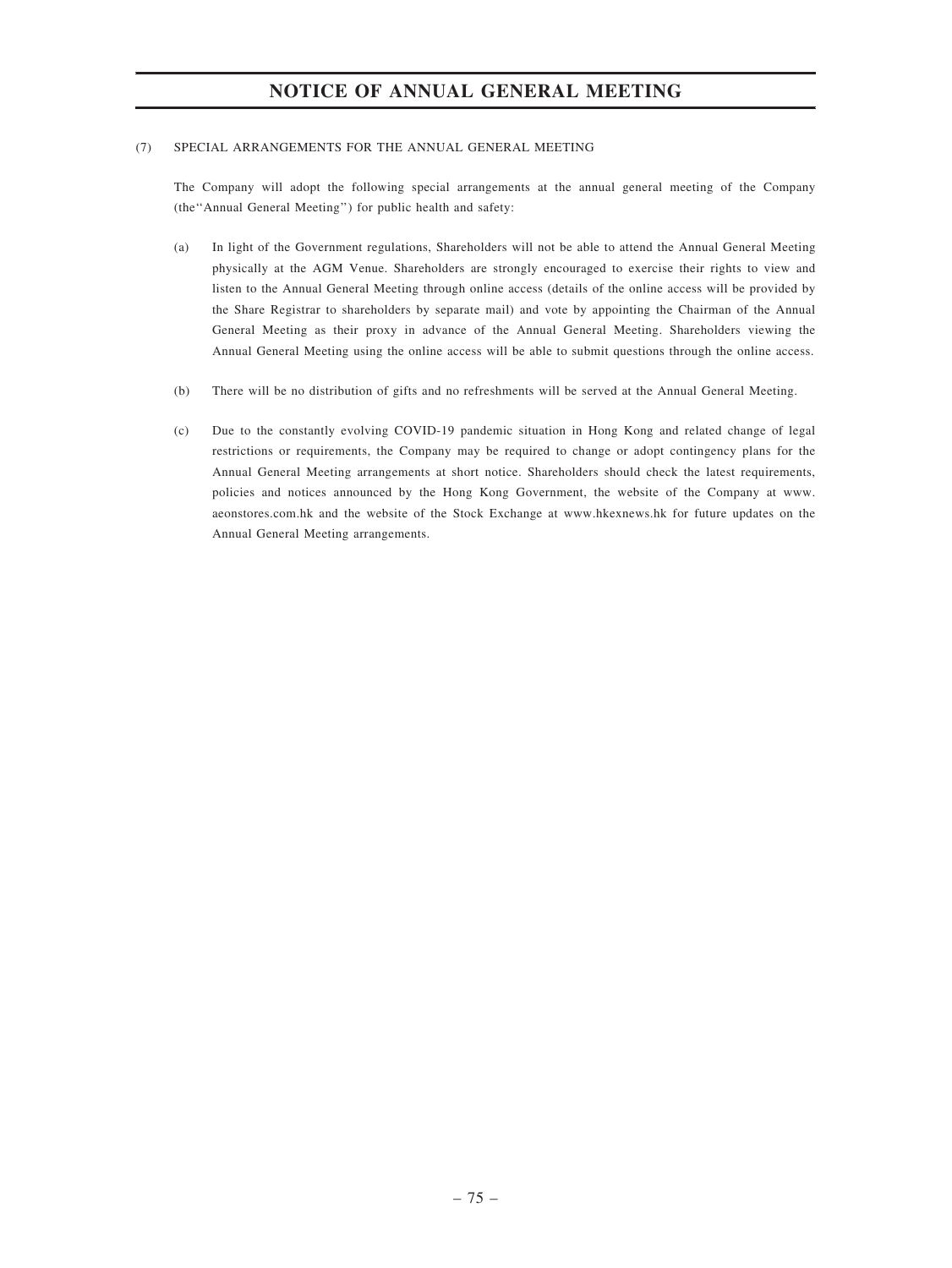# NOTICE OF ANNUAL GENERAL MEETING

(7) SPECIAL ARRANGEMENTS FOR THE ANNUAL GENERAL MEETING

The Company will adopt the following special arrangements at the annual general meeting of the Company (the''Annual General Meeting'') for public health and safety:

(a) In light of the Government regulations, Shareholders will not be able to attend the Annual General Meeting physically at the AGM Venue. Shareholders are strongly encouraged to exercise their rights to view and listen to the Annual General Meeting through online access (details of the online access will be provided by the Share Registrar to shareholders by separate mail) and vote by appointing the Chairman of the Annual General Meeting as their proxy in advance of the Annual General Meeting. Shareholders viewing the Annual General Meeting using the online access will be able to submit questions through the online access.

(b) There will be no distribution of gifts and no refreshments will be served at the Annual General Meeting.

(c) Due to the constantly evolving COVID-19 pandemic situation in Hong Kong and related change of legal restrictions or requirements, the Company may be required to change or adopt contingency plans for the Annual General Meeting arrangements at short notice. Shareholders should check the latest requirements, policies and notices announced by the Hong Kong Government, the website of the Company at www.aeonstores.com.hk and the website of the Stock Exchange at www.hkexnews.hk for future updates on the Annual General Meeting arrangements.